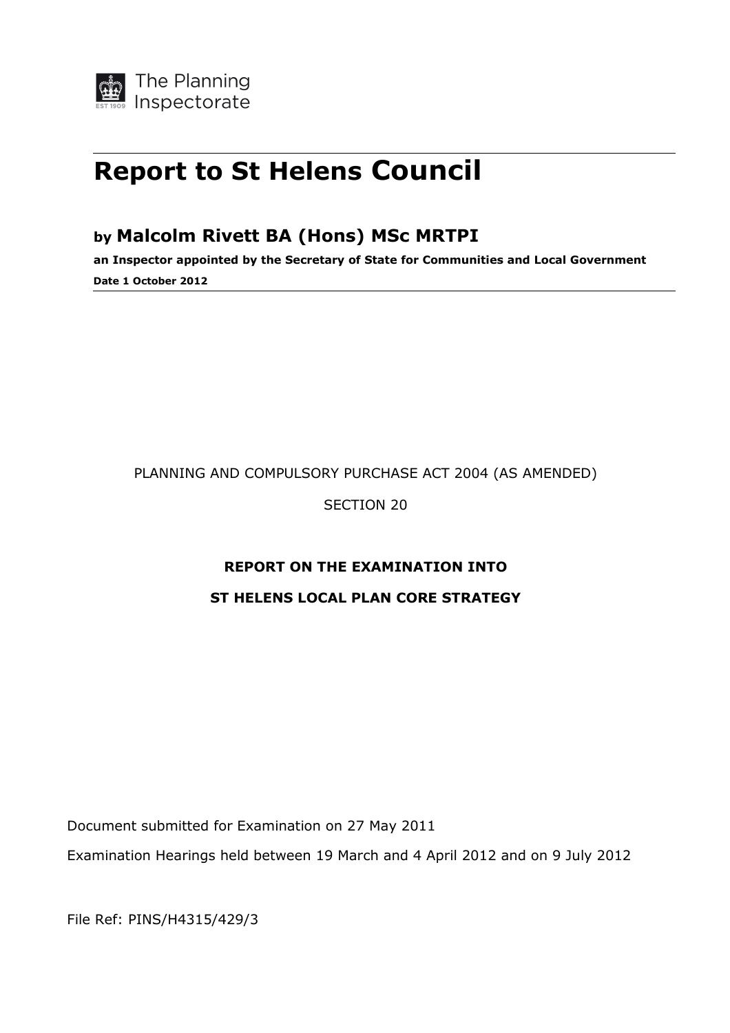The Planning Inspectorate

# Report to St Helens Council

## by Malcolm Rivett BA (Hons) MSc MRTPI

**an Inspector appointed by the Secretary of State for Communities and Local Government**

**Date 1 October 2012**

PLANNING AND COMPULSORY PURCHASE ACT 2004 (AS AMENDED)

SECTION 20

**REPORT ON THE EXAMINATION INTO**

**ST HELENS LOCAL PLAN CORE STRATEGY**

Document submitted for Examination on 27 May 2011

Examination Hearings held between 19 March and 4 April 2012 and on 9 July 2012

File Ref: PINS/H4315/429/3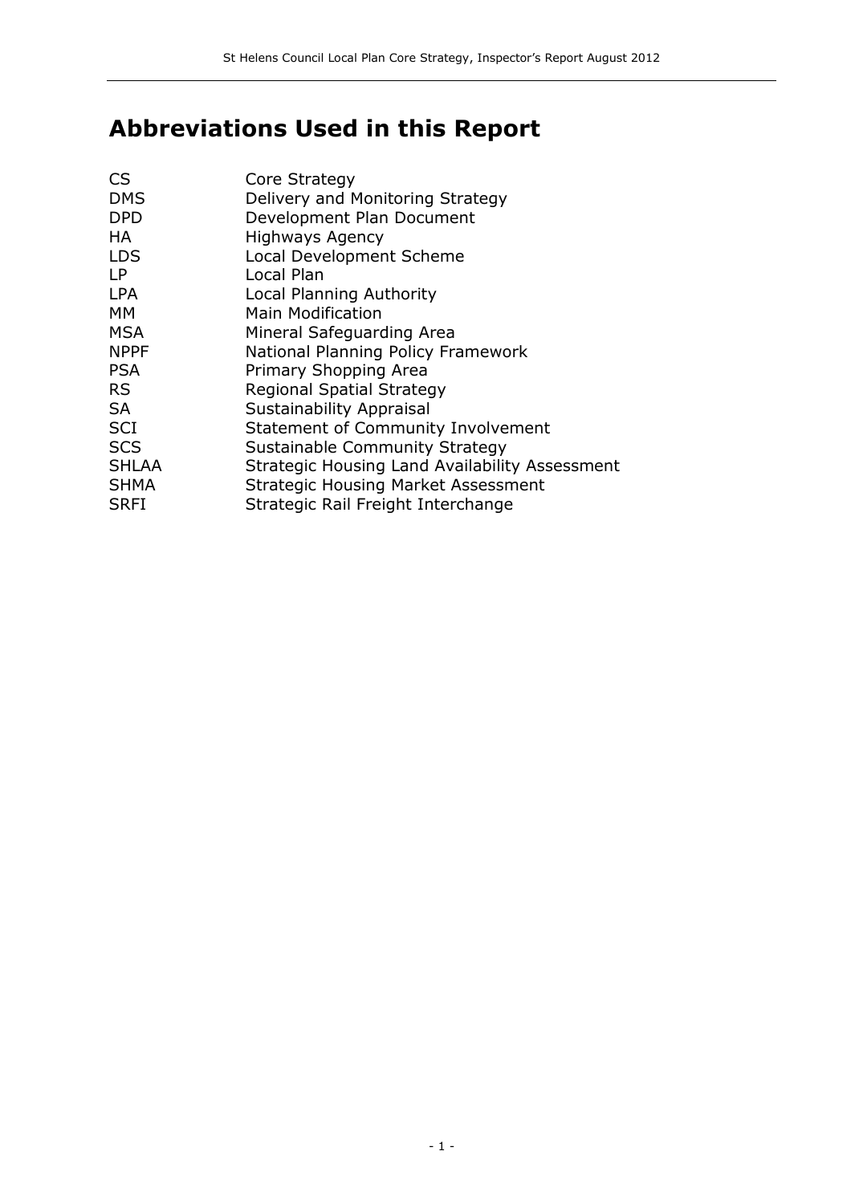# Abbreviations Used in this Report

| | |
|---|---|
| CS | Core Strategy |
| DMS | Delivery and Monitoring Strategy |
| DPD | Development Plan Document |
| HA | Highways Agency |
| LDS | Local Development Scheme |
| LP | Local Plan |
| LPA | Local Planning Authority |
| MM | Main Modification |
| MSA | Mineral Safeguarding Area |
| NPPF | National Planning Policy Framework |
| PSA | Primary Shopping Area |
| RS | Regional Spatial Strategy |
| SA | Sustainability Appraisal |
| SCI | Statement of Community Involvement |
| SCS | Sustainable Community Strategy |
| SHLAA | Strategic Housing Land Availability Assessment |
| SHMA | Strategic Housing Market Assessment |
| SRFI | Strategic Rail Freight Interchange |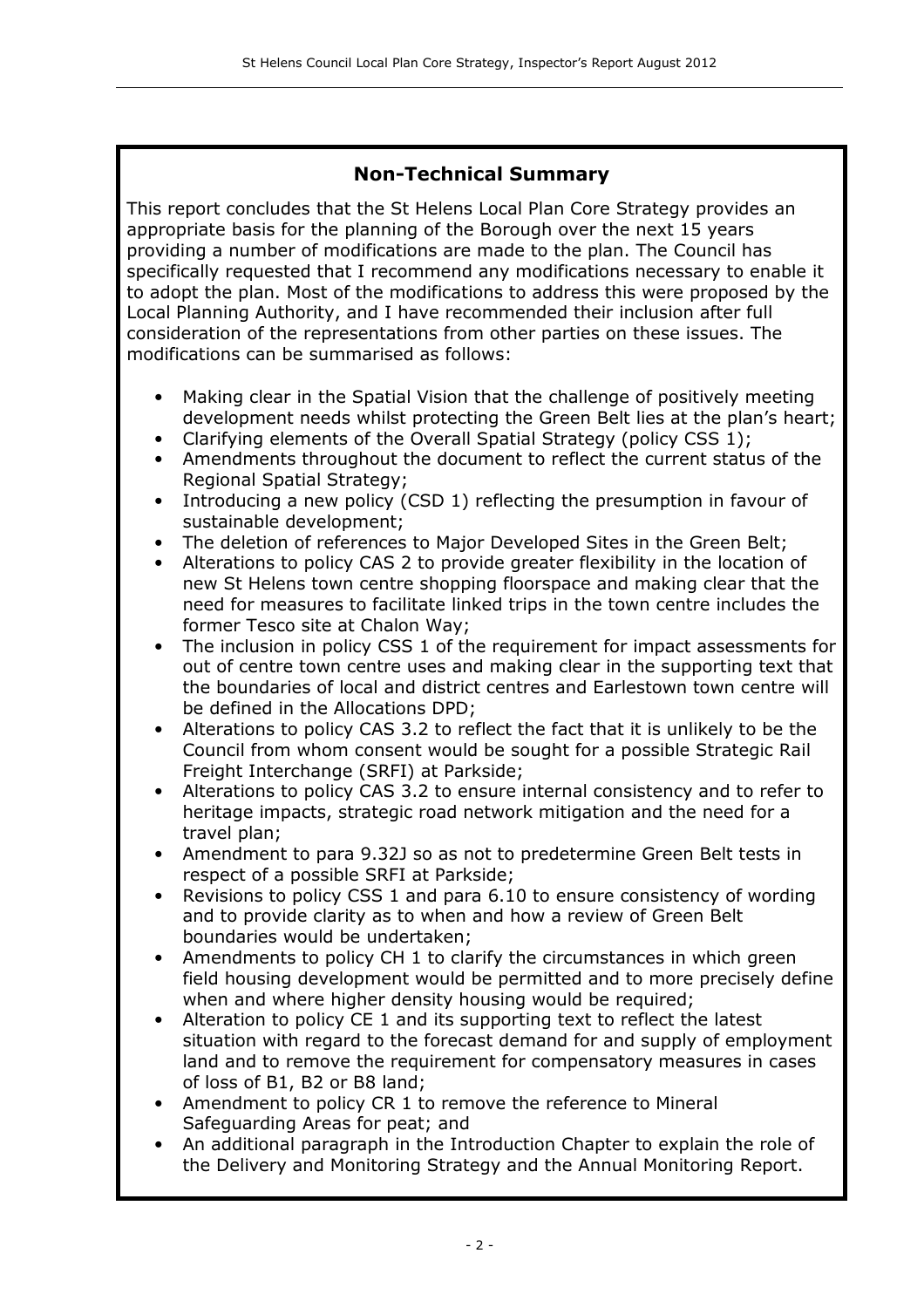## Non-Technical Summary

This report concludes that the St Helens Local Plan Core Strategy provides an appropriate basis for the planning of the Borough over the next 15 years providing a number of modifications are made to the plan. The Council has specifically requested that I recommend any modifications necessary to enable it to adopt the plan. Most of the modifications to address this were proposed by the Local Planning Authority, and I have recommended their inclusion after full consideration of the representations from other parties on these issues. The modifications can be summarised as follows:

- Making clear in the Spatial Vision that the challenge of positively meeting development needs whilst protecting the Green Belt lies at the plan's heart;
- Clarifying elements of the Overall Spatial Strategy (policy CSS 1);
- Amendments throughout the document to reflect the current status of the Regional Spatial Strategy;
- Introducing a new policy (CSD 1) reflecting the presumption in favour of sustainable development;
- The deletion of references to Major Developed Sites in the Green Belt;
- Alterations to policy CAS 2 to provide greater flexibility in the location of new St Helens town centre shopping floorspace and making clear that the need for measures to facilitate linked trips in the town centre includes the former Tesco site at Chalon Way;
- The inclusion in policy CSS 1 of the requirement for impact assessments for out of centre town centre uses and making clear in the supporting text that the boundaries of local and district centres and Earlestown town centre will be defined in the Allocations DPD;
- Alterations to policy CAS 3.2 to reflect the fact that it is unlikely to be the Council from whom consent would be sought for a possible Strategic Rail Freight Interchange (SRFI) at Parkside;
- Alterations to policy CAS 3.2 to ensure internal consistency and to refer to heritage impacts, strategic road network mitigation and the need for a travel plan;
- Amendment to para 9.32J so as not to predetermine Green Belt tests in respect of a possible SRFI at Parkside;
- Revisions to policy CSS 1 and para 6.10 to ensure consistency of wording and to provide clarity as to when and how a review of Green Belt boundaries would be undertaken;
- Amendments to policy CH 1 to clarify the circumstances in which green field housing development would be permitted and to more precisely define when and where higher density housing would be required;
- Alteration to policy CE 1 and its supporting text to reflect the latest situation with regard to the forecast demand for and supply of employment land and to remove the requirement for compensatory measures in cases of loss of B1, B2 or B8 land;
- Amendment to policy CR 1 to remove the reference to Mineral Safeguarding Areas for peat; and
- An additional paragraph in the Introduction Chapter to explain the role of the Delivery and Monitoring Strategy and the Annual Monitoring Report.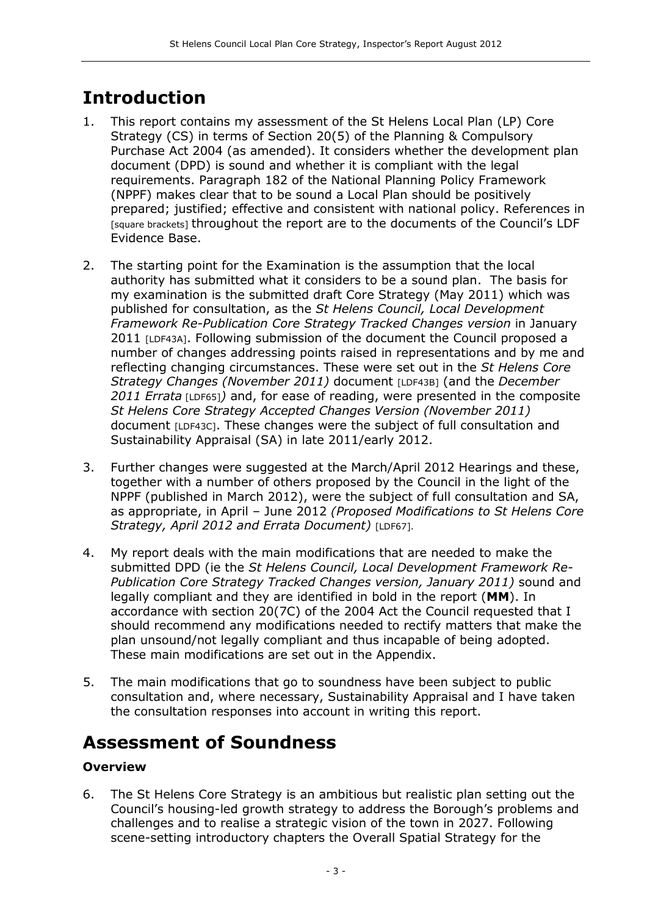# Introduction

1. This report contains my assessment of the St Helens Local Plan (LP) Core Strategy (CS) in terms of Section 20(5) of the Planning & Compulsory Purchase Act 2004 (as amended). It considers whether the development plan document (DPD) is sound and whether it is compliant with the legal requirements. Paragraph 182 of the National Planning Policy Framework (NPPF) makes clear that to be sound a Local Plan should be positively prepared; justified; effective and consistent with national policy. References in [square brackets] throughout the report are to the documents of the Council's LDF Evidence Base.

2. The starting point for the Examination is the assumption that the local authority has submitted what it considers to be a sound plan. The basis for my examination is the submitted draft Core Strategy (May 2011) which was published for consultation, as the *St Helens Council, Local Development Framework Re-Publication Core Strategy Tracked Changes version* in January 2011 [LDF43A]. Following submission of the document the Council proposed a number of changes addressing points raised in representations and by me and reflecting changing circumstances. These were set out in the *St Helens Core Strategy Changes (November 2011)* document [LDF43B] (and the *December 2011 Errata* [LDF65]) and, for ease of reading, were presented in the composite *St Helens Core Strategy Accepted Changes Version (November 2011)* document [LDF43C]. These changes were the subject of full consultation and Sustainability Appraisal (SA) in late 2011/early 2012.

3. Further changes were suggested at the March/April 2012 Hearings and these, together with a number of others proposed by the Council in the light of the NPPF (published in March 2012), were the subject of full consultation and SA, as appropriate, in April – June 2012 *(Proposed Modifications to St Helens Core Strategy, April 2012 and Errata Document)* [LDF67].

4. My report deals with the main modifications that are needed to make the submitted DPD (ie the *St Helens Council, Local Development Framework Re-Publication Core Strategy Tracked Changes version, January 2011)* sound and legally compliant and they are identified in bold in the report (**MM**). In accordance with section 20(7C) of the 2004 Act the Council requested that I should recommend any modifications needed to rectify matters that make the plan unsound/not legally compliant and thus incapable of being adopted. These main modifications are set out in the Appendix.

5. The main modifications that go to soundness have been subject to public consultation and, where necessary, Sustainability Appraisal and I have taken the consultation responses into account in writing this report.

# Assessment of Soundness

### Overview

6. The St Helens Core Strategy is an ambitious but realistic plan setting out the Council's housing-led growth strategy to address the Borough's problems and challenges and to realise a strategic vision of the town in 2027. Following scene-setting introductory chapters the Overall Spatial Strategy for the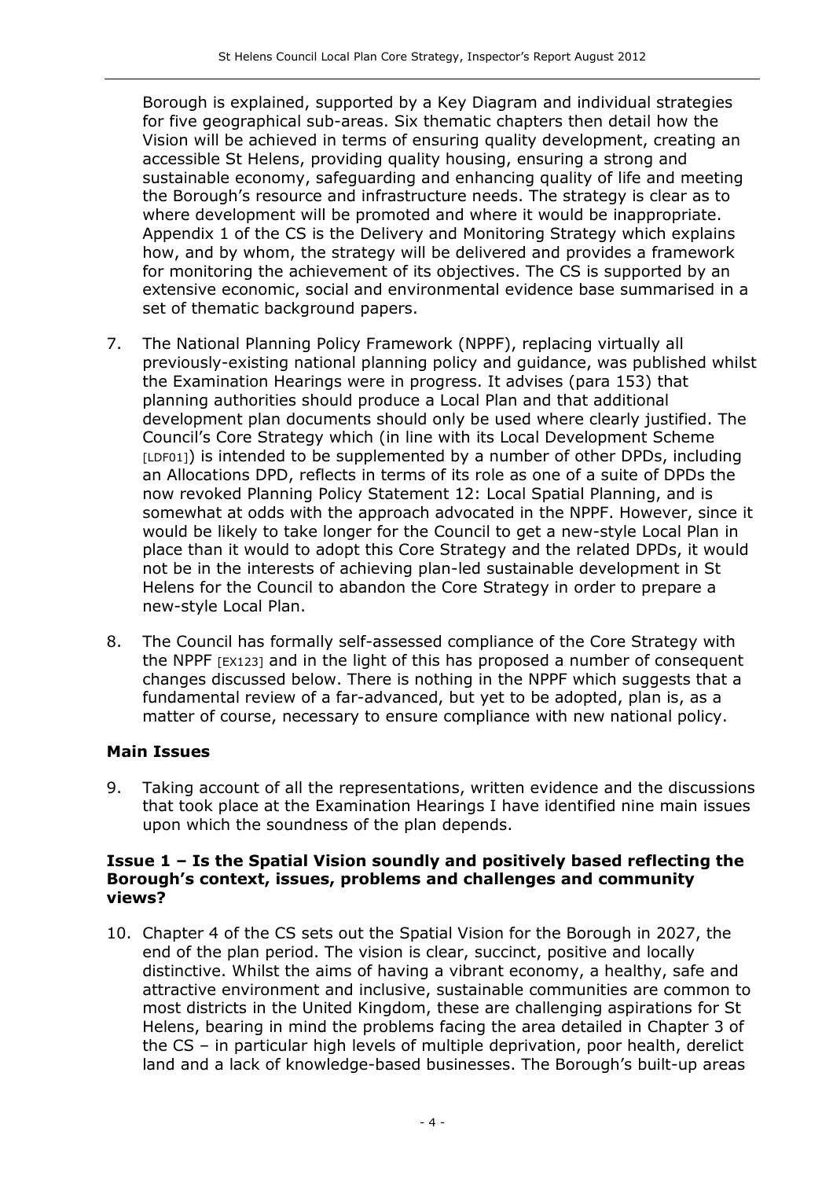Borough is explained, supported by a Key Diagram and individual strategies for five geographical sub-areas. Six thematic chapters then detail how the Vision will be achieved in terms of ensuring quality development, creating an accessible St Helens, providing quality housing, ensuring a strong and sustainable economy, safeguarding and enhancing quality of life and meeting the Borough's resource and infrastructure needs. The strategy is clear as to where development will be promoted and where it would be inappropriate. Appendix 1 of the CS is the Delivery and Monitoring Strategy which explains how, and by whom, the strategy will be delivered and provides a framework for monitoring the achievement of its objectives. The CS is supported by an extensive economic, social and environmental evidence base summarised in a set of thematic background papers.

7. The National Planning Policy Framework (NPPF), replacing virtually all previously-existing national planning policy and guidance, was published whilst the Examination Hearings were in progress. It advises (para 153) that planning authorities should produce a Local Plan and that additional development plan documents should only be used where clearly justified. The Council's Core Strategy which (in line with its Local Development Scheme [LDF01]) is intended to be supplemented by a number of other DPDs, including an Allocations DPD, reflects in terms of its role as one of a suite of DPDs the now revoked Planning Policy Statement 12: Local Spatial Planning, and is somewhat at odds with the approach advocated in the NPPF. However, since it would be likely to take longer for the Council to get a new-style Local Plan in place than it would to adopt this Core Strategy and the related DPDs, it would not be in the interests of achieving plan-led sustainable development in St Helens for the Council to abandon the Core Strategy in order to prepare a new-style Local Plan.

8. The Council has formally self-assessed compliance of the Core Strategy with the NPPF [EX123] and in the light of this has proposed a number of consequent changes discussed below. There is nothing in the NPPF which suggests that a fundamental review of a far-advanced, but yet to be adopted, plan is, as a matter of course, necessary to ensure compliance with new national policy.

## Main Issues

9. Taking account of all the representations, written evidence and the discussions that took place at the Examination Hearings I have identified nine main issues upon which the soundness of the plan depends.

### Issue 1 – Is the Spatial Vision soundly and positively based reflecting the Borough's context, issues, problems and challenges and community views?

10. Chapter 4 of the CS sets out the Spatial Vision for the Borough in 2027, the end of the plan period. The vision is clear, succinct, positive and locally distinctive. Whilst the aims of having a vibrant economy, a healthy, safe and attractive environment and inclusive, sustainable communities are common to most districts in the United Kingdom, these are challenging aspirations for St Helens, bearing in mind the problems facing the area detailed in Chapter 3 of the CS – in particular high levels of multiple deprivation, poor health, derelict land and a lack of knowledge-based businesses. The Borough's built-up areas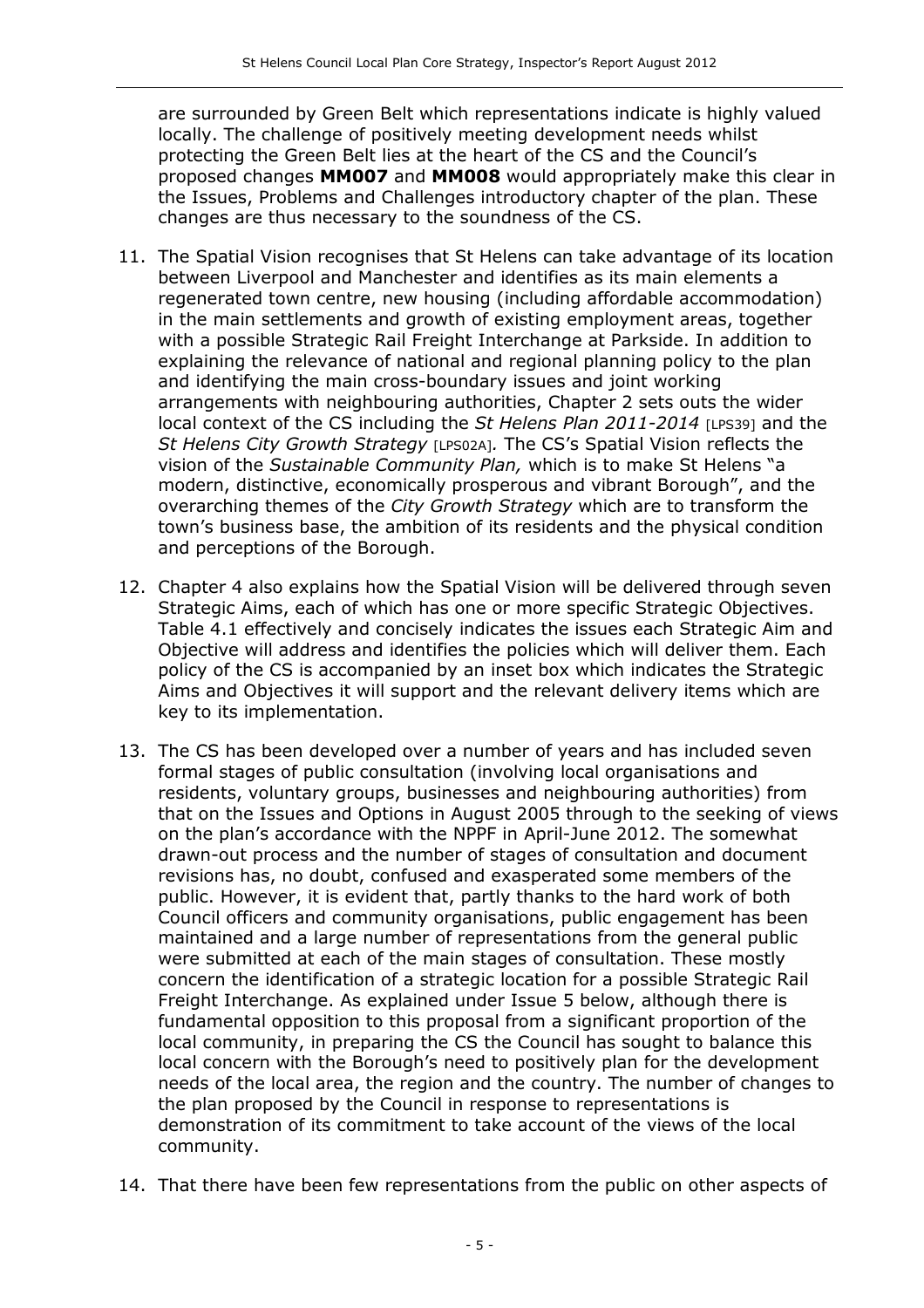are surrounded by Green Belt which representations indicate is highly valued locally. The challenge of positively meeting development needs whilst protecting the Green Belt lies at the heart of the CS and the Council's proposed changes **MM007** and **MM008** would appropriately make this clear in the Issues, Problems and Challenges introductory chapter of the plan. These changes are thus necessary to the soundness of the CS.

11. The Spatial Vision recognises that St Helens can take advantage of its location between Liverpool and Manchester and identifies as its main elements a regenerated town centre, new housing (including affordable accommodation) in the main settlements and growth of existing employment areas, together with a possible Strategic Rail Freight Interchange at Parkside. In addition to explaining the relevance of national and regional planning policy to the plan and identifying the main cross-boundary issues and joint working arrangements with neighbouring authorities, Chapter 2 sets outs the wider local context of the CS including the *St Helens Plan 2011-2014* [LPS39] and the *St Helens City Growth Strategy* [LPS02A]. The CS's Spatial Vision reflects the vision of the *Sustainable Community Plan,* which is to make St Helens "a modern, distinctive, economically prosperous and vibrant Borough", and the overarching themes of the *City Growth Strategy* which are to transform the town's business base, the ambition of its residents and the physical condition and perceptions of the Borough.

12. Chapter 4 also explains how the Spatial Vision will be delivered through seven Strategic Aims, each of which has one or more specific Strategic Objectives. Table 4.1 effectively and concisely indicates the issues each Strategic Aim and Objective will address and identifies the policies which will deliver them. Each policy of the CS is accompanied by an inset box which indicates the Strategic Aims and Objectives it will support and the relevant delivery items which are key to its implementation.

13. The CS has been developed over a number of years and has included seven formal stages of public consultation (involving local organisations and residents, voluntary groups, businesses and neighbouring authorities) from that on the Issues and Options in August 2005 through to the seeking of views on the plan's accordance with the NPPF in April-June 2012. The somewhat drawn-out process and the number of stages of consultation and document revisions has, no doubt, confused and exasperated some members of the public. However, it is evident that, partly thanks to the hard work of both Council officers and community organisations, public engagement has been maintained and a large number of representations from the general public were submitted at each of the main stages of consultation. These mostly concern the identification of a strategic location for a possible Strategic Rail Freight Interchange. As explained under Issue 5 below, although there is fundamental opposition to this proposal from a significant proportion of the local community, in preparing the CS the Council has sought to balance this local concern with the Borough's need to positively plan for the development needs of the local area, the region and the country. The number of changes to the plan proposed by the Council in response to representations is demonstration of its commitment to take account of the views of the local community.

14. That there have been few representations from the public on other aspects of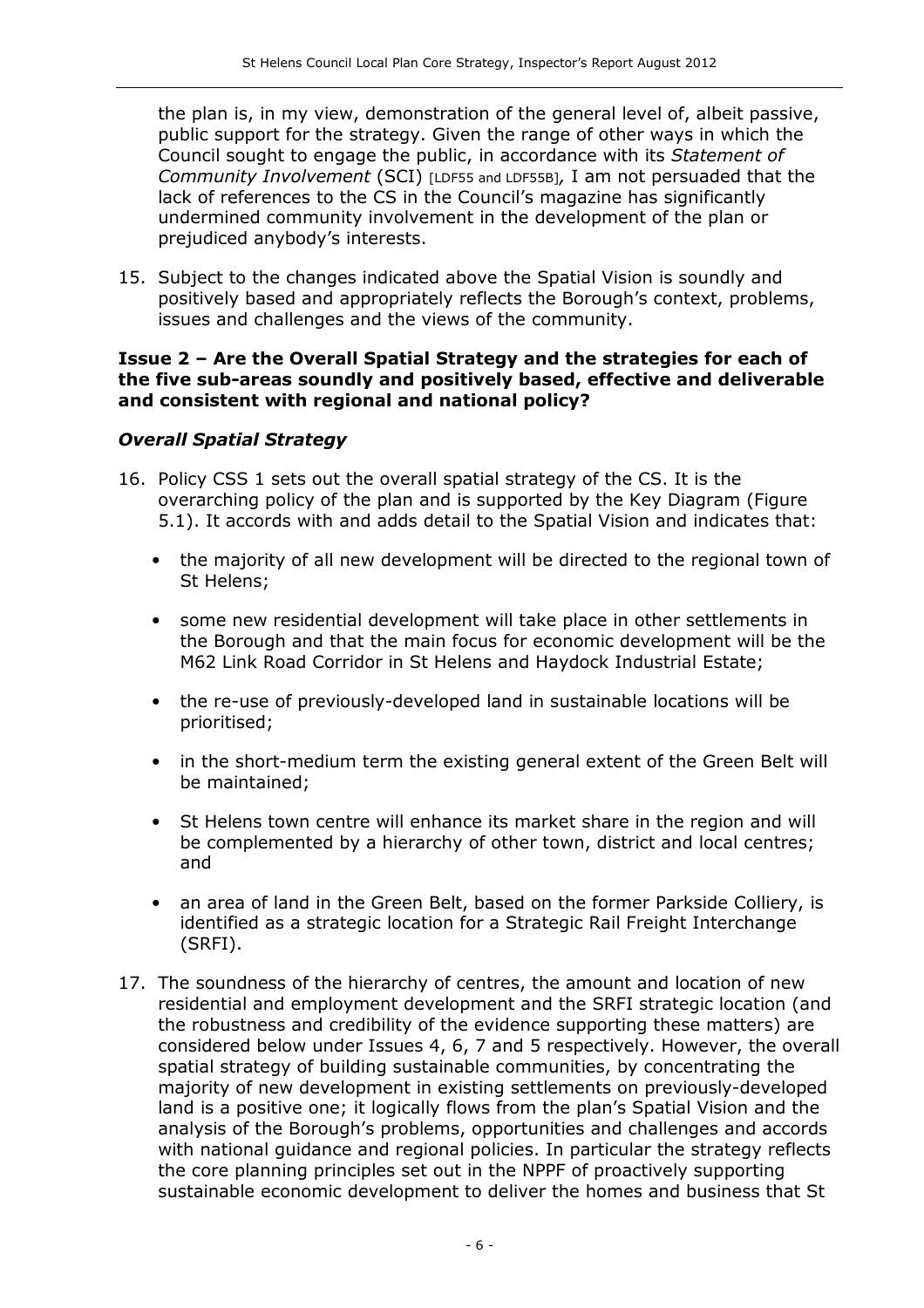the plan is, in my view, demonstration of the general level of, albeit passive, public support for the strategy. Given the range of other ways in which the Council sought to engage the public, in accordance with its *Statement of Community Involvement* (SCI) [LDF55 and LDF55B], I am not persuaded that the lack of references to the CS in the Council's magazine has significantly undermined community involvement in the development of the plan or prejudiced anybody's interests.

15. Subject to the changes indicated above the Spatial Vision is soundly and positively based and appropriately reflects the Borough's context, problems, issues and challenges and the views of the community.

**Issue 2 – Are the Overall Spatial Strategy and the strategies for each of the five sub-areas soundly and positively based, effective and deliverable and consistent with regional and national policy?**

***Overall Spatial Strategy***

16. Policy CSS 1 sets out the overall spatial strategy of the CS. It is the overarching policy of the plan and is supported by the Key Diagram (Figure 5.1). It accords with and adds detail to the Spatial Vision and indicates that:

    - the majority of all new development will be directed to the regional town of St Helens;
    - some new residential development will take place in other settlements in the Borough and that the main focus for economic development will be the M62 Link Road Corridor in St Helens and Haydock Industrial Estate;
    - the re-use of previously-developed land in sustainable locations will be prioritised;
    - in the short-medium term the existing general extent of the Green Belt will be maintained;
    - St Helens town centre will enhance its market share in the region and will be complemented by a hierarchy of other town, district and local centres; and
    - an area of land in the Green Belt, based on the former Parkside Colliery, is identified as a strategic location for a Strategic Rail Freight Interchange (SRFI).

17. The soundness of the hierarchy of centres, the amount and location of new residential and employment development and the SRFI strategic location (and the robustness and credibility of the evidence supporting these matters) are considered below under Issues 4, 6, 7 and 5 respectively. However, the overall spatial strategy of building sustainable communities, by concentrating the majority of new development in existing settlements on previously-developed land is a positive one; it logically flows from the plan's Spatial Vision and the analysis of the Borough's problems, opportunities and challenges and accords with national guidance and regional policies. In particular the strategy reflects the core planning principles set out in the NPPF of proactively supporting sustainable economic development to deliver the homes and business that St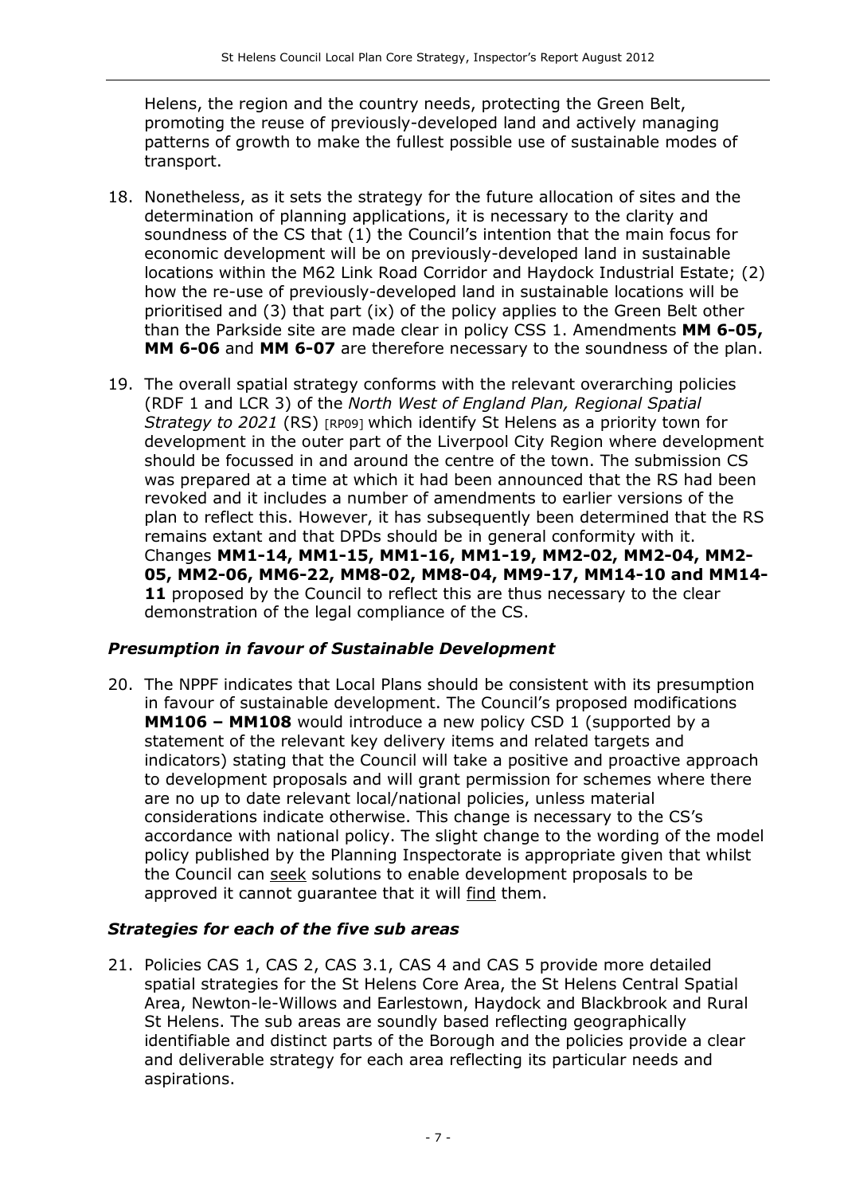Helens, the region and the country needs, protecting the Green Belt, promoting the reuse of previously-developed land and actively managing patterns of growth to make the fullest possible use of sustainable modes of transport.

18. Nonetheless, as it sets the strategy for the future allocation of sites and the determination of planning applications, it is necessary to the clarity and soundness of the CS that (1) the Council's intention that the main focus for economic development will be on previously-developed land in sustainable locations within the M62 Link Road Corridor and Haydock Industrial Estate; (2) how the re-use of previously-developed land in sustainable locations will be prioritised and (3) that part (ix) of the policy applies to the Green Belt other than the Parkside site are made clear in policy CSS 1. Amendments **MM 6-05, MM 6-06** and **MM 6-07** are therefore necessary to the soundness of the plan.

19. The overall spatial strategy conforms with the relevant overarching policies (RDF 1 and LCR 3) of the *North West of England Plan, Regional Spatial Strategy to 2021* (RS) [RP09] which identify St Helens as a priority town for development in the outer part of the Liverpool City Region where development should be focussed in and around the centre of the town. The submission CS was prepared at a time at which it had been announced that the RS had been revoked and it includes a number of amendments to earlier versions of the plan to reflect this. However, it has subsequently been determined that the RS remains extant and that DPDs should be in general conformity with it. Changes **MM1-14, MM1-15, MM1-16, MM1-19, MM2-02, MM2-04, MM2-05, MM2-06, MM6-22, MM8-02, MM8-04, MM9-17, MM14-10 and MM14-11** proposed by the Council to reflect this are thus necessary to the clear demonstration of the legal compliance of the CS.

### *Presumption in favour of Sustainable Development*

20. The NPPF indicates that Local Plans should be consistent with its presumption in favour of sustainable development. The Council's proposed modifications **MM106 – MM108** would introduce a new policy CSD 1 (supported by a statement of the relevant key delivery items and related targets and indicators) stating that the Council will take a positive and proactive approach to development proposals and will grant permission for schemes where there are no up to date relevant local/national policies, unless material considerations indicate otherwise. This change is necessary to the CS's accordance with national policy. The slight change to the wording of the model policy published by the Planning Inspectorate is appropriate given that whilst the Council can <u>seek</u> solutions to enable development proposals to be approved it cannot guarantee that it will <u>find</u> them.

### *Strategies for each of the five sub areas*

21. Policies CAS 1, CAS 2, CAS 3.1, CAS 4 and CAS 5 provide more detailed spatial strategies for the St Helens Core Area, the St Helens Central Spatial Area, Newton-le-Willows and Earlestown, Haydock and Blackbrook and Rural St Helens. The sub areas are soundly based reflecting geographically identifiable and distinct parts of the Borough and the policies provide a clear and deliverable strategy for each area reflecting its particular needs and aspirations.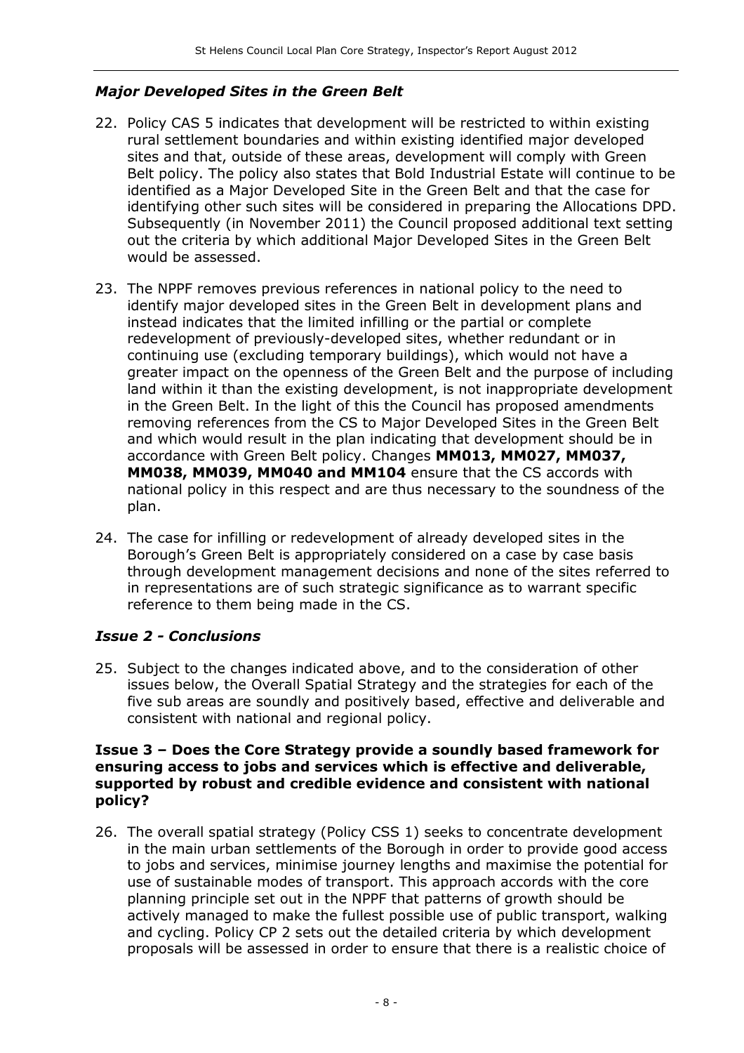### *Major Developed Sites in the Green Belt*

22. Policy CAS 5 indicates that development will be restricted to within existing rural settlement boundaries and within existing identified major developed sites and that, outside of these areas, development will comply with Green Belt policy. The policy also states that Bold Industrial Estate will continue to be identified as a Major Developed Site in the Green Belt and that the case for identifying other such sites will be considered in preparing the Allocations DPD. Subsequently (in November 2011) the Council proposed additional text setting out the criteria by which additional Major Developed Sites in the Green Belt would be assessed.

23. The NPPF removes previous references in national policy to the need to identify major developed sites in the Green Belt in development plans and instead indicates that the limited infilling or the partial or complete redevelopment of previously-developed sites, whether redundant or in continuing use (excluding temporary buildings), which would not have a greater impact on the openness of the Green Belt and the purpose of including land within it than the existing development, is not inappropriate development in the Green Belt. In the light of this the Council has proposed amendments removing references from the CS to Major Developed Sites in the Green Belt and which would result in the plan indicating that development should be in accordance with Green Belt policy. Changes **MM013, MM027, MM037, MM038, MM039, MM040 and MM104** ensure that the CS accords with national policy in this respect and are thus necessary to the soundness of the plan.

24. The case for infilling or redevelopment of already developed sites in the Borough's Green Belt is appropriately considered on a case by case basis through development management decisions and none of the sites referred to in representations are of such strategic significance as to warrant specific reference to them being made in the CS.

### *Issue 2 - Conclusions*

25. Subject to the changes indicated above, and to the consideration of other issues below, the Overall Spatial Strategy and the strategies for each of the five sub areas are soundly and positively based, effective and deliverable and consistent with national and regional policy.

### Issue 3 – Does the Core Strategy provide a soundly based framework for ensuring access to jobs and services which is effective and deliverable, supported by robust and credible evidence and consistent with national policy?

26. The overall spatial strategy (Policy CSS 1) seeks to concentrate development in the main urban settlements of the Borough in order to provide good access to jobs and services, minimise journey lengths and maximise the potential for use of sustainable modes of transport. This approach accords with the core planning principle set out in the NPPF that patterns of growth should be actively managed to make the fullest possible use of public transport, walking and cycling. Policy CP 2 sets out the detailed criteria by which development proposals will be assessed in order to ensure that there is a realistic choice of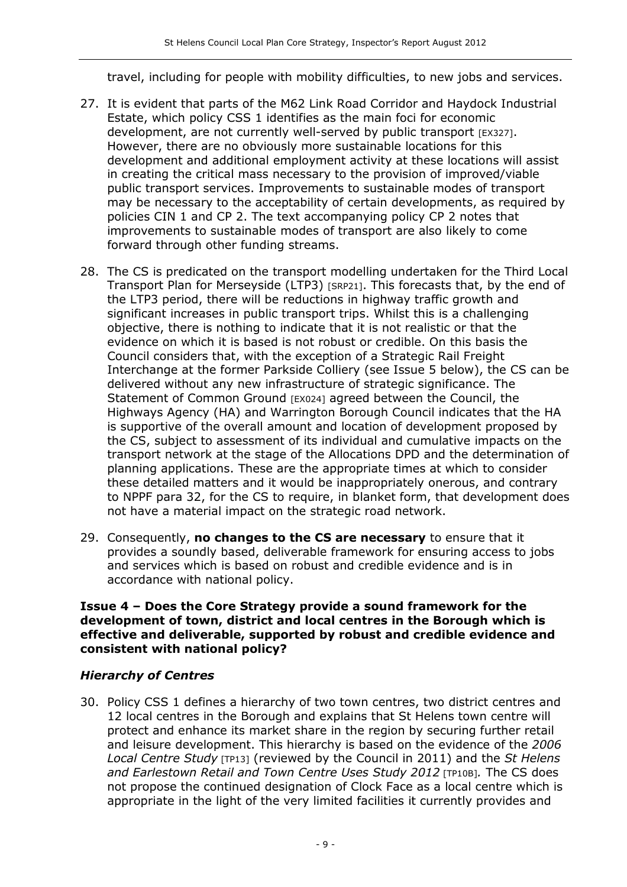travel, including for people with mobility difficulties, to new jobs and services.

27. It is evident that parts of the M62 Link Road Corridor and Haydock Industrial Estate, which policy CSS 1 identifies as the main foci for economic development, are not currently well-served by public transport [EX327]. However, there are no obviously more sustainable locations for this development and additional employment activity at these locations will assist in creating the critical mass necessary to the provision of improved/viable public transport services. Improvements to sustainable modes of transport may be necessary to the acceptability of certain developments, as required by policies CIN 1 and CP 2. The text accompanying policy CP 2 notes that improvements to sustainable modes of transport are also likely to come forward through other funding streams.

28. The CS is predicated on the transport modelling undertaken for the Third Local Transport Plan for Merseyside (LTP3) [SRP21]. This forecasts that, by the end of the LTP3 period, there will be reductions in highway traffic growth and significant increases in public transport trips. Whilst this is a challenging objective, there is nothing to indicate that it is not realistic or that the evidence on which it is based is not robust or credible. On this basis the Council considers that, with the exception of a Strategic Rail Freight Interchange at the former Parkside Colliery (see Issue 5 below), the CS can be delivered without any new infrastructure of strategic significance. The Statement of Common Ground [EX024] agreed between the Council, the Highways Agency (HA) and Warrington Borough Council indicates that the HA is supportive of the overall amount and location of development proposed by the CS, subject to assessment of its individual and cumulative impacts on the transport network at the stage of the Allocations DPD and the determination of planning applications. These are the appropriate times at which to consider these detailed matters and it would be inappropriately onerous, and contrary to NPPF para 32, for the CS to require, in blanket form, that development does not have a material impact on the strategic road network.

29. Consequently, **no changes to the CS are necessary** to ensure that it provides a soundly based, deliverable framework for ensuring access to jobs and services which is based on robust and credible evidence and is in accordance with national policy.

**Issue 4 – Does the Core Strategy provide a sound framework for the development of town, district and local centres in the Borough which is effective and deliverable, supported by robust and credible evidence and consistent with national policy?**

### *Hierarchy of Centres*

30. Policy CSS 1 defines a hierarchy of two town centres, two district centres and 12 local centres in the Borough and explains that St Helens town centre will protect and enhance its market share in the region by securing further retail and leisure development. This hierarchy is based on the evidence of the *2006 Local Centre Study* [TP13] (reviewed by the Council in 2011) and the *St Helens and Earlestown Retail and Town Centre Uses Study 2012* [TP10B]. The CS does not propose the continued designation of Clock Face as a local centre which is appropriate in the light of the very limited facilities it currently provides and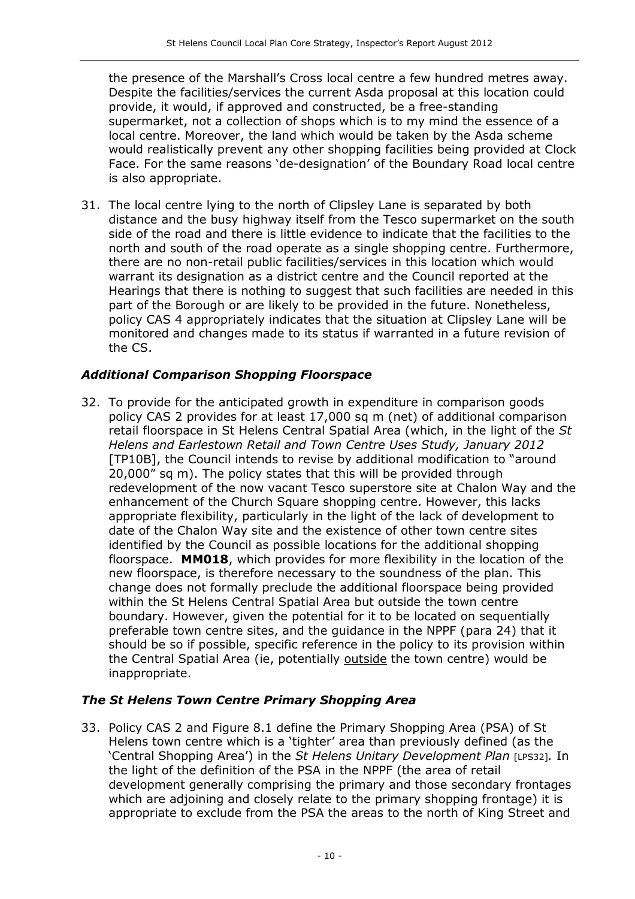the presence of the Marshall's Cross local centre a few hundred metres away. Despite the facilities/services the current Asda proposal at this location could provide, it would, if approved and constructed, be a free-standing supermarket, not a collection of shops which is to my mind the essence of a local centre. Moreover, the land which would be taken by the Asda scheme would realistically prevent any other shopping facilities being provided at Clock Face. For the same reasons 'de-designation' of the Boundary Road local centre is also appropriate.

31. The local centre lying to the north of Clipsley Lane is separated by both distance and the busy highway itself from the Tesco supermarket on the south side of the road and there is little evidence to indicate that the facilities to the north and south of the road operate as a single shopping centre. Furthermore, there are no non-retail public facilities/services in this location which would warrant its designation as a district centre and the Council reported at the Hearings that there is nothing to suggest that such facilities are needed in this part of the Borough or are likely to be provided in the future. Nonetheless, policy CAS 4 appropriately indicates that the situation at Clipsley Lane will be monitored and changes made to its status if warranted in a future revision of the CS.

### *Additional Comparison Shopping Floorspace*

32. To provide for the anticipated growth in expenditure in comparison goods policy CAS 2 provides for at least 17,000 sq m (net) of additional comparison retail floorspace in St Helens Central Spatial Area (which, in the light of the *St Helens and Earlestown Retail and Town Centre Uses Study, January 2012* [TP10B], the Council intends to revise by additional modification to "around 20,000" sq m). The policy states that this will be provided through redevelopment of the now vacant Tesco superstore site at Chalon Way and the enhancement of the Church Square shopping centre. However, this lacks appropriate flexibility, particularly in the light of the lack of development to date of the Chalon Way site and the existence of other town centre sites identified by the Council as possible locations for the additional shopping floorspace. **MM018**, which provides for more flexibility in the location of the new floorspace, is therefore necessary to the soundness of the plan. This change does not formally preclude the additional floorspace being provided within the St Helens Central Spatial Area but outside the town centre boundary. However, given the potential for it to be located on sequentially preferable town centre sites, and the guidance in the NPPF (para 24) that it should be so if possible, specific reference in the policy to its provision within the Central Spatial Area (ie, potentially <u>outside</u> the town centre) would be inappropriate.

### *The St Helens Town Centre Primary Shopping Area*

33. Policy CAS 2 and Figure 8.1 define the Primary Shopping Area (PSA) of St Helens town centre which is a 'tighter' area than previously defined (as the 'Central Shopping Area') in the *St Helens Unitary Development Plan* [LPS32]*.* In the light of the definition of the PSA in the NPPF (the area of retail development generally comprising the primary and those secondary frontages which are adjoining and closely relate to the primary shopping frontage) it is appropriate to exclude from the PSA the areas to the north of King Street and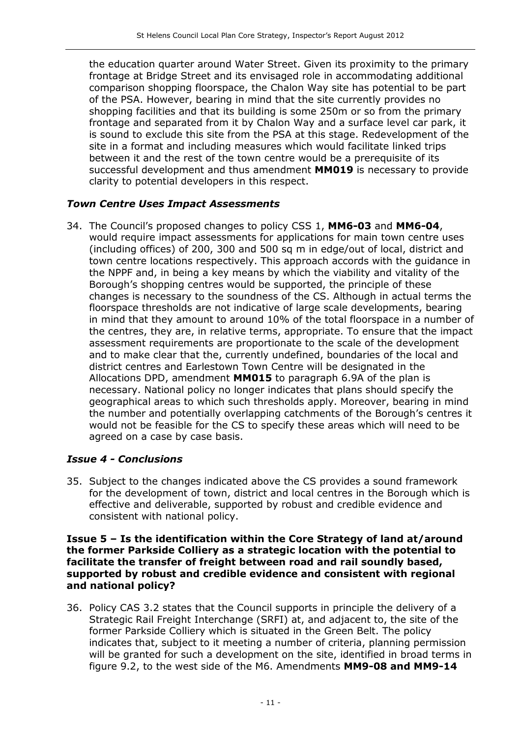the education quarter around Water Street. Given its proximity to the primary frontage at Bridge Street and its envisaged role in accommodating additional comparison shopping floorspace, the Chalon Way site has potential to be part of the PSA. However, bearing in mind that the site currently provides no shopping facilities and that its building is some 250m or so from the primary frontage and separated from it by Chalon Way and a surface level car park, it is sound to exclude this site from the PSA at this stage. Redevelopment of the site in a format and including measures which would facilitate linked trips between it and the rest of the town centre would be a prerequisite of its successful development and thus amendment **MM019** is necessary to provide clarity to potential developers in this respect.

### *Town Centre Uses Impact Assessments*

34. The Council's proposed changes to policy CSS 1, **MM6-03** and **MM6-04**, would require impact assessments for applications for main town centre uses (including offices) of 200, 300 and 500 sq m in edge/out of local, district and town centre locations respectively. This approach accords with the guidance in the NPPF and, in being a key means by which the viability and vitality of the Borough's shopping centres would be supported, the principle of these changes is necessary to the soundness of the CS. Although in actual terms the floorspace thresholds are not indicative of large scale developments, bearing in mind that they amount to around 10% of the total floorspace in a number of the centres, they are, in relative terms, appropriate. To ensure that the impact assessment requirements are proportionate to the scale of the development and to make clear that the, currently undefined, boundaries of the local and district centres and Earlestown Town Centre will be designated in the Allocations DPD, amendment **MM015** to paragraph 6.9A of the plan is necessary. National policy no longer indicates that plans should specify the geographical areas to which such thresholds apply. Moreover, bearing in mind the number and potentially overlapping catchments of the Borough's centres it would not be feasible for the CS to specify these areas which will need to be agreed on a case by case basis.

### *Issue 4 - Conclusions*

35. Subject to the changes indicated above the CS provides a sound framework for the development of town, district and local centres in the Borough which is effective and deliverable, supported by robust and credible evidence and consistent with national policy.

**Issue 5 – Is the identification within the Core Strategy of land at/around the former Parkside Colliery as a strategic location with the potential to facilitate the transfer of freight between road and rail soundly based, supported by robust and credible evidence and consistent with regional and national policy?**

36. Policy CAS 3.2 states that the Council supports in principle the delivery of a Strategic Rail Freight Interchange (SRFI) at, and adjacent to, the site of the former Parkside Colliery which is situated in the Green Belt. The policy indicates that, subject to it meeting a number of criteria, planning permission will be granted for such a development on the site, identified in broad terms in figure 9.2, to the west side of the M6. Amendments **MM9-08 and MM9-14**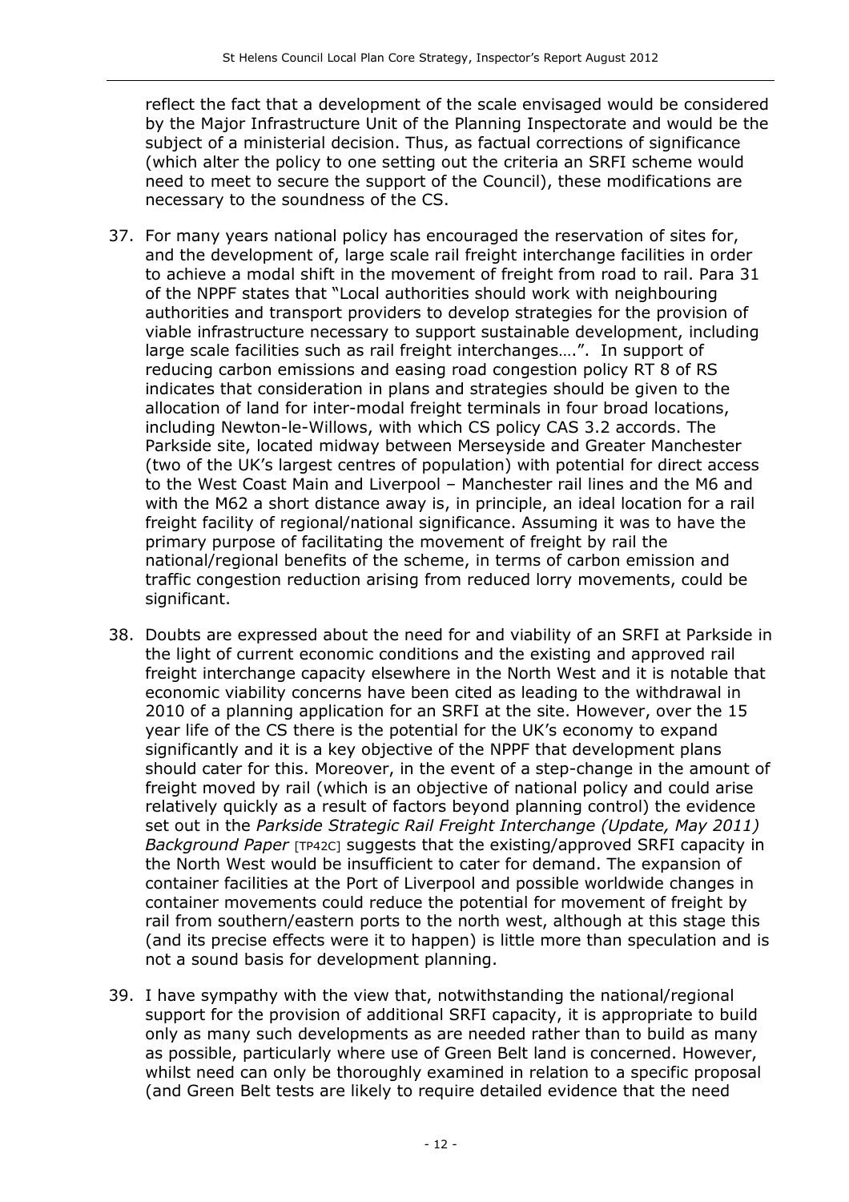reflect the fact that a development of the scale envisaged would be considered by the Major Infrastructure Unit of the Planning Inspectorate and would be the subject of a ministerial decision. Thus, as factual corrections of significance (which alter the policy to one setting out the criteria an SRFI scheme would need to meet to secure the support of the Council), these modifications are necessary to the soundness of the CS.

37. For many years national policy has encouraged the reservation of sites for, and the development of, large scale rail freight interchange facilities in order to achieve a modal shift in the movement of freight from road to rail. Para 31 of the NPPF states that "Local authorities should work with neighbouring authorities and transport providers to develop strategies for the provision of viable infrastructure necessary to support sustainable development, including large scale facilities such as rail freight interchanges….". In support of reducing carbon emissions and easing road congestion policy RT 8 of RS indicates that consideration in plans and strategies should be given to the allocation of land for inter-modal freight terminals in four broad locations, including Newton-le-Willows, with which CS policy CAS 3.2 accords. The Parkside site, located midway between Merseyside and Greater Manchester (two of the UK's largest centres of population) with potential for direct access to the West Coast Main and Liverpool – Manchester rail lines and the M6 and with the M62 a short distance away is, in principle, an ideal location for a rail freight facility of regional/national significance. Assuming it was to have the primary purpose of facilitating the movement of freight by rail the national/regional benefits of the scheme, in terms of carbon emission and traffic congestion reduction arising from reduced lorry movements, could be significant.

38. Doubts are expressed about the need for and viability of an SRFI at Parkside in the light of current economic conditions and the existing and approved rail freight interchange capacity elsewhere in the North West and it is notable that economic viability concerns have been cited as leading to the withdrawal in 2010 of a planning application for an SRFI at the site. However, over the 15 year life of the CS there is the potential for the UK's economy to expand significantly and it is a key objective of the NPPF that development plans should cater for this. Moreover, in the event of a step-change in the amount of freight moved by rail (which is an objective of national policy and could arise relatively quickly as a result of factors beyond planning control) the evidence set out in the *Parkside Strategic Rail Freight Interchange (Update, May 2011) Background Paper* [TP42C] suggests that the existing/approved SRFI capacity in the North West would be insufficient to cater for demand. The expansion of container facilities at the Port of Liverpool and possible worldwide changes in container movements could reduce the potential for movement of freight by rail from southern/eastern ports to the north west, although at this stage this (and its precise effects were it to happen) is little more than speculation and is not a sound basis for development planning.

39. I have sympathy with the view that, notwithstanding the national/regional support for the provision of additional SRFI capacity, it is appropriate to build only as many such developments as are needed rather than to build as many as possible, particularly where use of Green Belt land is concerned. However, whilst need can only be thoroughly examined in relation to a specific proposal (and Green Belt tests are likely to require detailed evidence that the need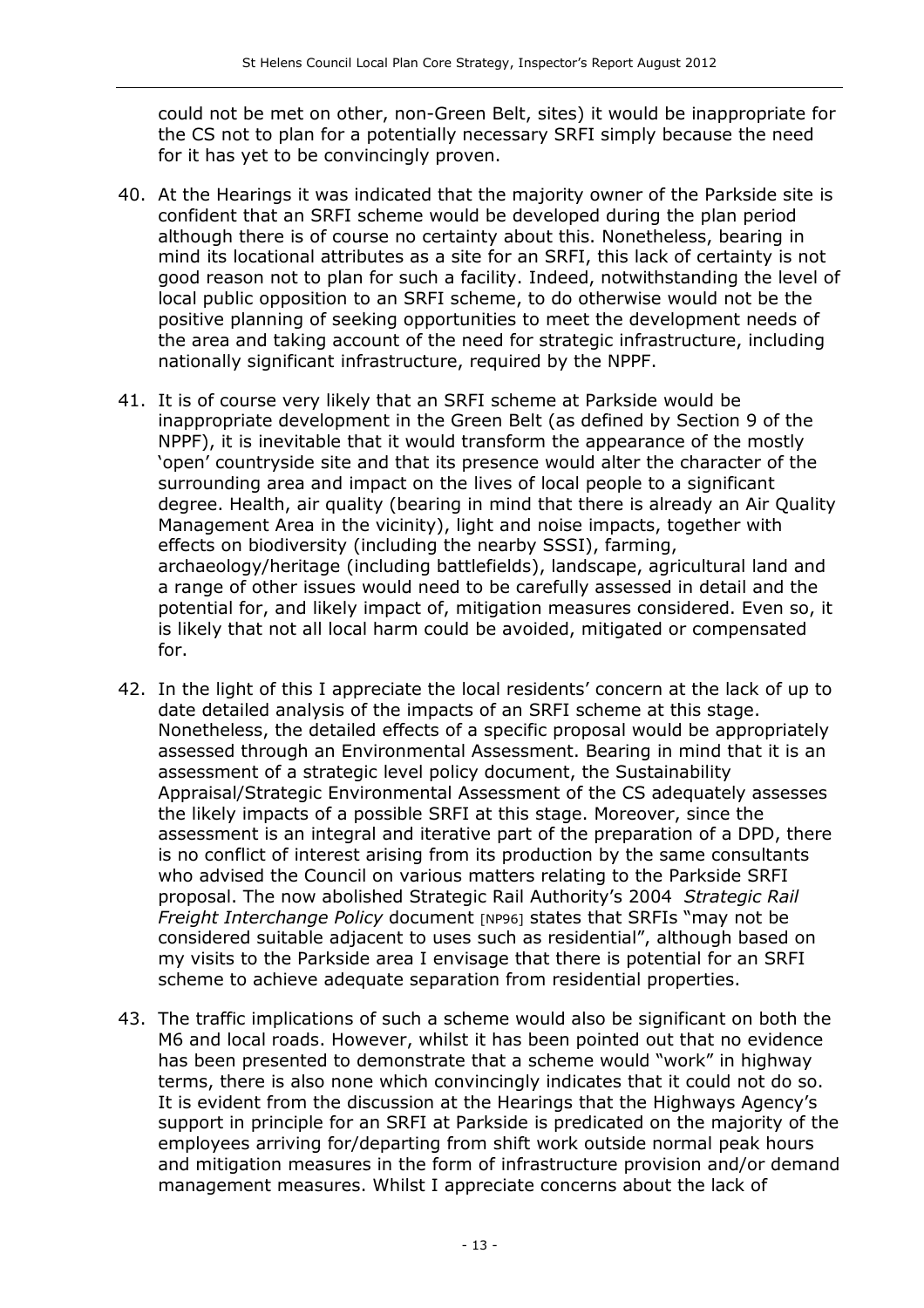could not be met on other, non-Green Belt, sites) it would be inappropriate for the CS not to plan for a potentially necessary SRFI simply because the need for it has yet to be convincingly proven.

40. At the Hearings it was indicated that the majority owner of the Parkside site is confident that an SRFI scheme would be developed during the plan period although there is of course no certainty about this. Nonetheless, bearing in mind its locational attributes as a site for an SRFI, this lack of certainty is not good reason not to plan for such a facility. Indeed, notwithstanding the level of local public opposition to an SRFI scheme, to do otherwise would not be the positive planning of seeking opportunities to meet the development needs of the area and taking account of the need for strategic infrastructure, including nationally significant infrastructure, required by the NPPF.

41. It is of course very likely that an SRFI scheme at Parkside would be inappropriate development in the Green Belt (as defined by Section 9 of the NPPF), it is inevitable that it would transform the appearance of the mostly 'open' countryside site and that its presence would alter the character of the surrounding area and impact on the lives of local people to a significant degree. Health, air quality (bearing in mind that there is already an Air Quality Management Area in the vicinity), light and noise impacts, together with effects on biodiversity (including the nearby SSSI), farming, archaeology/heritage (including battlefields), landscape, agricultural land and a range of other issues would need to be carefully assessed in detail and the potential for, and likely impact of, mitigation measures considered. Even so, it is likely that not all local harm could be avoided, mitigated or compensated for.

42. In the light of this I appreciate the local residents' concern at the lack of up to date detailed analysis of the impacts of an SRFI scheme at this stage. Nonetheless, the detailed effects of a specific proposal would be appropriately assessed through an Environmental Assessment. Bearing in mind that it is an assessment of a strategic level policy document, the Sustainability Appraisal/Strategic Environmental Assessment of the CS adequately assesses the likely impacts of a possible SRFI at this stage. Moreover, since the assessment is an integral and iterative part of the preparation of a DPD, there is no conflict of interest arising from its production by the same consultants who advised the Council on various matters relating to the Parkside SRFI proposal. The now abolished Strategic Rail Authority's 2004 *Strategic Rail Freight Interchange Policy* document [NP96] states that SRFIs "may not be considered suitable adjacent to uses such as residential", although based on my visits to the Parkside area I envisage that there is potential for an SRFI scheme to achieve adequate separation from residential properties.

43. The traffic implications of such a scheme would also be significant on both the M6 and local roads. However, whilst it has been pointed out that no evidence has been presented to demonstrate that a scheme would "work" in highway terms, there is also none which convincingly indicates that it could not do so. It is evident from the discussion at the Hearings that the Highways Agency's support in principle for an SRFI at Parkside is predicated on the majority of the employees arriving for/departing from shift work outside normal peak hours and mitigation measures in the form of infrastructure provision and/or demand management measures. Whilst I appreciate concerns about the lack of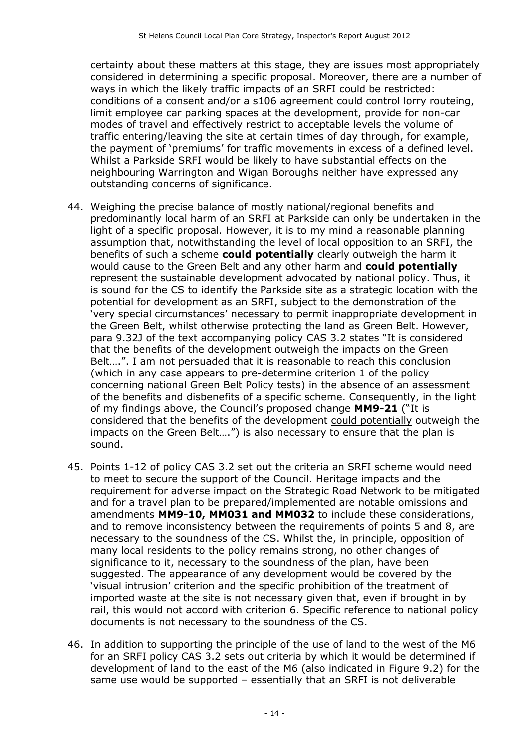certainty about these matters at this stage, they are issues most appropriately considered in determining a specific proposal. Moreover, there are a number of ways in which the likely traffic impacts of an SRFI could be restricted: conditions of a consent and/or a s106 agreement could control lorry routeing, limit employee car parking spaces at the development, provide for non-car modes of travel and effectively restrict to acceptable levels the volume of traffic entering/leaving the site at certain times of day through, for example, the payment of 'premiums' for traffic movements in excess of a defined level. Whilst a Parkside SRFI would be likely to have substantial effects on the neighbouring Warrington and Wigan Boroughs neither have expressed any outstanding concerns of significance.

44. Weighing the precise balance of mostly national/regional benefits and predominantly local harm of an SRFI at Parkside can only be undertaken in the light of a specific proposal. However, it is to my mind a reasonable planning assumption that, notwithstanding the level of local opposition to an SRFI, the benefits of such a scheme **could potentially** clearly outweigh the harm it would cause to the Green Belt and any other harm and **could potentially** represent the sustainable development advocated by national policy. Thus, it is sound for the CS to identify the Parkside site as a strategic location with the potential for development as an SRFI, subject to the demonstration of the 'very special circumstances' necessary to permit inappropriate development in the Green Belt, whilst otherwise protecting the land as Green Belt. However, para 9.32J of the text accompanying policy CAS 3.2 states "It is considered that the benefits of the development outweigh the impacts on the Green Belt….". I am not persuaded that it is reasonable to reach this conclusion (which in any case appears to pre-determine criterion 1 of the policy concerning national Green Belt Policy tests) in the absence of an assessment of the benefits and disbenefits of a specific scheme. Consequently, in the light of my findings above, the Council's proposed change **MM9-21** ("It is considered that the benefits of the development <u>could potentially</u> outweigh the impacts on the Green Belt….") is also necessary to ensure that the plan is sound.

45. Points 1-12 of policy CAS 3.2 set out the criteria an SRFI scheme would need to meet to secure the support of the Council. Heritage impacts and the requirement for adverse impact on the Strategic Road Network to be mitigated and for a travel plan to be prepared/implemented are notable omissions and amendments **MM9-10, MM031 and MM032** to include these considerations, and to remove inconsistency between the requirements of points 5 and 8, are necessary to the soundness of the CS. Whilst the, in principle, opposition of many local residents to the policy remains strong, no other changes of significance to it, necessary to the soundness of the plan, have been suggested. The appearance of any development would be covered by the 'visual intrusion' criterion and the specific prohibition of the treatment of imported waste at the site is not necessary given that, even if brought in by rail, this would not accord with criterion 6. Specific reference to national policy documents is not necessary to the soundness of the CS.

46. In addition to supporting the principle of the use of land to the west of the M6 for an SRFI policy CAS 3.2 sets out criteria by which it would be determined if development of land to the east of the M6 (also indicated in Figure 9.2) for the same use would be supported – essentially that an SRFI is not deliverable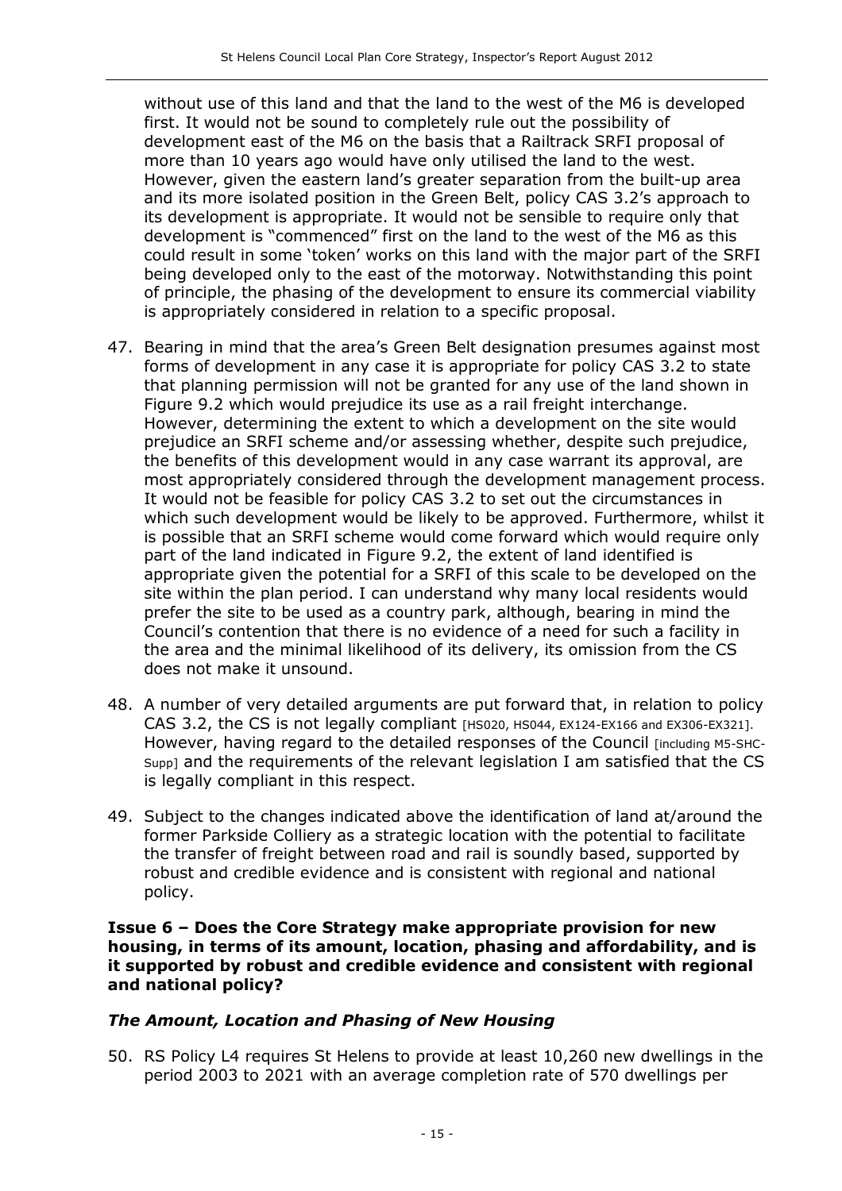without use of this land and that the land to the west of the M6 is developed first. It would not be sound to completely rule out the possibility of development east of the M6 on the basis that a Railtrack SRFI proposal of more than 10 years ago would have only utilised the land to the west. However, given the eastern land's greater separation from the built-up area and its more isolated position in the Green Belt, policy CAS 3.2's approach to its development is appropriate. It would not be sensible to require only that development is "commenced" first on the land to the west of the M6 as this could result in some 'token' works on this land with the major part of the SRFI being developed only to the east of the motorway. Notwithstanding this point of principle, the phasing of the development to ensure its commercial viability is appropriately considered in relation to a specific proposal.

47. Bearing in mind that the area's Green Belt designation presumes against most forms of development in any case it is appropriate for policy CAS 3.2 to state that planning permission will not be granted for any use of the land shown in Figure 9.2 which would prejudice its use as a rail freight interchange. However, determining the extent to which a development on the site would prejudice an SRFI scheme and/or assessing whether, despite such prejudice, the benefits of this development would in any case warrant its approval, are most appropriately considered through the development management process. It would not be feasible for policy CAS 3.2 to set out the circumstances in which such development would be likely to be approved. Furthermore, whilst it is possible that an SRFI scheme would come forward which would require only part of the land indicated in Figure 9.2, the extent of land identified is appropriate given the potential for a SRFI of this scale to be developed on the site within the plan period. I can understand why many local residents would prefer the site to be used as a country park, although, bearing in mind the Council's contention that there is no evidence of a need for such a facility in the area and the minimal likelihood of its delivery, its omission from the CS does not make it unsound.

48. A number of very detailed arguments are put forward that, in relation to policy CAS 3.2, the CS is not legally compliant [HS020, HS044, EX124-EX166 and EX306-EX321]. However, having regard to the detailed responses of the Council [including M5-SHC-Supp] and the requirements of the relevant legislation I am satisfied that the CS is legally compliant in this respect.

49. Subject to the changes indicated above the identification of land at/around the former Parkside Colliery as a strategic location with the potential to facilitate the transfer of freight between road and rail is soundly based, supported by robust and credible evidence and is consistent with regional and national policy.

**Issue 6 – Does the Core Strategy make appropriate provision for new housing, in terms of its amount, location, phasing and affordability, and is it supported by robust and credible evidence and consistent with regional and national policy?**

### *The Amount, Location and Phasing of New Housing*

50. RS Policy L4 requires St Helens to provide at least 10,260 new dwellings in the period 2003 to 2021 with an average completion rate of 570 dwellings per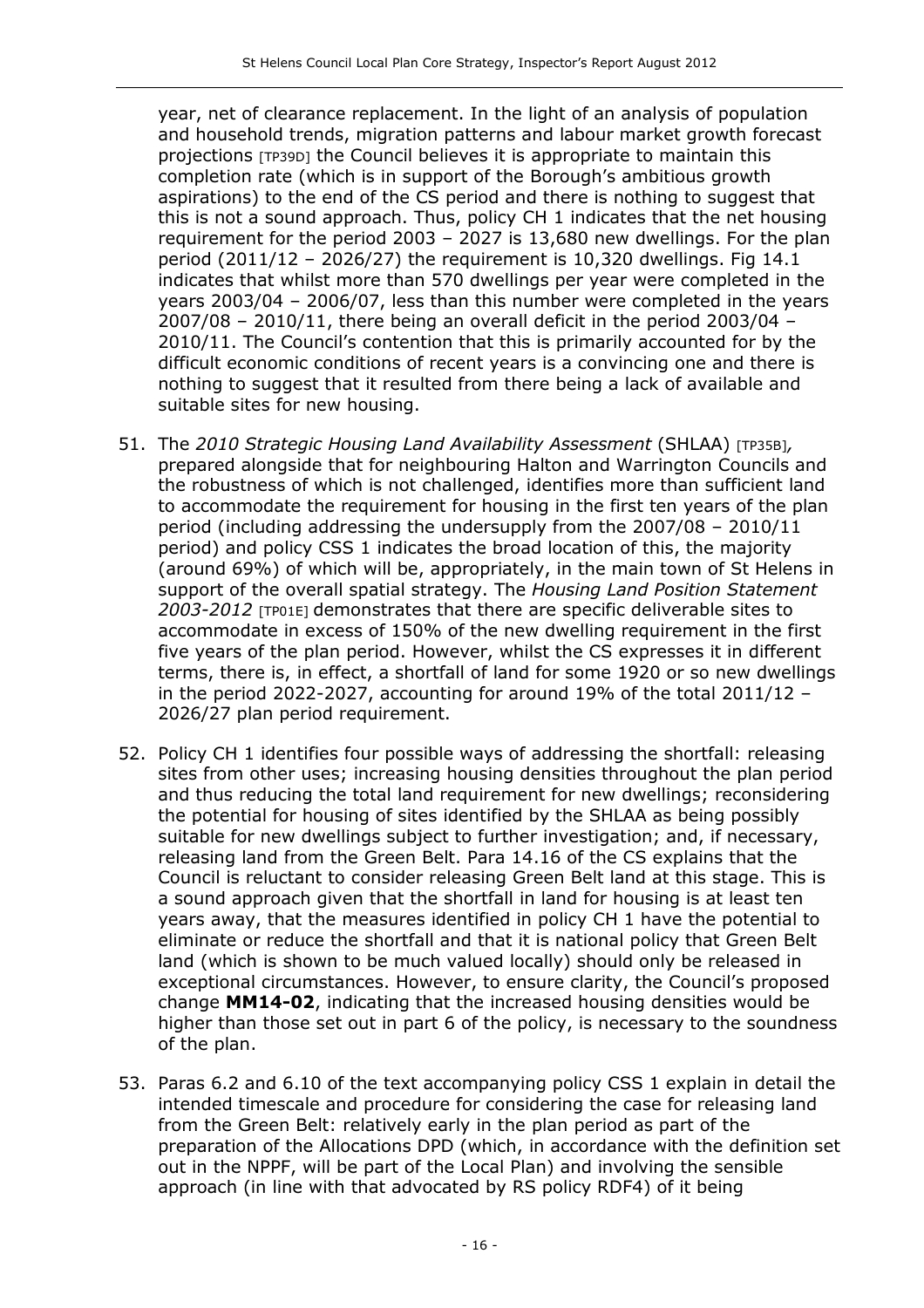year, net of clearance replacement. In the light of an analysis of population and household trends, migration patterns and labour market growth forecast projections [TP39D] the Council believes it is appropriate to maintain this completion rate (which is in support of the Borough's ambitious growth aspirations) to the end of the CS period and there is nothing to suggest that this is not a sound approach. Thus, policy CH 1 indicates that the net housing requirement for the period 2003 – 2027 is 13,680 new dwellings. For the plan period (2011/12 – 2026/27) the requirement is 10,320 dwellings. Fig 14.1 indicates that whilst more than 570 dwellings per year were completed in the years 2003/04 – 2006/07, less than this number were completed in the years 2007/08 – 2010/11, there being an overall deficit in the period 2003/04 – 2010/11. The Council's contention that this is primarily accounted for by the difficult economic conditions of recent years is a convincing one and there is nothing to suggest that it resulted from there being a lack of available and suitable sites for new housing.

51. The *2010 Strategic Housing Land Availability Assessment* (SHLAA) [TP35B], prepared alongside that for neighbouring Halton and Warrington Councils and the robustness of which is not challenged, identifies more than sufficient land to accommodate the requirement for housing in the first ten years of the plan period (including addressing the undersupply from the 2007/08 – 2010/11 period) and policy CSS 1 indicates the broad location of this, the majority (around 69%) of which will be, appropriately, in the main town of St Helens in support of the overall spatial strategy. The *Housing Land Position Statement 2003-2012* [TP01E] demonstrates that there are specific deliverable sites to accommodate in excess of 150% of the new dwelling requirement in the first five years of the plan period. However, whilst the CS expresses it in different terms, there is, in effect, a shortfall of land for some 1920 or so new dwellings in the period 2022-2027, accounting for around 19% of the total 2011/12 – 2026/27 plan period requirement.

52. Policy CH 1 identifies four possible ways of addressing the shortfall: releasing sites from other uses; increasing housing densities throughout the plan period and thus reducing the total land requirement for new dwellings; reconsidering the potential for housing of sites identified by the SHLAA as being possibly suitable for new dwellings subject to further investigation; and, if necessary, releasing land from the Green Belt. Para 14.16 of the CS explains that the Council is reluctant to consider releasing Green Belt land at this stage. This is a sound approach given that the shortfall in land for housing is at least ten years away, that the measures identified in policy CH 1 have the potential to eliminate or reduce the shortfall and that it is national policy that Green Belt land (which is shown to be much valued locally) should only be released in exceptional circumstances. However, to ensure clarity, the Council's proposed change **MM14-02**, indicating that the increased housing densities would be higher than those set out in part 6 of the policy, is necessary to the soundness of the plan.

53. Paras 6.2 and 6.10 of the text accompanying policy CSS 1 explain in detail the intended timescale and procedure for considering the case for releasing land from the Green Belt: relatively early in the plan period as part of the preparation of the Allocations DPD (which, in accordance with the definition set out in the NPPF, will be part of the Local Plan) and involving the sensible approach (in line with that advocated by RS policy RDF4) of it being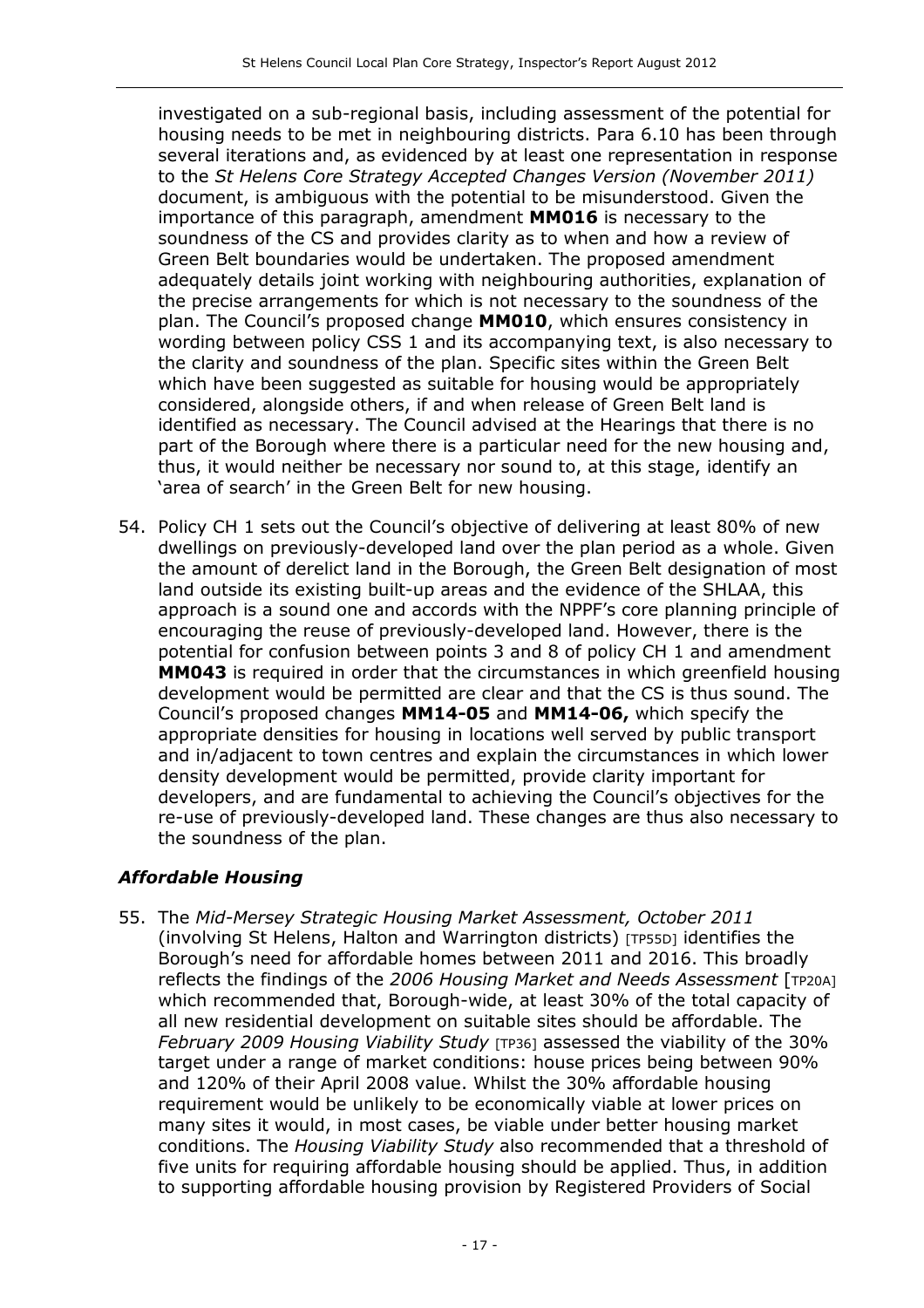investigated on a sub-regional basis, including assessment of the potential for housing needs to be met in neighbouring districts. Para 6.10 has been through several iterations and, as evidenced by at least one representation in response to the *St Helens Core Strategy Accepted Changes Version (November 2011)* document, is ambiguous with the potential to be misunderstood. Given the importance of this paragraph, amendment **MM016** is necessary to the soundness of the CS and provides clarity as to when and how a review of Green Belt boundaries would be undertaken. The proposed amendment adequately details joint working with neighbouring authorities, explanation of the precise arrangements for which is not necessary to the soundness of the plan. The Council's proposed change **MM010**, which ensures consistency in wording between policy CSS 1 and its accompanying text, is also necessary to the clarity and soundness of the plan. Specific sites within the Green Belt which have been suggested as suitable for housing would be appropriately considered, alongside others, if and when release of Green Belt land is identified as necessary. The Council advised at the Hearings that there is no part of the Borough where there is a particular need for the new housing and, thus, it would neither be necessary nor sound to, at this stage, identify an 'area of search' in the Green Belt for new housing.

54. Policy CH 1 sets out the Council's objective of delivering at least 80% of new dwellings on previously-developed land over the plan period as a whole. Given the amount of derelict land in the Borough, the Green Belt designation of most land outside its existing built-up areas and the evidence of the SHLAA, this approach is a sound one and accords with the NPPF's core planning principle of encouraging the reuse of previously-developed land. However, there is the potential for confusion between points 3 and 8 of policy CH 1 and amendment **MM043** is required in order that the circumstances in which greenfield housing development would be permitted are clear and that the CS is thus sound. The Council's proposed changes **MM14-05** and **MM14-06,** which specify the appropriate densities for housing in locations well served by public transport and in/adjacent to town centres and explain the circumstances in which lower density development would be permitted, provide clarity important for developers, and are fundamental to achieving the Council's objectives for the re-use of previously-developed land. These changes are thus also necessary to the soundness of the plan.

### *Affordable Housing*

55. The *Mid-Mersey Strategic Housing Market Assessment, October 2011* (involving St Helens, Halton and Warrington districts) [TP55D] identifies the Borough's need for affordable homes between 2011 and 2016. This broadly reflects the findings of the *2006 Housing Market and Needs Assessment* [TP20A] which recommended that, Borough-wide, at least 30% of the total capacity of all new residential development on suitable sites should be affordable. The *February 2009 Housing Viability Study* [TP36] assessed the viability of the 30% target under a range of market conditions: house prices being between 90% and 120% of their April 2008 value. Whilst the 30% affordable housing requirement would be unlikely to be economically viable at lower prices on many sites it would, in most cases, be viable under better housing market conditions. The *Housing Viability Study* also recommended that a threshold of five units for requiring affordable housing should be applied. Thus, in addition to supporting affordable housing provision by Registered Providers of Social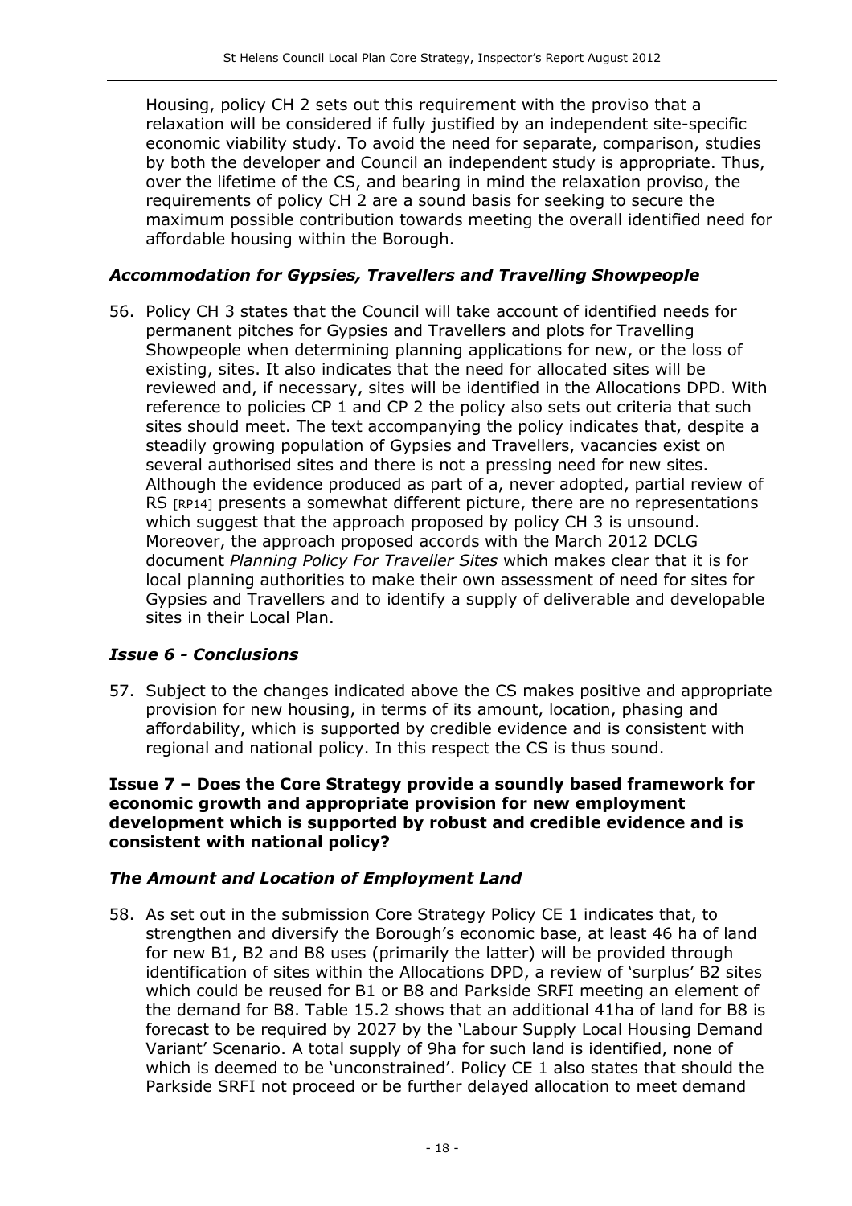Housing, policy CH 2 sets out this requirement with the proviso that a relaxation will be considered if fully justified by an independent site-specific economic viability study. To avoid the need for separate, comparison, studies by both the developer and Council an independent study is appropriate. Thus, over the lifetime of the CS, and bearing in mind the relaxation proviso, the requirements of policy CH 2 are a sound basis for seeking to secure the maximum possible contribution towards meeting the overall identified need for affordable housing within the Borough.

### *Accommodation for Gypsies, Travellers and Travelling Showpeople*

56. Policy CH 3 states that the Council will take account of identified needs for permanent pitches for Gypsies and Travellers and plots for Travelling Showpeople when determining planning applications for new, or the loss of existing, sites. It also indicates that the need for allocated sites will be reviewed and, if necessary, sites will be identified in the Allocations DPD. With reference to policies CP 1 and CP 2 the policy also sets out criteria that such sites should meet. The text accompanying the policy indicates that, despite a steadily growing population of Gypsies and Travellers, vacancies exist on several authorised sites and there is not a pressing need for new sites. Although the evidence produced as part of a, never adopted, partial review of RS [RP14] presents a somewhat different picture, there are no representations which suggest that the approach proposed by policy CH 3 is unsound. Moreover, the approach proposed accords with the March 2012 DCLG document *Planning Policy For Traveller Sites* which makes clear that it is for local planning authorities to make their own assessment of need for sites for Gypsies and Travellers and to identify a supply of deliverable and developable sites in their Local Plan.

### *Issue 6 - Conclusions*

57. Subject to the changes indicated above the CS makes positive and appropriate provision for new housing, in terms of its amount, location, phasing and affordability, which is supported by credible evidence and is consistent with regional and national policy. In this respect the CS is thus sound.

### Issue 7 – Does the Core Strategy provide a soundly based framework for economic growth and appropriate provision for new employment development which is supported by robust and credible evidence and is consistent with national policy?

### *The Amount and Location of Employment Land*

58. As set out in the submission Core Strategy Policy CE 1 indicates that, to strengthen and diversify the Borough's economic base, at least 46 ha of land for new B1, B2 and B8 uses (primarily the latter) will be provided through identification of sites within the Allocations DPD, a review of 'surplus' B2 sites which could be reused for B1 or B8 and Parkside SRFI meeting an element of the demand for B8. Table 15.2 shows that an additional 41ha of land for B8 is forecast to be required by 2027 by the 'Labour Supply Local Housing Demand Variant' Scenario. A total supply of 9ha for such land is identified, none of which is deemed to be 'unconstrained'. Policy CE 1 also states that should the Parkside SRFI not proceed or be further delayed allocation to meet demand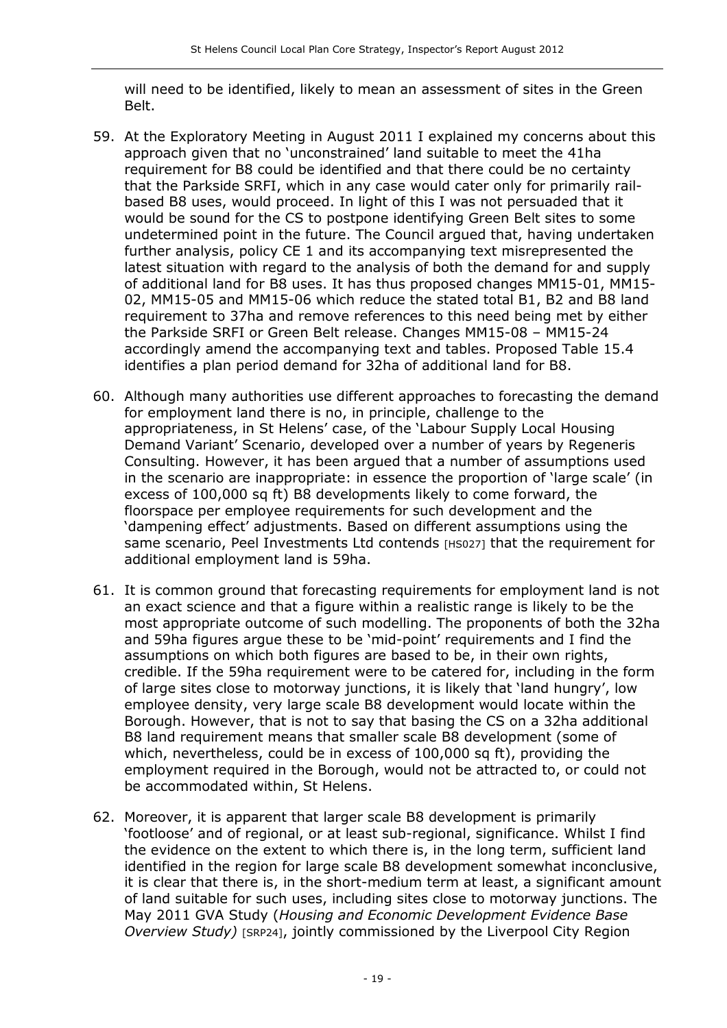will need to be identified, likely to mean an assessment of sites in the Green Belt.

59. At the Exploratory Meeting in August 2011 I explained my concerns about this approach given that no 'unconstrained' land suitable to meet the 41ha requirement for B8 could be identified and that there could be no certainty that the Parkside SRFI, which in any case would cater only for primarily rail-based B8 uses, would proceed. In light of this I was not persuaded that it would be sound for the CS to postpone identifying Green Belt sites to some undetermined point in the future. The Council argued that, having undertaken further analysis, policy CE 1 and its accompanying text misrepresented the latest situation with regard to the analysis of both the demand for and supply of additional land for B8 uses. It has thus proposed changes MM15-01, MM15-02, MM15-05 and MM15-06 which reduce the stated total B1, B2 and B8 land requirement to 37ha and remove references to this need being met by either the Parkside SRFI or Green Belt release. Changes MM15-08 – MM15-24 accordingly amend the accompanying text and tables. Proposed Table 15.4 identifies a plan period demand for 32ha of additional land for B8.

60. Although many authorities use different approaches to forecasting the demand for employment land there is no, in principle, challenge to the appropriateness, in St Helens' case, of the 'Labour Supply Local Housing Demand Variant' Scenario, developed over a number of years by Regeneris Consulting. However, it has been argued that a number of assumptions used in the scenario are inappropriate: in essence the proportion of 'large scale' (in excess of 100,000 sq ft) B8 developments likely to come forward, the floorspace per employee requirements for such development and the 'dampening effect' adjustments. Based on different assumptions using the same scenario, Peel Investments Ltd contends [HS027] that the requirement for additional employment land is 59ha.

61. It is common ground that forecasting requirements for employment land is not an exact science and that a figure within a realistic range is likely to be the most appropriate outcome of such modelling. The proponents of both the 32ha and 59ha figures argue these to be 'mid-point' requirements and I find the assumptions on which both figures are based to be, in their own rights, credible. If the 59ha requirement were to be catered for, including in the form of large sites close to motorway junctions, it is likely that 'land hungry', low employee density, very large scale B8 development would locate within the Borough. However, that is not to say that basing the CS on a 32ha additional B8 land requirement means that smaller scale B8 development (some of which, nevertheless, could be in excess of 100,000 sq ft), providing the employment required in the Borough, would not be attracted to, or could not be accommodated within, St Helens.

62. Moreover, it is apparent that larger scale B8 development is primarily 'footloose' and of regional, or at least sub-regional, significance. Whilst I find the evidence on the extent to which there is, in the long term, sufficient land identified in the region for large scale B8 development somewhat inconclusive, it is clear that there is, in the short-medium term at least, a significant amount of land suitable for such uses, including sites close to motorway junctions. The May 2011 GVA Study (*Housing and Economic Development Evidence Base Overview Study)* [SRP24], jointly commissioned by the Liverpool City Region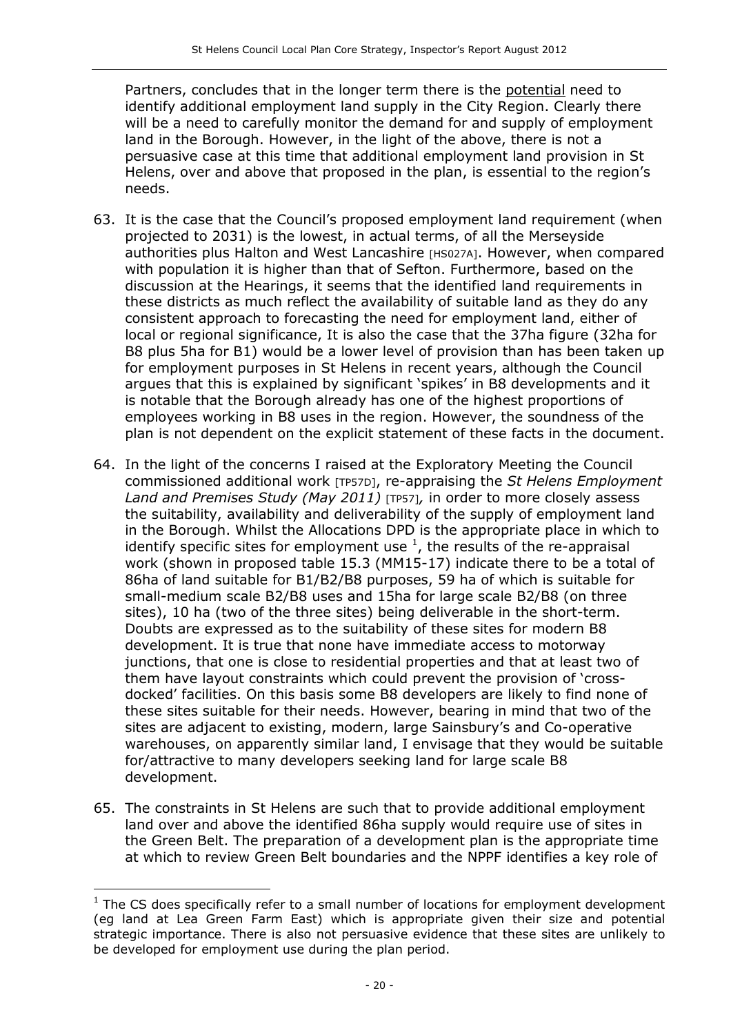Partners, concludes that in the longer term there is the potential need to identify additional employment land supply in the City Region. Clearly there will be a need to carefully monitor the demand for and supply of employment land in the Borough. However, in the light of the above, there is not a persuasive case at this time that additional employment land provision in St Helens, over and above that proposed in the plan, is essential to the region's needs.

63. It is the case that the Council's proposed employment land requirement (when projected to 2031) is the lowest, in actual terms, of all the Merseyside authorities plus Halton and West Lancashire [HS027A]. However, when compared with population it is higher than that of Sefton. Furthermore, based on the discussion at the Hearings, it seems that the identified land requirements in these districts as much reflect the availability of suitable land as they do any consistent approach to forecasting the need for employment land, either of local or regional significance, It is also the case that the 37ha figure (32ha for B8 plus 5ha for B1) would be a lower level of provision than has been taken up for employment purposes in St Helens in recent years, although the Council argues that this is explained by significant 'spikes' in B8 developments and it is notable that the Borough already has one of the highest proportions of employees working in B8 uses in the region. However, the soundness of the plan is not dependent on the explicit statement of these facts in the document.

64. In the light of the concerns I raised at the Exploratory Meeting the Council commissioned additional work [TP57D], re-appraising the *St Helens Employment Land and Premises Study (May 2011)* [TP57], in order to more closely assess the suitability, availability and deliverability of the supply of employment land in the Borough. Whilst the Allocations DPD is the appropriate place in which to identify specific sites for employment use [1], the results of the re-appraisal work (shown in proposed table 15.3 (MM15-17) indicate there to be a total of 86ha of land suitable for B1/B2/B8 purposes, 59 ha of which is suitable for small-medium scale B2/B8 uses and 15ha for large scale B2/B8 (on three sites), 10 ha (two of the three sites) being deliverable in the short-term. Doubts are expressed as to the suitability of these sites for modern B8 development. It is true that none have immediate access to motorway junctions, that one is close to residential properties and that at least two of them have layout constraints which could prevent the provision of 'cross-docked' facilities. On this basis some B8 developers are likely to find none of these sites suitable for their needs. However, bearing in mind that two of the sites are adjacent to existing, modern, large Sainsbury's and Co-operative warehouses, on apparently similar land, I envisage that they would be suitable for/attractive to many developers seeking land for large scale B8 development.

65. The constraints in St Helens are such that to provide additional employment land over and above the identified 86ha supply would require use of sites in the Green Belt. The preparation of a development plan is the appropriate time at which to review Green Belt boundaries and the NPPF identifies a key role of

[1] The CS does specifically refer to a small number of locations for employment development (eg land at Lea Green Farm East) which is appropriate given their size and potential strategic importance. There is also not persuasive evidence that these sites are unlikely to be developed for employment use during the plan period.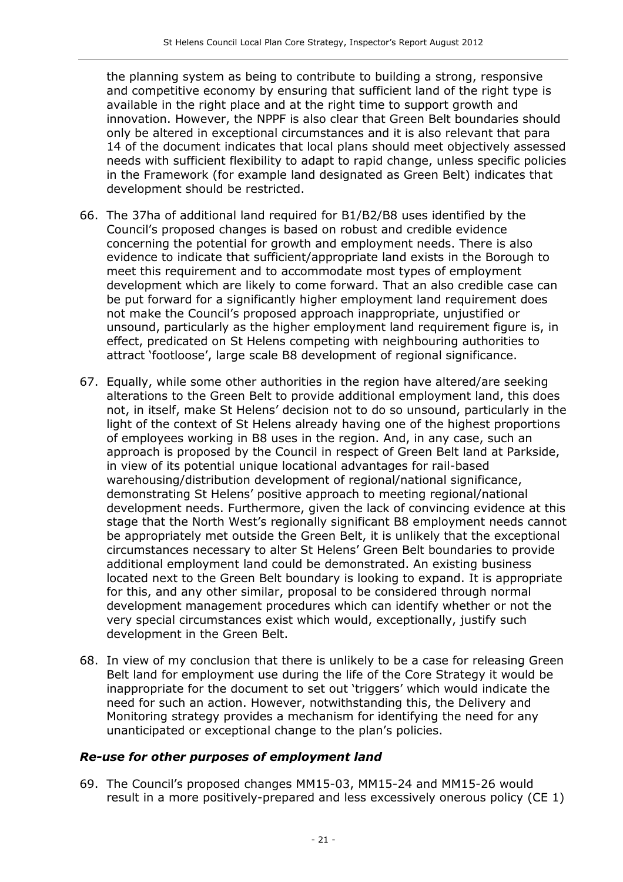the planning system as being to contribute to building a strong, responsive and competitive economy by ensuring that sufficient land of the right type is available in the right place and at the right time to support growth and innovation. However, the NPPF is also clear that Green Belt boundaries should only be altered in exceptional circumstances and it is also relevant that para 14 of the document indicates that local plans should meet objectively assessed needs with sufficient flexibility to adapt to rapid change, unless specific policies in the Framework (for example land designated as Green Belt) indicates that development should be restricted.

66. The 37ha of additional land required for B1/B2/B8 uses identified by the Council's proposed changes is based on robust and credible evidence concerning the potential for growth and employment needs. There is also evidence to indicate that sufficient/appropriate land exists in the Borough to meet this requirement and to accommodate most types of employment development which are likely to come forward. That an also credible case can be put forward for a significantly higher employment land requirement does not make the Council's proposed approach inappropriate, unjustified or unsound, particularly as the higher employment land requirement figure is, in effect, predicated on St Helens competing with neighbouring authorities to attract 'footloose', large scale B8 development of regional significance.

67. Equally, while some other authorities in the region have altered/are seeking alterations to the Green Belt to provide additional employment land, this does not, in itself, make St Helens' decision not to do so unsound, particularly in the light of the context of St Helens already having one of the highest proportions of employees working in B8 uses in the region. And, in any case, such an approach is proposed by the Council in respect of Green Belt land at Parkside, in view of its potential unique locational advantages for rail-based warehousing/distribution development of regional/national significance, demonstrating St Helens' positive approach to meeting regional/national development needs. Furthermore, given the lack of convincing evidence at this stage that the North West's regionally significant B8 employment needs cannot be appropriately met outside the Green Belt, it is unlikely that the exceptional circumstances necessary to alter St Helens' Green Belt boundaries to provide additional employment land could be demonstrated. An existing business located next to the Green Belt boundary is looking to expand. It is appropriate for this, and any other similar, proposal to be considered through normal development management procedures which can identify whether or not the very special circumstances exist which would, exceptionally, justify such development in the Green Belt.

68. In view of my conclusion that there is unlikely to be a case for releasing Green Belt land for employment use during the life of the Core Strategy it would be inappropriate for the document to set out 'triggers' which would indicate the need for such an action. However, notwithstanding this, the Delivery and Monitoring strategy provides a mechanism for identifying the need for any unanticipated or exceptional change to the plan's policies.

### *Re-use for other purposes of employment land*

69. The Council's proposed changes MM15-03, MM15-24 and MM15-26 would result in a more positively-prepared and less excessively onerous policy (CE 1)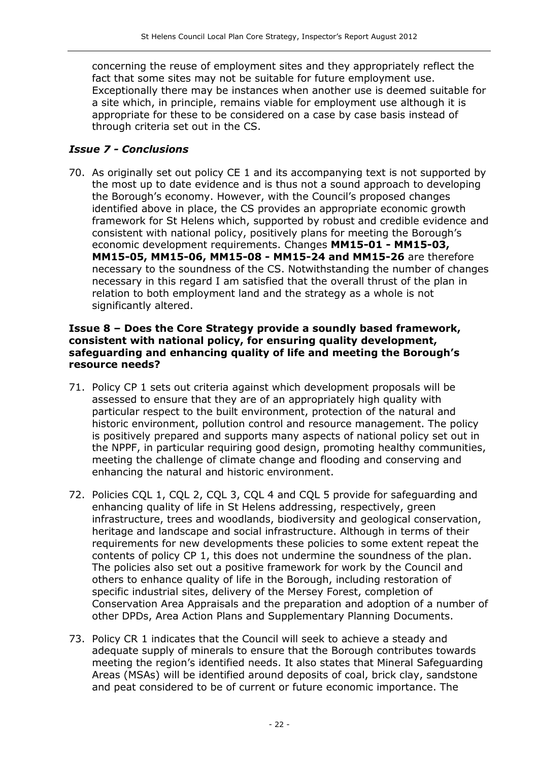concerning the reuse of employment sites and they appropriately reflect the fact that some sites may not be suitable for future employment use. Exceptionally there may be instances when another use is deemed suitable for a site which, in principle, remains viable for employment use although it is appropriate for these to be considered on a case by case basis instead of through criteria set out in the CS.

### *Issue 7 - Conclusions*

70. As originally set out policy CE 1 and its accompanying text is not supported by the most up to date evidence and is thus not a sound approach to developing the Borough's economy. However, with the Council's proposed changes identified above in place, the CS provides an appropriate economic growth framework for St Helens which, supported by robust and credible evidence and consistent with national policy, positively plans for meeting the Borough's economic development requirements. Changes **MM15-01 - MM15-03, MM15-05, MM15-06, MM15-08 - MM15-24 and MM15-26** are therefore necessary to the soundness of the CS. Notwithstanding the number of changes necessary in this regard I am satisfied that the overall thrust of the plan in relation to both employment land and the strategy as a whole is not significantly altered.

### Issue 8 – Does the Core Strategy provide a soundly based framework, consistent with national policy, for ensuring quality development, safeguarding and enhancing quality of life and meeting the Borough's resource needs?

71. Policy CP 1 sets out criteria against which development proposals will be assessed to ensure that they are of an appropriately high quality with particular respect to the built environment, protection of the natural and historic environment, pollution control and resource management. The policy is positively prepared and supports many aspects of national policy set out in the NPPF, in particular requiring good design, promoting healthy communities, meeting the challenge of climate change and flooding and conserving and enhancing the natural and historic environment.

72. Policies CQL 1, CQL 2, CQL 3, CQL 4 and CQL 5 provide for safeguarding and enhancing quality of life in St Helens addressing, respectively, green infrastructure, trees and woodlands, biodiversity and geological conservation, heritage and landscape and social infrastructure. Although in terms of their requirements for new developments these policies to some extent repeat the contents of policy CP 1, this does not undermine the soundness of the plan. The policies also set out a positive framework for work by the Council and others to enhance quality of life in the Borough, including restoration of specific industrial sites, delivery of the Mersey Forest, completion of Conservation Area Appraisals and the preparation and adoption of a number of other DPDs, Area Action Plans and Supplementary Planning Documents.

73. Policy CR 1 indicates that the Council will seek to achieve a steady and adequate supply of minerals to ensure that the Borough contributes towards meeting the region's identified needs. It also states that Mineral Safeguarding Areas (MSAs) will be identified around deposits of coal, brick clay, sandstone and peat considered to be of current or future economic importance. The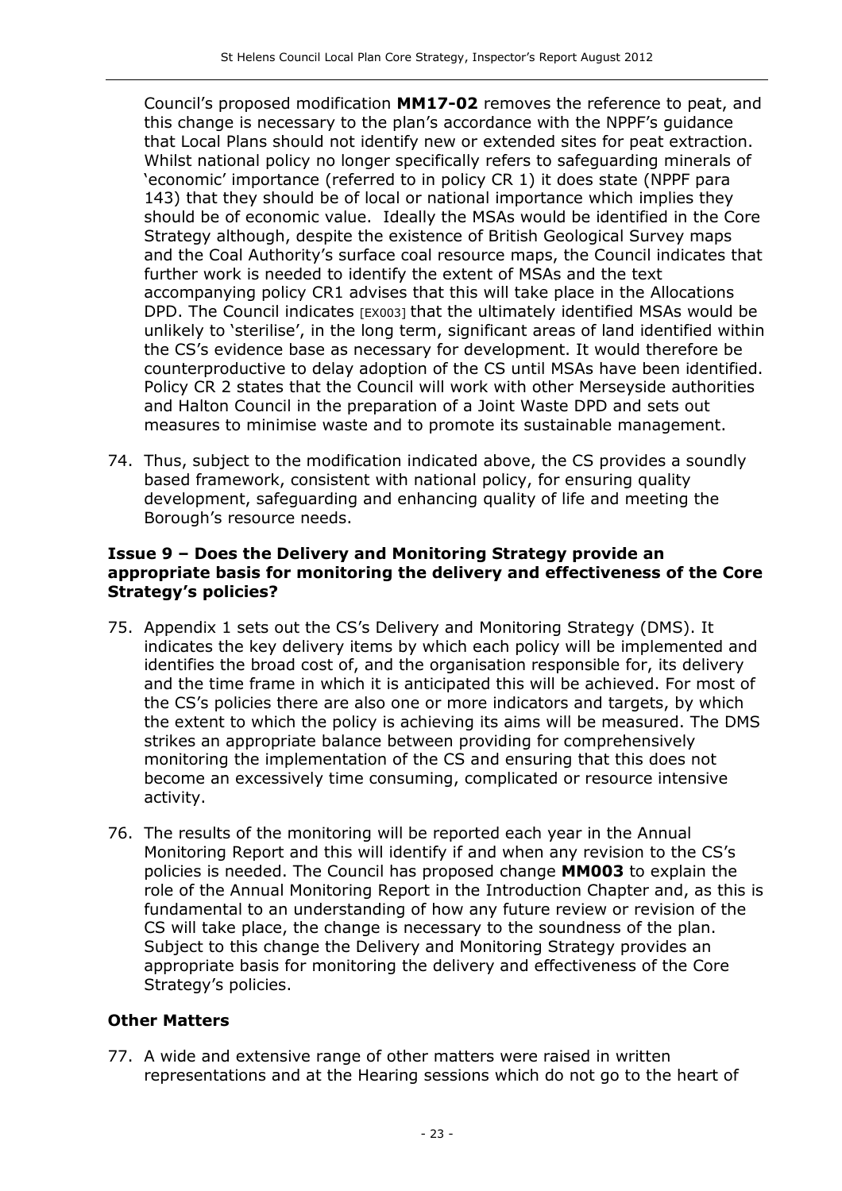Council's proposed modification **MM17-02** removes the reference to peat, and this change is necessary to the plan's accordance with the NPPF's guidance that Local Plans should not identify new or extended sites for peat extraction. Whilst national policy no longer specifically refers to safeguarding minerals of 'economic' importance (referred to in policy CR 1) it does state (NPPF para 143) that they should be of local or national importance which implies they should be of economic value. Ideally the MSAs would be identified in the Core Strategy although, despite the existence of British Geological Survey maps and the Coal Authority's surface coal resource maps, the Council indicates that further work is needed to identify the extent of MSAs and the text accompanying policy CR1 advises that this will take place in the Allocations DPD. The Council indicates [EX003] that the ultimately identified MSAs would be unlikely to 'sterilise', in the long term, significant areas of land identified within the CS's evidence base as necessary for development. It would therefore be counterproductive to delay adoption of the CS until MSAs have been identified. Policy CR 2 states that the Council will work with other Merseyside authorities and Halton Council in the preparation of a Joint Waste DPD and sets out measures to minimise waste and to promote its sustainable management.

74. Thus, subject to the modification indicated above, the CS provides a soundly based framework, consistent with national policy, for ensuring quality development, safeguarding and enhancing quality of life and meeting the Borough's resource needs.

**Issue 9 – Does the Delivery and Monitoring Strategy provide an appropriate basis for monitoring the delivery and effectiveness of the Core Strategy's policies?**

75. Appendix 1 sets out the CS's Delivery and Monitoring Strategy (DMS). It indicates the key delivery items by which each policy will be implemented and identifies the broad cost of, and the organisation responsible for, its delivery and the time frame in which it is anticipated this will be achieved. For most of the CS's policies there are also one or more indicators and targets, by which the extent to which the policy is achieving its aims will be measured. The DMS strikes an appropriate balance between providing for comprehensively monitoring the implementation of the CS and ensuring that this does not become an excessively time consuming, complicated or resource intensive activity.

76. The results of the monitoring will be reported each year in the Annual Monitoring Report and this will identify if and when any revision to the CS's policies is needed. The Council has proposed change **MM003** to explain the role of the Annual Monitoring Report in the Introduction Chapter and, as this is fundamental to an understanding of how any future review or revision of the CS will take place, the change is necessary to the soundness of the plan. Subject to this change the Delivery and Monitoring Strategy provides an appropriate basis for monitoring the delivery and effectiveness of the Core Strategy's policies.

## Other Matters

77. A wide and extensive range of other matters were raised in written representations and at the Hearing sessions which do not go to the heart of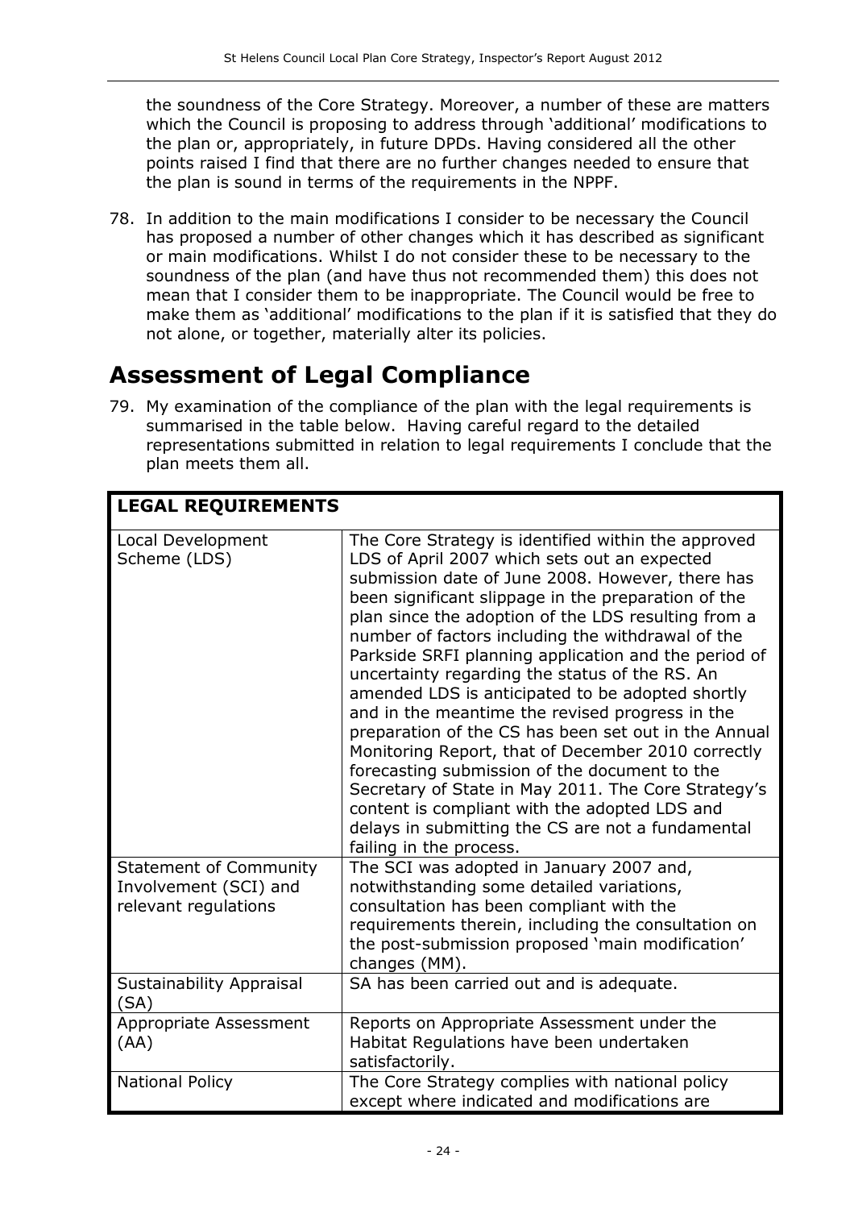the soundness of the Core Strategy. Moreover, a number of these are matters which the Council is proposing to address through 'additional' modifications to the plan or, appropriately, in future DPDs. Having considered all the other points raised I find that there are no further changes needed to ensure that the plan is sound in terms of the requirements in the NPPF.

78. In addition to the main modifications I consider to be necessary the Council has proposed a number of other changes which it has described as significant or main modifications. Whilst I do not consider these to be necessary to the soundness of the plan (and have thus not recommended them) this does not mean that I consider them to be inappropriate. The Council would be free to make them as 'additional' modifications to the plan if it is satisfied that they do not alone, or together, materially alter its policies.

# Assessment of Legal Compliance

79. My examination of the compliance of the plan with the legal requirements is summarised in the table below. Having careful regard to the detailed representations submitted in relation to legal requirements I conclude that the plan meets them all.

| **LEGAL REQUIREMENTS** | |
|---|---|
| Local Development Scheme (LDS) | The Core Strategy is identified within the approved LDS of April 2007 which sets out an expected submission date of June 2008. However, there has been significant slippage in the preparation of the plan since the adoption of the LDS resulting from a number of factors including the withdrawal of the Parkside SRFI planning application and the period of uncertainty regarding the status of the RS. An amended LDS is anticipated to be adopted shortly and in the meantime the revised progress in the preparation of the CS has been set out in the Annual Monitoring Report, that of December 2010 correctly forecasting submission of the document to the Secretary of State in May 2011. The Core Strategy's content is compliant with the adopted LDS and delays in submitting the CS are not a fundamental failing in the process. |
| Statement of Community Involvement (SCI) and relevant regulations | The SCI was adopted in January 2007 and, notwithstanding some detailed variations, consultation has been compliant with the requirements therein, including the consultation on the post-submission proposed 'main modification' changes (MM). |
| Sustainability Appraisal (SA) | SA has been carried out and is adequate. |
| Appropriate Assessment (AA) | Reports on Appropriate Assessment under the Habitat Regulations have been undertaken satisfactorily. |
| National Policy | The Core Strategy complies with national policy except where indicated and modifications are |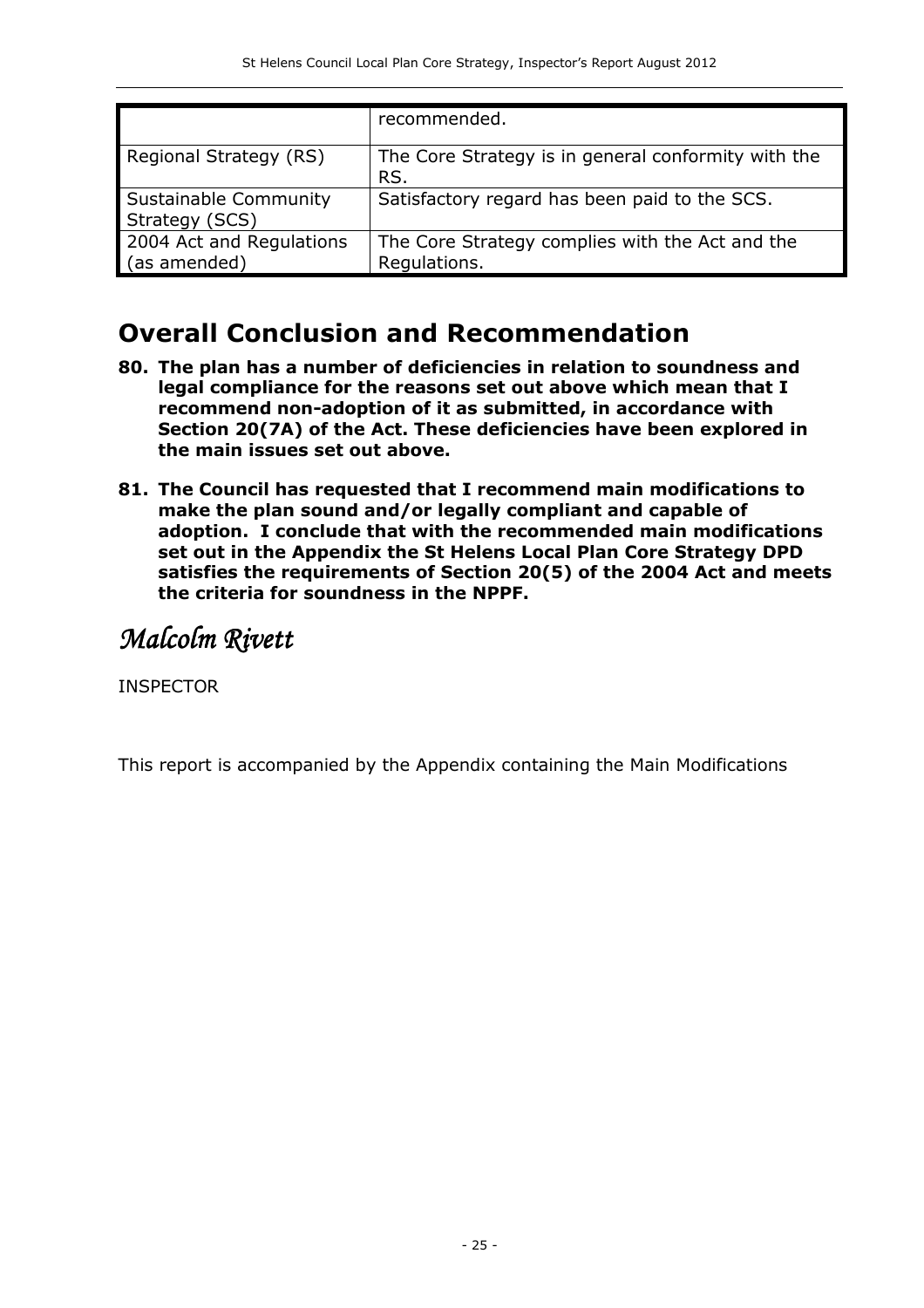| | |
|---|---|
| | recommended. |
| Regional Strategy (RS) | The Core Strategy is in general conformity with the RS. |
| Sustainable Community Strategy (SCS) | Satisfactory regard has been paid to the SCS. |
| 2004 Act and Regulations (as amended) | The Core Strategy complies with the Act and the Regulations. |

## Overall Conclusion and Recommendation

**80. The plan has a number of deficiencies in relation to soundness and legal compliance for the reasons set out above which mean that I recommend non-adoption of it as submitted, in accordance with Section 20(7A) of the Act. These deficiencies have been explored in the main issues set out above.**

**81. The Council has requested that I recommend main modifications to make the plan sound and/or legally compliant and capable of adoption. I conclude that with the recommended main modifications set out in the Appendix the St Helens Local Plan Core Strategy DPD satisfies the requirements of Section 20(5) of the 2004 Act and meets the criteria for soundness in the NPPF.**

*Malcolm Rivett*

INSPECTOR

This report is accompanied by the Appendix containing the Main Modifications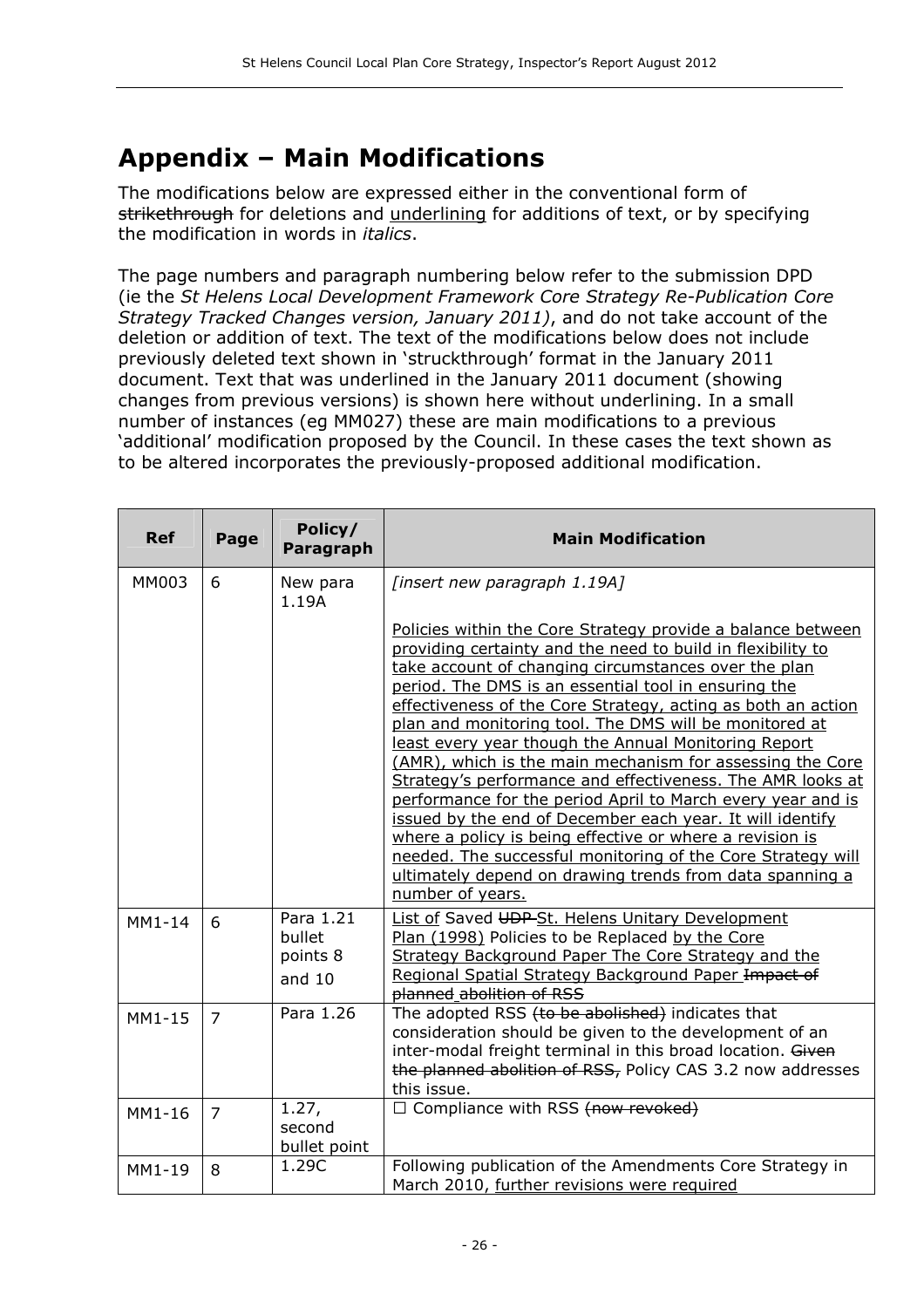# Appendix – Main Modifications

The modifications below are expressed either in the conventional form of ~~strikethrough~~ for deletions and <u>underlining</u> for additions of text, or by specifying the modification in words in *italics*.

The page numbers and paragraph numbering below refer to the submission DPD (ie the *St Helens Local Development Framework Core Strategy Re-Publication Core Strategy Tracked Changes version, January 2011)*, and do not take account of the deletion or addition of text. The text of the modifications below does not include previously deleted text shown in 'struckthrough' format in the January 2011 document. Text that was underlined in the January 2011 document (showing changes from previous versions) is shown here without underlining. In a small number of instances (eg MM027) these are main modifications to a previous 'additional' modification proposed by the Council. In these cases the text shown as to be altered incorporates the previously-proposed additional modification.

| Ref | Page | Policy/ Paragraph | Main Modification |
|---|---|---|---|
| MM003 | 6 | New para 1.19A | *[insert new paragraph 1.19A]*<br><br><u>Policies within the Core Strategy provide a balance between providing certainty and the need to build in flexibility to take account of changing circumstances over the plan period. The DMS is an essential tool in ensuring the effectiveness of the Core Strategy, acting as both an action plan and monitoring tool. The DMS will be monitored at least every year though the Annual Monitoring Report (AMR), which is the main mechanism for assessing the Core Strategy's performance and effectiveness. The AMR looks at performance for the period April to March every year and is issued by the end of December each year. It will identify where a policy is being effective or where a revision is needed. The successful monitoring of the Core Strategy will ultimately depend on drawing trends from data spanning a number of years.</u> |
| MM1-14 | 6 | Para 1.21 bullet points 8 and 10 | <u>List of</u> Saved ~~UDP~~ <u>St. Helens Unitary Development Plan (1998)</u> Policies to be Replaced <u>by the Core Strategy Background Paper The Core Strategy and the Regional Spatial Strategy Background Paper</u> ~~Impact of planned~~ ~~abolition of RSS~~ |
| MM1-15 | 7 | Para 1.26 | The adopted RSS ~~(to be abolished)~~ indicates that consideration should be given to the development of an inter-modal freight terminal in this broad location. ~~Given the planned abolition of RSS,~~ Policy CAS 3.2 now addresses this issue. |
| MM1-16 | 7 | 1.27, second bullet point | ☐ Compliance with RSS ~~(now revoked)~~ |
| MM1-19 | 8 | 1.29C | Following publication of the Amendments Core Strategy in March 2010, <u>further revisions were required</u> |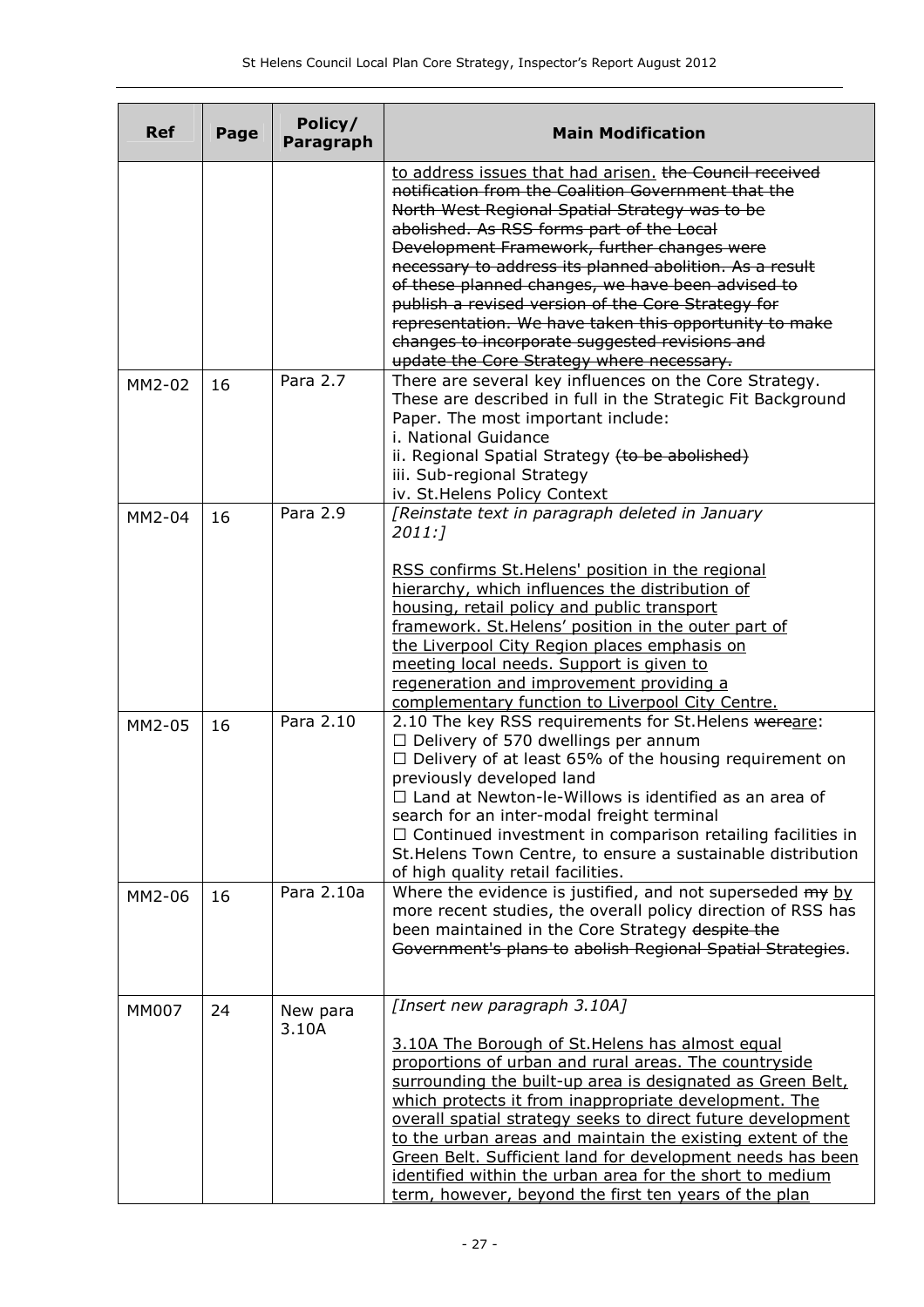| Ref | Page | Policy/ Paragraph | Main Modification |
|---|---|---|---|
| | | | <u>to address issues that had arisen.</u> ~~the Council received notification from the Coalition Government that the North West Regional Spatial Strategy was to be abolished. As RSS forms part of the Local Development Framework, further changes were necessary to address its planned abolition. As a result of these planned changes, we have been advised to publish a revised version of the Core Strategy for representation. We have taken this opportunity to make changes to incorporate suggested revisions and update the Core Strategy where necessary.~~ |
| MM2-02 | 16 | Para 2.7 | There are several key influences on the Core Strategy. These are described in full in the Strategic Fit Background Paper. The most important include:<br>i. National Guidance<br>ii. Regional Spatial Strategy ~~(to be abolished)~~<br>iii. Sub-regional Strategy<br>iv. St.Helens Policy Context |
| MM2-04 | 16 | Para 2.9 | *[Reinstate text in paragraph deleted in January 2011:]*<br><br><u>RSS confirms St.Helens' position in the regional hierarchy, which influences the distribution of housing, retail policy and public transport framework. St.Helens' position in the outer part of the Liverpool City Region places emphasis on meeting local needs. Support is given to regeneration and improvement providing a complementary function to Liverpool City Centre.</u> |
| MM2-05 | 16 | Para 2.10 | 2.10 The key RSS requirements for St.Helens ~~were~~<u>are</u>:<br>☐ Delivery of 570 dwellings per annum<br>☐ Delivery of at least 65% of the housing requirement on previously developed land<br>☐ Land at Newton-le-Willows is identified as an area of search for an inter-modal freight terminal<br>☐ Continued investment in comparison retailing facilities in St.Helens Town Centre, to ensure a sustainable distribution of high quality retail facilities. |
| MM2-06 | 16 | Para 2.10a | Where the evidence is justified, and not superseded ~~my~~ <u>by</u> more recent studies, the overall policy direction of RSS has been maintained in the Core Strategy ~~despite the Government's plans to~~ abolish Regional Spatial Strategies. |
| MM007 | 24 | New para 3.10A | *[Insert new paragraph 3.10A]*<br><br><u>3.10A The Borough of St.Helens has almost equal proportions of urban and rural areas. The countryside surrounding the built-up area is designated as Green Belt, which protects it from inappropriate development. The overall spatial strategy seeks to direct future development to the urban areas and maintain the existing extent of the Green Belt. Sufficient land for development needs has been identified within the urban area for the short to medium term, however, beyond the first ten years of the plan</u> |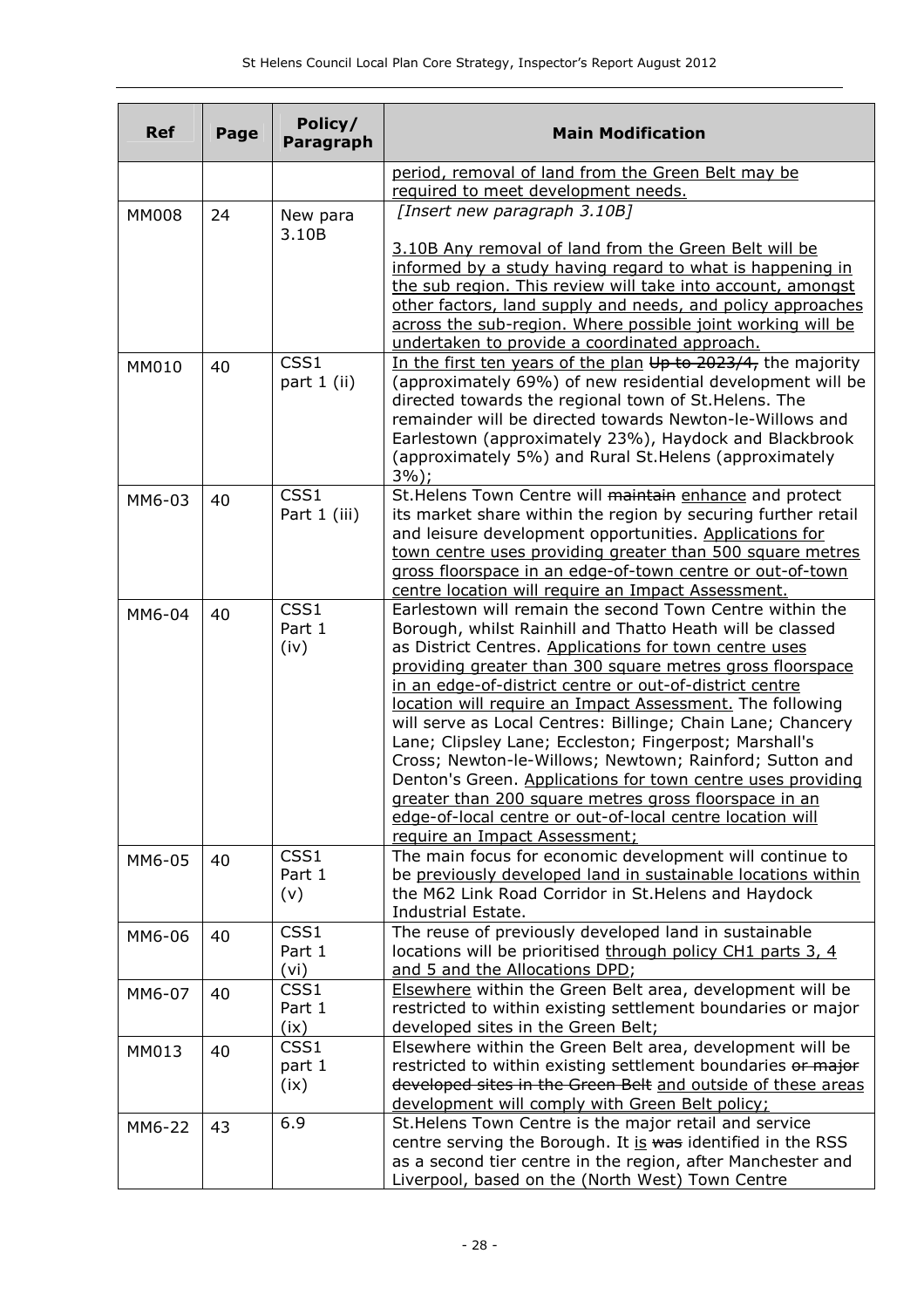| Ref | Page | Policy/ Paragraph | Main Modification |
|---|---|---|---|
| | | | <u>period, removal of land from the Green Belt may be required to meet development needs.</u> |
| MM008 | 24 | New para 3.10B | *[Insert new paragraph 3.10B]* <br><br> <u>3.10B Any removal of land from the Green Belt will be informed by a study having regard to what is happening in the sub region. This review will take into account, amongst other factors, land supply and needs, and policy approaches across the sub-region. Where possible joint working will be undertaken to provide a coordinated approach.</u> |
| MM010 | 40 | CSS1 part 1 (ii) | <u>In the first ten years of the plan</u> ~~Up to 2023/4,~~ the majority (approximately 69%) of new residential development will be directed towards the regional town of St.Helens. The remainder will be directed towards Newton-le-Willows and Earlestown (approximately 23%), Haydock and Blackbrook (approximately 5%) and Rural St.Helens (approximately 3%); |
| MM6-03 | 40 | CSS1 Part 1 (iii) | St.Helens Town Centre will ~~maintain~~ <u>enhance</u> and protect its market share within the region by securing further retail and leisure development opportunities. <u>Applications for town centre uses providing greater than 500 square metres gross floorspace in an edge-of-town centre or out-of-town centre location will require an Impact Assessment.</u> |
| MM6-04 | 40 | CSS1 Part 1 (iv) | Earlestown will remain the second Town Centre within the Borough, whilst Rainhill and Thatto Heath will be classed as District Centres. <u>Applications for town centre uses providing greater than 300 square metres gross floorspace in an edge-of-district centre or out-of-district centre location will require an Impact Assessment.</u> The following will serve as Local Centres: Billinge; Chain Lane; Chancery Lane; Clipsley Lane; Eccleston; Fingerpost; Marshall's Cross; Newton-le-Willows; Newtown; Rainford; Sutton and Denton's Green. <u>Applications for town centre uses providing greater than 200 square metres gross floorspace in an edge-of-local centre or out-of-local centre location will require an Impact Assessment;</u> |
| MM6-05 | 40 | CSS1 Part 1 (v) | The main focus for economic development will continue to be <u>previously developed land in sustainable locations within</u> the M62 Link Road Corridor in St.Helens and Haydock Industrial Estate. |
| MM6-06 | 40 | CSS1 Part 1 (vi) | The reuse of previously developed land in sustainable locations will be prioritised <u>through policy CH1 parts 3, 4 and 5 and the Allocations DPD</u>; |
| MM6-07 | 40 | CSS1 Part 1 (ix) | <u>Elsewhere</u> within the Green Belt area, development will be restricted to within existing settlement boundaries or major developed sites in the Green Belt; |
| MM013 | 40 | CSS1 part 1 (ix) | Elsewhere within the Green Belt area, development will be restricted to within existing settlement boundaries ~~or major developed sites in the Green Belt~~ <u>and outside of these areas development will comply with Green Belt policy;</u> |
| MM6-22 | 43 | 6.9 | St.Helens Town Centre is the major retail and service centre serving the Borough. It <u>is</u> ~~was~~ identified in the RSS as a second tier centre in the region, after Manchester and Liverpool, based on the (North West) Town Centre |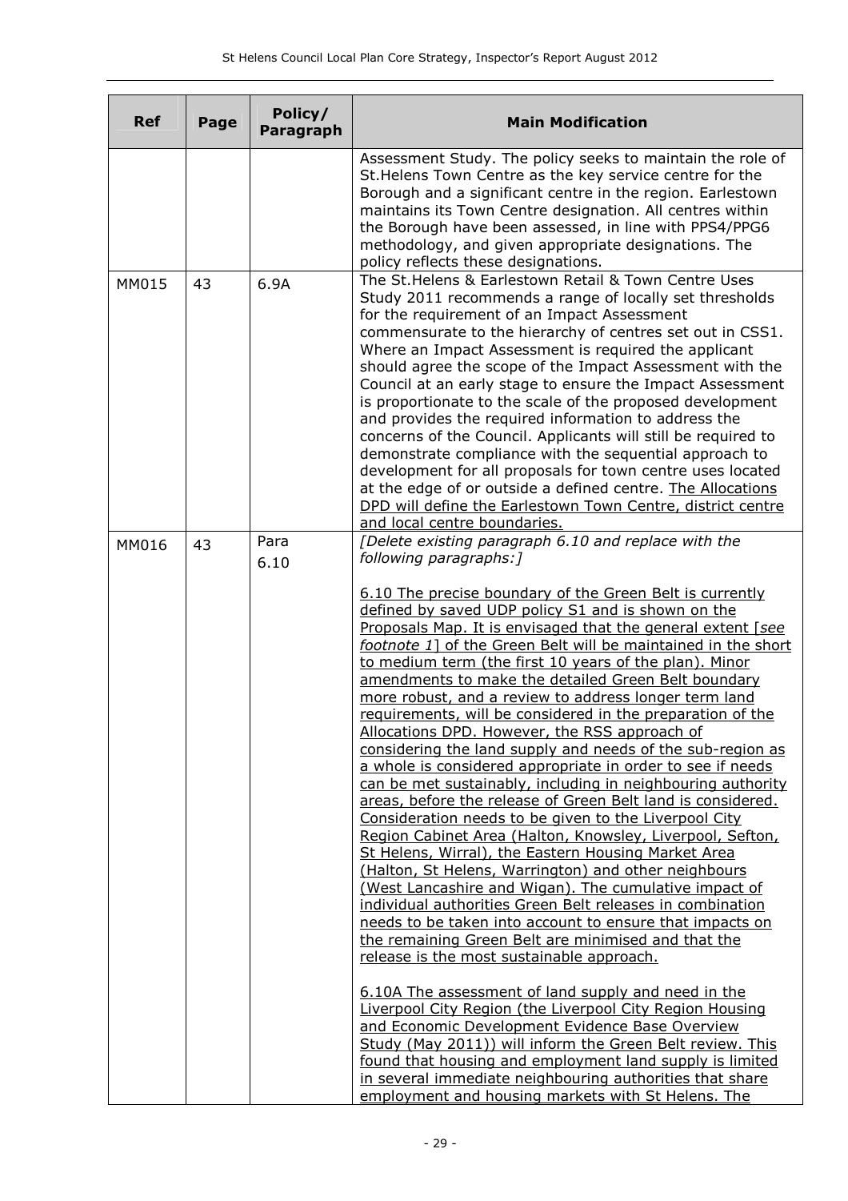| Ref | Page | Policy/ Paragraph | Main Modification |
|---|---|---|---|
| | | | Assessment Study. The policy seeks to maintain the role of St.Helens Town Centre as the key service centre for the Borough and a significant centre in the region. Earlestown maintains its Town Centre designation. All centres within the Borough have been assessed, in line with PPS4/PPG6 methodology, and given appropriate designations. The policy reflects these designations. |
| MM015 | 43 | 6.9A | The St.Helens & Earlestown Retail & Town Centre Uses Study 2011 recommends a range of locally set thresholds for the requirement of an Impact Assessment commensurate to the hierarchy of centres set out in CSS1. Where an Impact Assessment is required the applicant should agree the scope of the Impact Assessment with the Council at an early stage to ensure the Impact Assessment is proportionate to the scale of the proposed development and provides the required information to address the concerns of the Council. Applicants will still be required to demonstrate compliance with the sequential approach to development for all proposals for town centre uses located at the edge of or outside a defined centre. <u>The Allocations DPD will define the Earlestown Town Centre, district centre and local centre boundaries.</u> |
| MM016 | 43 | Para 6.10 | *[Delete existing paragraph 6.10 and replace with the following paragraphs:]*<br><br><u>6.10 The precise boundary of the Green Belt is currently defined by saved UDP policy S1 and is shown on the Proposals Map. It is envisaged that the general extent [*see footnote 1*] of the Green Belt will be maintained in the short to medium term (the first 10 years of the plan). Minor amendments to make the detailed Green Belt boundary more robust, and a review to address longer term land requirements, will be considered in the preparation of the Allocations DPD. However, the RSS approach of considering the land supply and needs of the sub-region as a whole is considered appropriate in order to see if needs can be met sustainably, including in neighbouring authority areas, before the release of Green Belt land is considered. Consideration needs to be given to the Liverpool City Region Cabinet Area (Halton, Knowsley, Liverpool, Sefton, St Helens, Wirral), the Eastern Housing Market Area (Halton, St Helens, Warrington) and other neighbours (West Lancashire and Wigan). The cumulative impact of individual authorities Green Belt releases in combination needs to be taken into account to ensure that impacts on the remaining Green Belt are minimised and that the release is the most sustainable approach.</u><br><br><u>6.10A The assessment of land supply and need in the Liverpool City Region (the Liverpool City Region Housing and Economic Development Evidence Base Overview Study (May 2011)) will inform the Green Belt review. This found that housing and employment land supply is limited in several immediate neighbouring authorities that share employment and housing markets with St Helens. The</u> |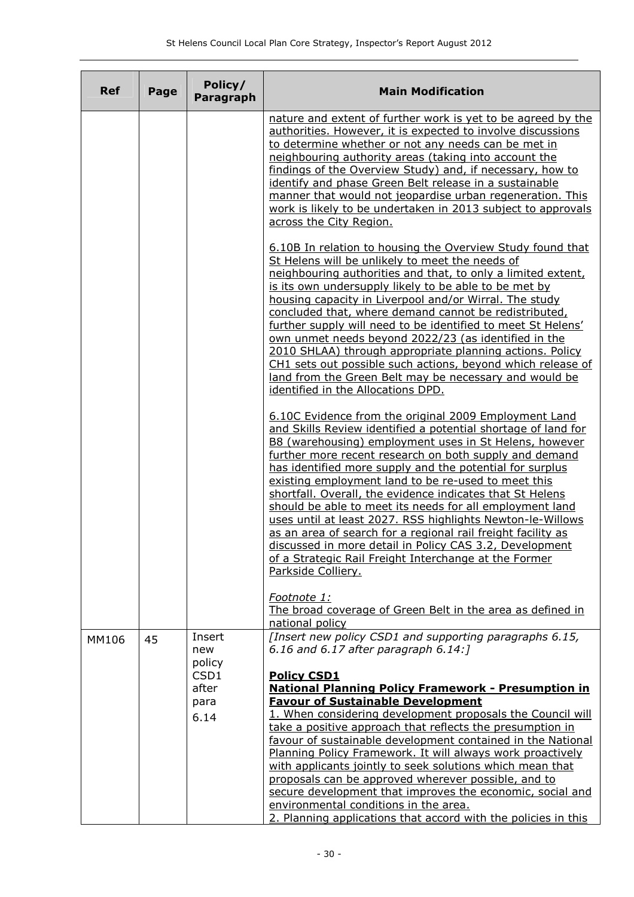| Ref | Page | Policy/ Paragraph | Main Modification |
|---|---|---|---|
| | | | nature and extent of further work is yet to be agreed by the authorities. However, it is expected to involve discussions to determine whether or not any needs can be met in neighbouring authority areas (taking into account the findings of the Overview Study) and, if necessary, how to identify and phase Green Belt release in a sustainable manner that would not jeopardise urban regeneration. This work is likely to be undertaken in 2013 subject to approvals across the City Region.<br><br>6.10B In relation to housing the Overview Study found that St Helens will be unlikely to meet the needs of neighbouring authorities and that, to only a limited extent, is its own undersupply likely to be able to be met by housing capacity in Liverpool and/or Wirral. The study concluded that, where demand cannot be redistributed, further supply will need to be identified to meet St Helens' own unmet needs beyond 2022/23 (as identified in the 2010 SHLAA) through appropriate planning actions. Policy CH1 sets out possible such actions, beyond which release of land from the Green Belt may be necessary and would be identified in the Allocations DPD.<br><br>6.10C Evidence from the original 2009 Employment Land and Skills Review identified a potential shortage of land for B8 (warehousing) employment uses in St Helens, however further more recent research on both supply and demand has identified more supply and the potential for surplus existing employment land to be re-used to meet this shortfall. Overall, the evidence indicates that St Helens should be able to meet its needs for all employment land uses until at least 2027. RSS highlights Newton-le-Willows as an area of search for a regional rail freight facility as discussed in more detail in Policy CAS 3.2, Development of a Strategic Rail Freight Interchange at the Former Parkside Colliery.<br><br>*Footnote 1:*<br>The broad coverage of Green Belt in the area as defined in national policy |
| MM106 | 45 | Insert new policy CSD1 after para 6.14 | *[Insert new policy CSD1 and supporting paragraphs 6.15, 6.16 and 6.17 after paragraph 6.14:]*<br><br>**Policy CSD1**<br>**National Planning Policy Framework - Presumption in Favour of Sustainable Development**<br>1. When considering development proposals the Council will take a positive approach that reflects the presumption in favour of sustainable development contained in the National Planning Policy Framework. It will always work proactively with applicants jointly to seek solutions which mean that proposals can be approved wherever possible, and to secure development that improves the economic, social and environmental conditions in the area.<br>2. Planning applications that accord with the policies in this |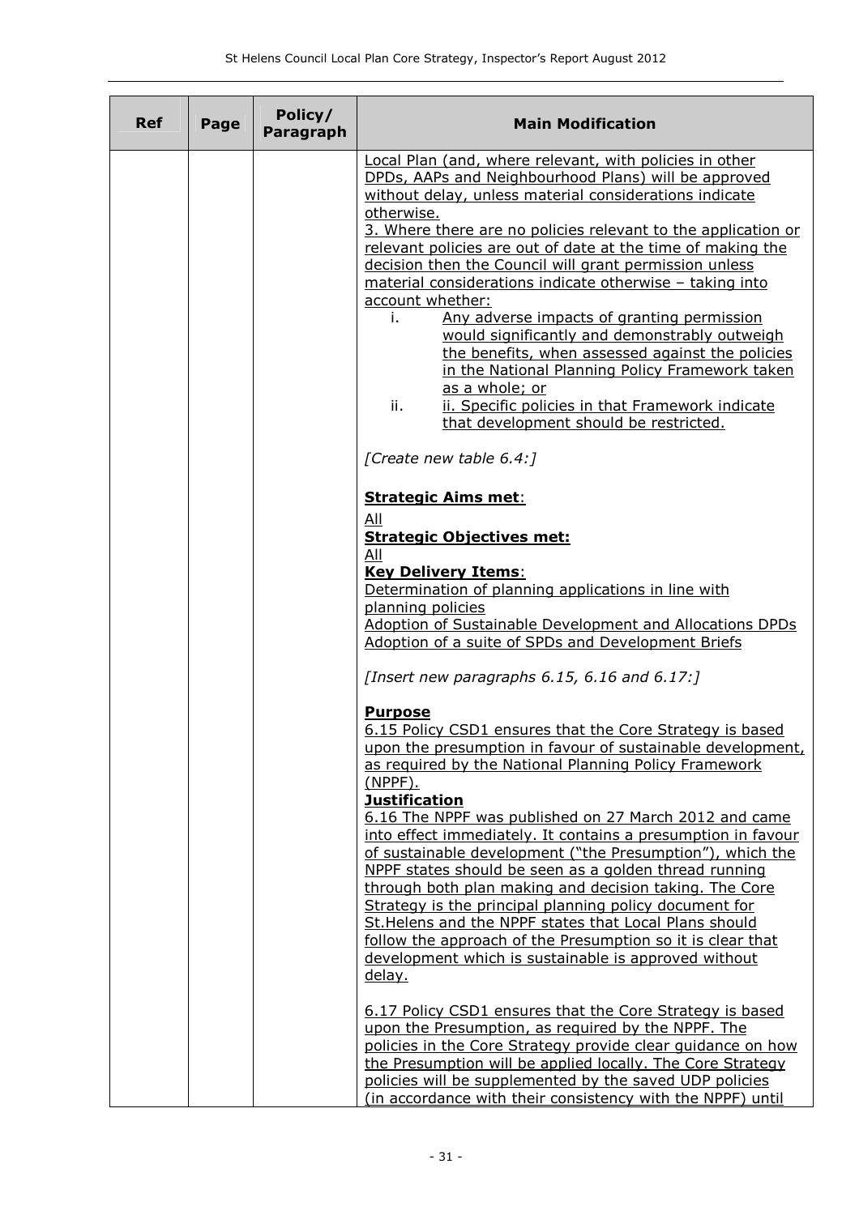| Ref | Page | Policy/ Paragraph | Main Modification |
|---|---|---|---|
| | | | Local Plan (and, where relevant, with policies in other DPDs, AAPs and Neighbourhood Plans) will be approved without delay, unless material considerations indicate otherwise.<br>3. Where there are no policies relevant to the application or relevant policies are out of date at the time of making the decision then the Council will grant permission unless material considerations indicate otherwise – taking into account whether:<br>i. Any adverse impacts of granting permission would significantly and demonstrably outweigh the benefits, when assessed against the policies in the National Planning Policy Framework taken as a whole; or<br>ii. ii. Specific policies in that Framework indicate that development should be restricted.<br><br>*[Create new table 6.4:]*<br><br>**Strategic Aims met**:<br>All<br>**Strategic Objectives met:**<br>All<br>**Key Delivery Items**:<br>Determination of planning applications in line with planning policies<br>Adoption of Sustainable Development and Allocations DPDs<br>Adoption of a suite of SPDs and Development Briefs<br><br>*[Insert new paragraphs 6.15, 6.16 and 6.17:]*<br><br>**Purpose**<br>6.15 Policy CSD1 ensures that the Core Strategy is based upon the presumption in favour of sustainable development, as required by the National Planning Policy Framework (NPPF).<br>**Justification**<br>6.16 The NPPF was published on 27 March 2012 and came into effect immediately. It contains a presumption in favour of sustainable development ("the Presumption"), which the NPPF states should be seen as a golden thread running through both plan making and decision taking. The Core Strategy is the principal planning policy document for St.Helens and the NPPF states that Local Plans should follow the approach of the Presumption so it is clear that development which is sustainable is approved without delay.<br><br>6.17 Policy CSD1 ensures that the Core Strategy is based upon the Presumption, as required by the NPPF. The policies in the Core Strategy provide clear guidance on how the Presumption will be applied locally. The Core Strategy policies will be supplemented by the saved UDP policies (in accordance with their consistency with the NPPF) until |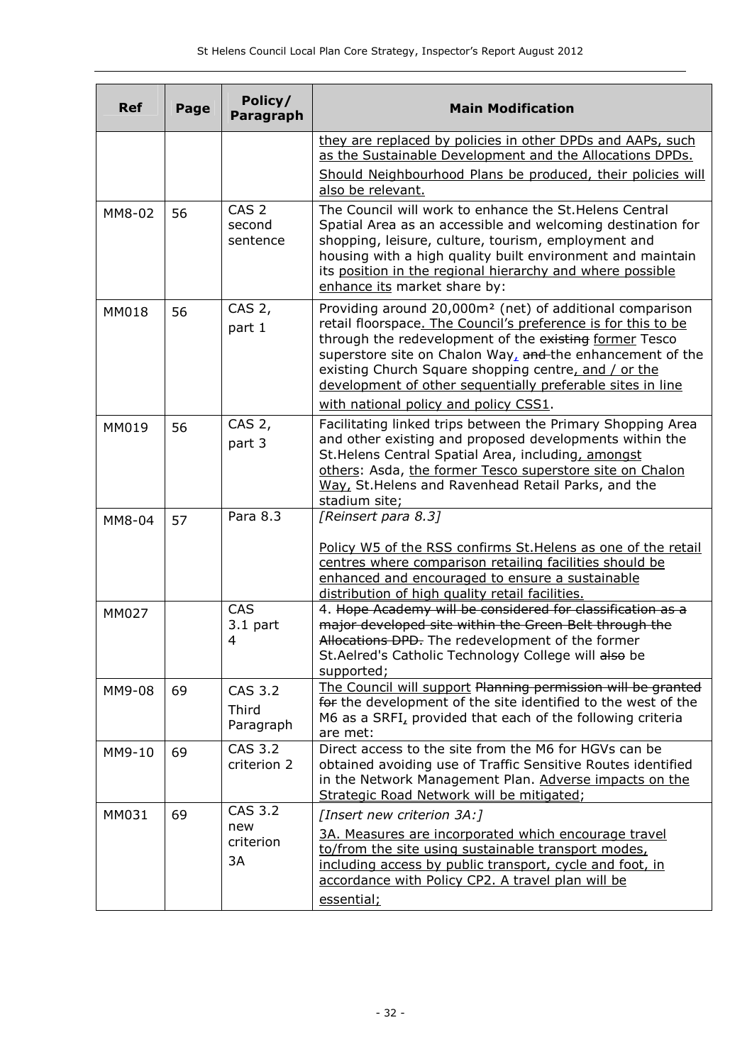| Ref | Page | Policy/ Paragraph | Main Modification |
|---|---|---|---|
| | | | <u>they are replaced by policies in other DPDs and AAPs, such as the Sustainable Development and the Allocations DPDs.</u> <u>Should Neighbourhood Plans be produced, their policies will also be relevant.</u> |
| MM8-02 | 56 | CAS 2 second sentence | The Council will work to enhance the St.Helens Central Spatial Area as an accessible and welcoming destination for shopping, leisure, culture, tourism, employment and housing with a high quality built environment and maintain its <u>position in the regional hierarchy and where possible enhance its</u> market share by: |
| MM018 | 56 | CAS 2, part 1 | Providing around 20,000m² (net) of additional comparison retail floorspace<u>. The Council's preference is for this to be</u> through the redevelopment of the ~~existing~~ <u>former</u> Tesco superstore site on Chalon Way<u>,</u> ~~and~~ the enhancement of the existing Church Square shopping centre<u>, and / or the development of other sequentially preferable sites in line with national policy and policy CSS1</u>. |
| MM019 | 56 | CAS 2, part 3 | Facilitating linked trips between the Primary Shopping Area and other existing and proposed developments within the St.Helens Central Spatial Area, including<u>, amongst others</u>: Asda, <u>the former Tesco superstore site on Chalon Way,</u> St.Helens and Ravenhead Retail Parks, and the stadium site; |
| MM8-04 | 57 | Para 8.3 | *[Reinsert para 8.3]* <u>Policy W5 of the RSS confirms St.Helens as one of the retail centres where comparison retailing facilities should be enhanced and encouraged to ensure a sustainable distribution of high quality retail facilities.</u> |
| MM027 | | CAS 3.1 part 4 | 4. ~~Hope Academy will be considered for classification as a major developed site within the Green Belt through the Allocations DPD.~~ The redevelopment of the former St.Aelred's Catholic Technology College will ~~also~~ be supported; |
| MM9-08 | 69 | CAS 3.2 Third Paragraph | <u>The Council will support</u> ~~Planning permission will be granted for~~ the development of the site identified to the west of the M6 as a SRFI<u>,</u> provided that each of the following criteria are met: |
| MM9-10 | 69 | CAS 3.2 criterion 2 | Direct access to the site from the M6 for HGVs can be obtained avoiding use of Traffic Sensitive Routes identified in the Network Management Plan. <u>Adverse impacts on the Strategic Road Network will be mitigated</u>; |
| MM031 | 69 | CAS 3.2 new criterion 3A | *[Insert new criterion 3A:]* <u>3A. Measures are incorporated which encourage travel to/from the site using sustainable transport modes, including access by public transport, cycle and foot, in accordance with Policy CP2. A travel plan will be essential;</u> |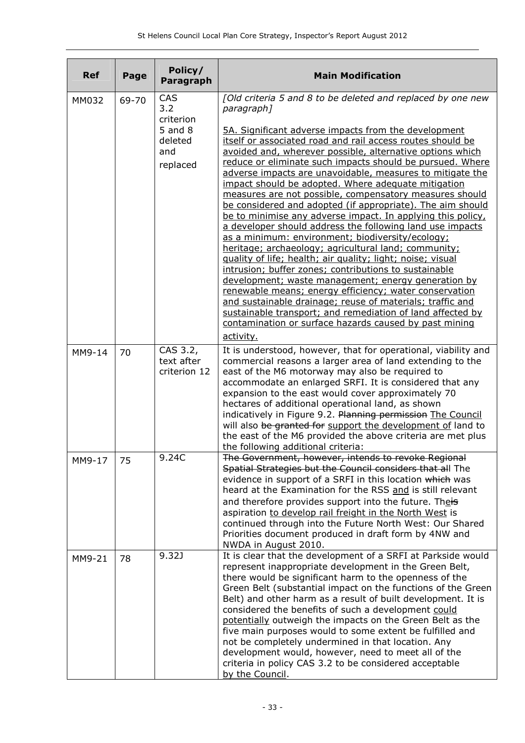| Ref | Page | Policy/ Paragraph | Main Modification |
|---|---|---|---|
| MM032 | 69-70 | CAS 3.2 criterion 5 and 8 deleted and replaced | *[Old criteria 5 and 8 to be deleted and replaced by one new paragraph]*<br><br><u>5A. Significant adverse impacts from the development itself or associated road and rail access routes should be avoided and, wherever possible, alternative options which reduce or eliminate such impacts should be pursued. Where adverse impacts are unavoidable, measures to mitigate the impact should be adopted. Where adequate mitigation measures are not possible, compensatory measures should be considered and adopted (if appropriate). The aim should be to minimise any adverse impact. In applying this policy, a developer should address the following land use impacts as a minimum: environment; biodiversity/ecology; heritage; archaeology; agricultural land; community; quality of life; health; air quality; light; noise; visual intrusion; buffer zones; contributions to sustainable development; waste management; energy generation by renewable means; energy efficiency; water conservation and sustainable drainage; reuse of materials; traffic and sustainable transport; and remediation of land affected by contamination or surface hazards caused by past mining activity.</u> |
| MM9-14 | 70 | CAS 3.2, text after criterion 12 | It is understood, however, that for operational, viability and commercial reasons a larger area of land extending to the east of the M6 motorway may also be required to accommodate an enlarged SRFI. It is considered that any expansion to the east would cover approximately 70 hectares of additional operational land, as shown indicatively in Figure 9.2. ~~Planning permission~~ <u>The Council</u> will also ~~be granted for~~ <u>support the development of</u> land to the east of the M6 provided the above criteria are met plus the following additional criteria: |
| MM9-17 | 75 | 9.24C | ~~The Government, however, intends to revoke Regional Spatial Strategies but the Council considers that al~~l The evidence in support of a SRFI in this location ~~which~~ was heard at the Examination for the RSS <u>and</u> is still relevant and therefore provides support into the future. The~~is~~ aspiration <u>to develop rail freight in the North West</u> is continued through into the Future North West: Our Shared Priorities document produced in draft form by 4NW and NWDA in August 2010. |
| MM9-21 | 78 | 9.32J | It is clear that the development of a SRFI at Parkside would represent inappropriate development in the Green Belt, there would be significant harm to the openness of the Green Belt (substantial impact on the functions of the Green Belt) and other harm as a result of built development. It is considered the benefits of such a development <u>could potentially</u> outweigh the impacts on the Green Belt as the five main purposes would to some extent be fulfilled and not be completely undermined in that location. Any development would, however, need to meet all of the criteria in policy CAS 3.2 to be considered acceptable <u>by the Council</u>. |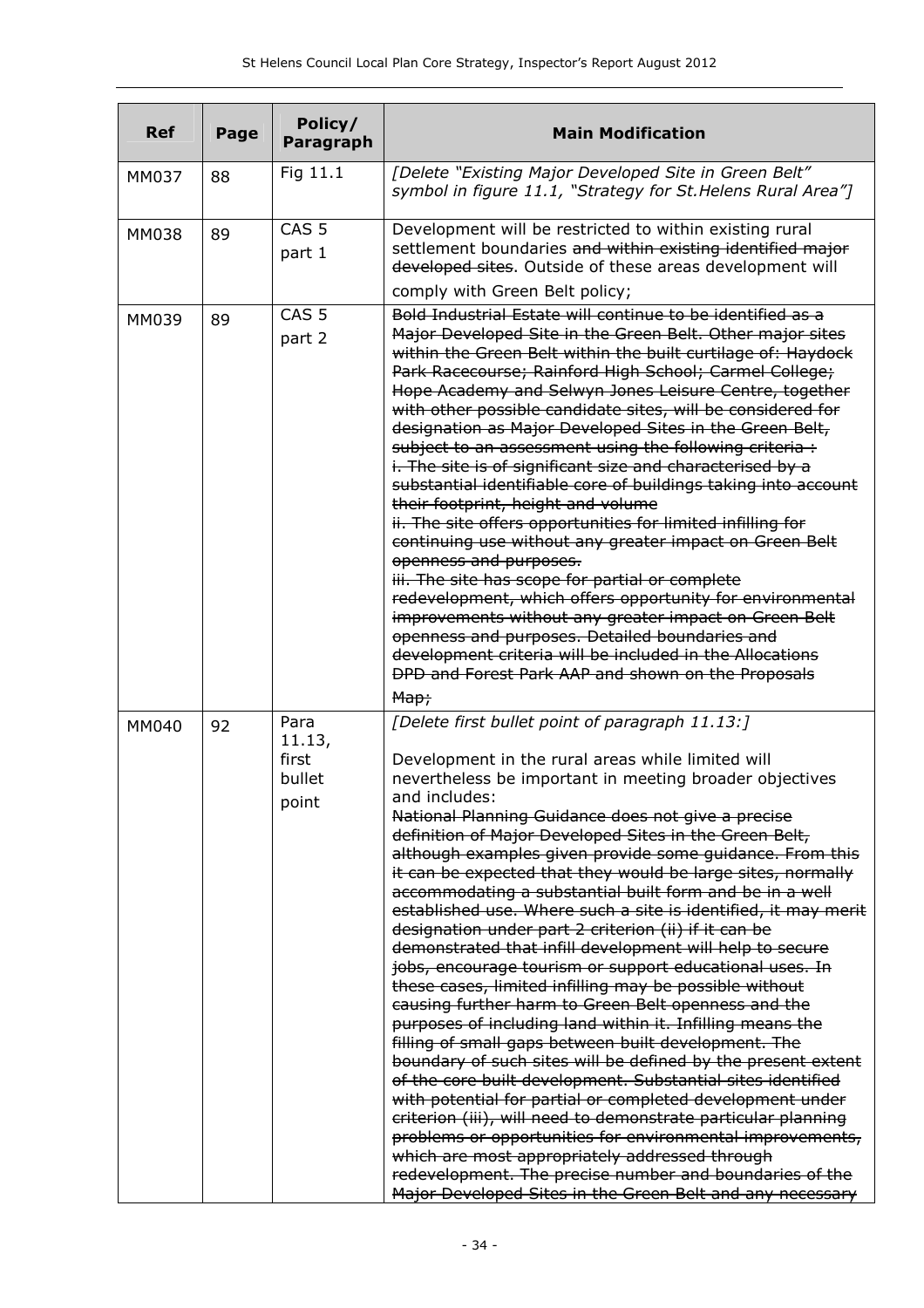| Ref | Page | Policy/ Paragraph | Main Modification |
|---|---|---|---|
| MM037 | 88 | Fig 11.1 | *[Delete "Existing Major Developed Site in Green Belt" symbol in figure 11.1, "Strategy for St.Helens Rural Area"]* |
| MM038 | 89 | CAS 5 part 1 | Development will be restricted to within existing rural settlement boundaries ~~and within existing identified major developed sites~~. Outside of these areas development will comply with Green Belt policy; |
| MM039 | 89 | CAS 5 part 2 | ~~Bold Industrial Estate will continue to be identified as a Major Developed Site in the Green Belt. Other major sites within the Green Belt within the built curtilage of: Haydock Park Racecourse; Rainford High School; Carmel College; Hope Academy and Selwyn Jones Leisure Centre, together with other possible candidate sites, will be considered for designation as Major Developed Sites in the Green Belt, subject to an assessment using the following criteria : i. The site is of significant size and characterised by a substantial identifiable core of buildings taking into account their footprint, height and volume ii. The site offers opportunities for limited infilling for continuing use without any greater impact on Green Belt openness and purposes. iii. The site has scope for partial or complete redevelopment, which offers opportunity for environmental improvements without any greater impact on Green Belt openness and purposes. Detailed boundaries and development criteria will be included in the Allocations DPD and Forest Park AAP and shown on the Proposals Map;~~ |
| MM040 | 92 | Para 11.13, first bullet point | *[Delete first bullet point of paragraph 11.13:]* <br><br> Development in the rural areas while limited will nevertheless be important in meeting broader objectives and includes: ~~National Planning Guidance does not give a precise definition of Major Developed Sites in the Green Belt, although examples given provide some guidance. From this it can be expected that they would be large sites, normally accommodating a substantial built form and be in a well established use. Where such a site is identified, it may merit designation under part 2 criterion (ii) if it can be demonstrated that infill development will help to secure jobs, encourage tourism or support educational uses. In these cases, limited infilling may be possible without causing further harm to Green Belt openness and the purposes of including land within it. Infilling means the filling of small gaps between built development. The boundary of such sites will be defined by the present extent of the core built development. Substantial sites identified with potential for partial or completed development under criterion (iii), will need to demonstrate particular planning problems or opportunities for environmental improvements, which are most appropriately addressed through redevelopment. The precise number and boundaries of the Major Developed Sites in the Green Belt and any necessary~~ |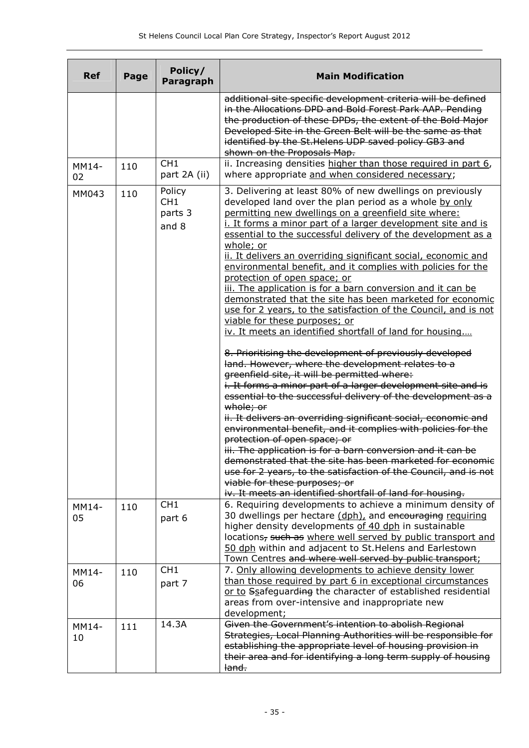| Ref | Page | Policy/ Paragraph | Main Modification |
|---|---|---|---|
| | | | ~~additional site specific development criteria will be defined in the Allocations DPD and Bold Forest Park AAP. Pending the production of these DPDs, the extent of the Bold Major Developed Site in the Green Belt will be the same as that identified by the St.Helens UDP saved policy GB3 and shown on the Proposals Map.~~ |
| MM14-02 | 110 | CH1 part 2A (ii) | ii. Increasing densities <u>higher than those required in part 6</u>, where appropriate <u>and when considered necessary</u>; |
| MM043 | 110 | Policy CH1 parts 3 and 8 | 3. Delivering at least 80% of new dwellings on previously developed land over the plan period as a whole <u>by only permitting new dwellings on a greenfield site where:</u><br><u>i. It forms a minor part of a larger development site and is essential to the successful delivery of the development as a whole; or</u><br><u>ii. It delivers an overriding significant social, economic and environmental benefit, and it complies with policies for the protection of open space; or</u><br><u>iii. The application is for a barn conversion and it can be demonstrated that the site has been marketed for economic use for 2 years, to the satisfaction of the Council, and is not viable for these purposes; or</u><br><u>iv. It meets an identified shortfall of land for housing.…</u><br><br>~~8. Prioritising the development of previously developed land. However, where the development relates to a greenfield site, it will be permitted where:~~<br>~~i. It forms a minor part of a larger development site and is essential to the successful delivery of the development as a whole; or~~<br>~~ii. It delivers an overriding significant social, economic and environmental benefit, and it complies with policies for the protection of open space; or~~<br>~~iii. The application is for a barn conversion and it can be demonstrated that the site has been marketed for economic use for 2 years, to the satisfaction of the Council, and is not viable for these purposes; or~~<br>~~iv. It meets an identified shortfall of land for housing.~~ |
| MM14-05 | 110 | CH1 part 6 | 6. Requiring developments to achieve a minimum density of 30 dwellings per hectare <u>(dph)</u>, and ~~encouraging~~ <u>requiring</u> higher density developments <u>of 40 dph</u> in sustainable locations~~, such as~~ <u>where well served by public transport and 50 dph</u> within and adjacent to St.Helens and Earlestown Town Centres ~~and where well served by public transport~~; |
| MM14-06 | 110 | CH1 part 7 | 7. <u>Only allowing developments to achieve density lower than those required by part 6 in exceptional circumstances or to</u> ~~S~~<u>s</u>afeguard~~ing~~ the character of established residential areas from over-intensive and inappropriate new development; |
| MM14-10 | 111 | 14.3A | ~~Given the Government's intention to abolish Regional Strategies, Local Planning Authorities will be responsible for establishing the appropriate level of housing provision in their area and for identifying a long term supply of housing land.~~ |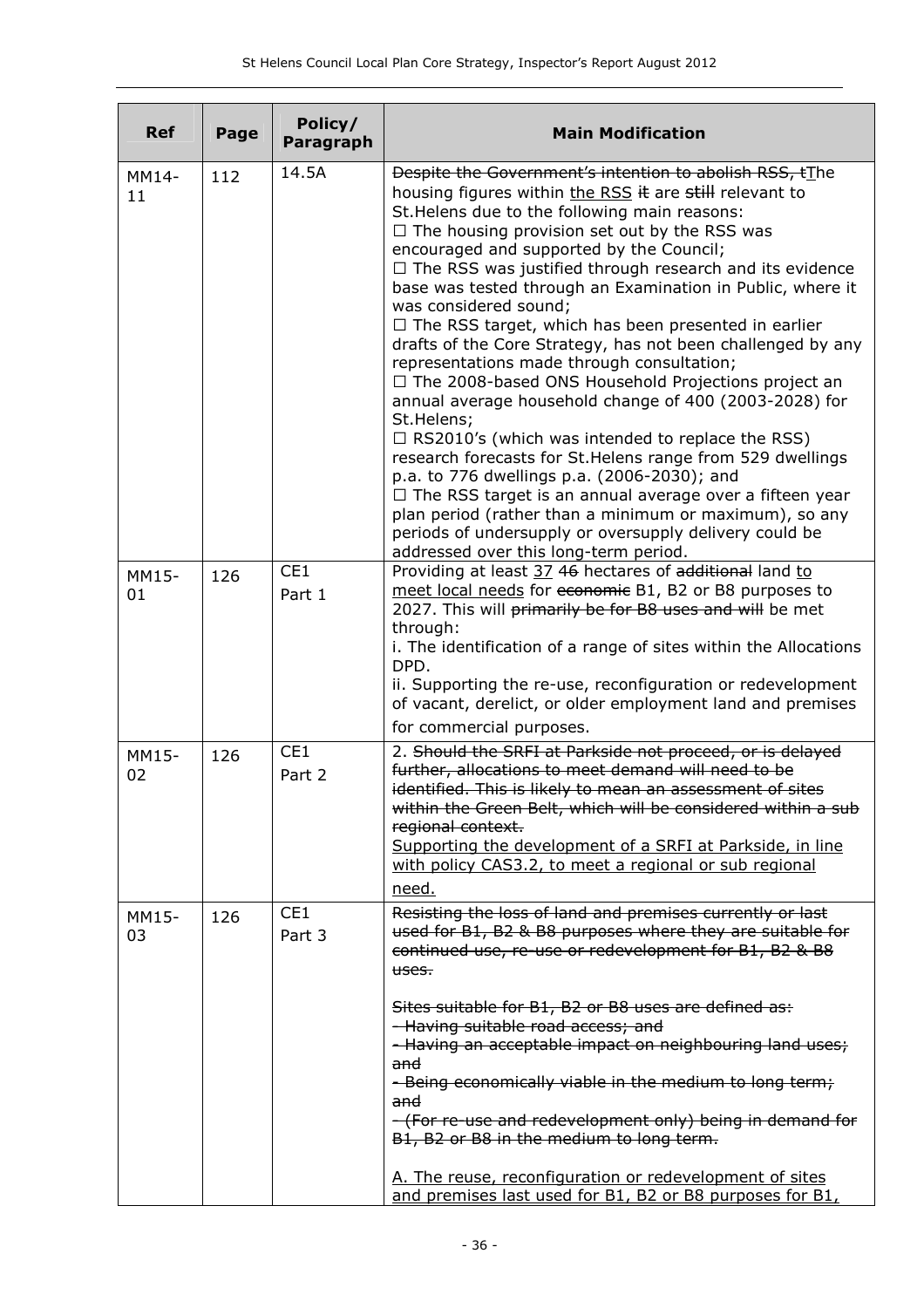| Ref | Page | Policy/ Paragraph | Main Modification |
|---|---|---|---|
| MM14-11 | 112 | 14.5A | ~~Despite the Government's intention to abolish RSS, t~~<u>T</u>he housing figures within <u>the RSS</u> ~~it~~ are ~~still~~ relevant to St.Helens due to the following main reasons:<br>☐ The housing provision set out by the RSS was encouraged and supported by the Council;<br>☐ The RSS was justified through research and its evidence base was tested through an Examination in Public, where it was considered sound;<br>☐ The RSS target, which has been presented in earlier drafts of the Core Strategy, has not been challenged by any representations made through consultation;<br>☐ The 2008-based ONS Household Projections project an annual average household change of 400 (2003-2028) for St.Helens;<br>☐ RS2010's (which was intended to replace the RSS) research forecasts for St.Helens range from 529 dwellings p.a. to 776 dwellings p.a. (2006-2030); and<br>☐ The RSS target is an annual average over a fifteen year plan period (rather than a minimum or maximum), so any periods of undersupply or oversupply delivery could be addressed over this long-term period. |
| MM15-01 | 126 | CE1 Part 1 | Providing at least <u>37</u> ~~46~~ hectares of ~~additional~~ land <u>to meet local needs</u> for ~~economic~~ B1, B2 or B8 purposes to 2027. This will ~~primarily be for B8 uses and will~~ be met through:<br>i. The identification of a range of sites within the Allocations DPD.<br>ii. Supporting the re-use, reconfiguration or redevelopment of vacant, derelict, or older employment land and premises for commercial purposes. |
| MM15-02 | 126 | CE1 Part 2 | 2. ~~Should the SRFI at Parkside not proceed, or is delayed further, allocations to meet demand will need to be identified. This is likely to mean an assessment of sites within the Green Belt, which will be considered within a sub regional context.~~<br><u>Supporting the development of a SRFI at Parkside, in line with policy CAS3.2, to meet a regional or sub regional need.</u> |
| MM15-03 | 126 | CE1 Part 3 | ~~Resisting the loss of land and premises currently or last used for B1, B2 & B8 purposes where they are suitable for continued use, re-use or redevelopment for B1, B2 & B8 uses.~~<br><br>~~Sites suitable for B1, B2 or B8 uses are defined as:~~<br>~~- Having suitable road access; and~~<br>~~- Having an acceptable impact on neighbouring land uses; and~~<br>~~- Being economically viable in the medium to long term; and~~<br>~~- (For re-use and redevelopment only) being in demand for B1, B2 or B8 in the medium to long term.~~<br><br><u>A. The reuse, reconfiguration or redevelopment of sites and premises last used for B1, B2 or B8 purposes for B1,</u> |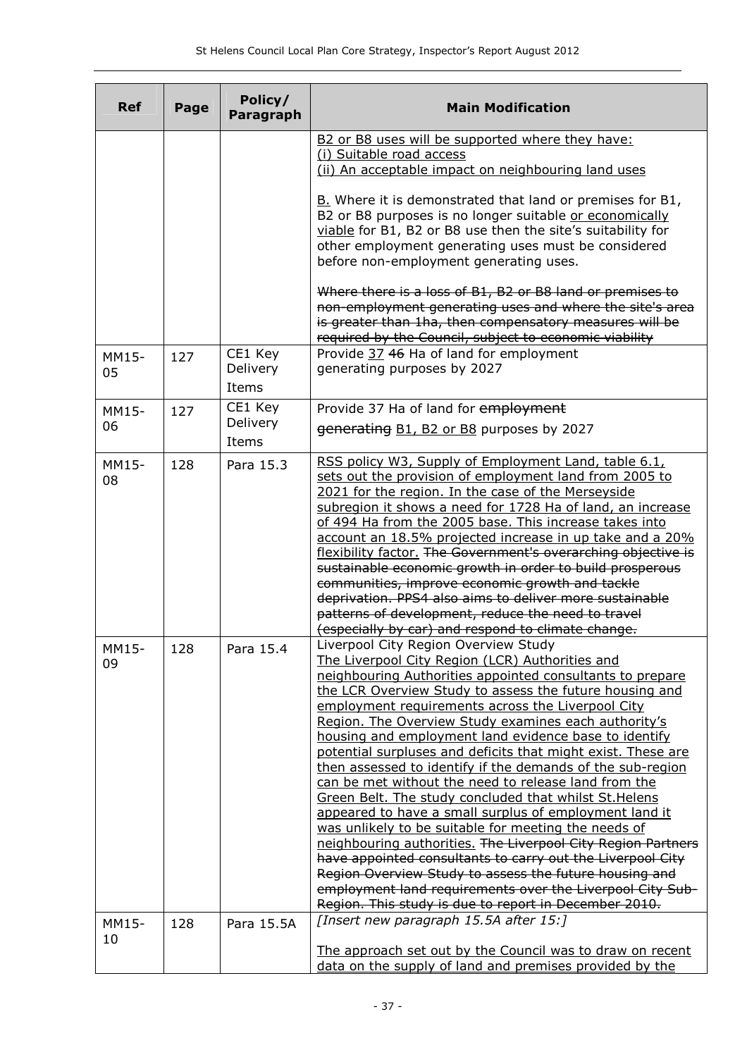| Ref | Page | Policy/ Paragraph | Main Modification |
|---|---|---|---|
| | | | <u>B2 or B8 uses will be supported where they have:</u><br><u>(i) Suitable road access</u><br><u>(ii) An acceptable impact on neighbouring land uses</u><br><br><u>B.</u> Where it is demonstrated that land or premises for B1, B2 or B8 purposes is no longer suitable <u>or economically viable</u> for B1, B2 or B8 use then the site's suitability for other employment generating uses must be considered before non-employment generating uses.<br><br>~~Where there is a loss of B1, B2 or B8 land or premises to non-employment generating uses and where the site's area is greater than 1ha, then compensatory measures will be required by the Council, subject to economic viability~~ |
| MM15-05 | 127 | CE1 Key Delivery Items | Provide <u>37</u> ~~46~~ Ha of land for employment generating purposes by 2027 |
| MM15-06 | 127 | CE1 Key Delivery Items | Provide 37 Ha of land for ~~employment generating~~ <u>B1, B2 or B8</u> purposes by 2027 |
| MM15-08 | 128 | Para 15.3 | <u>RSS policy W3, Supply of Employment Land, table 6.1, sets out the provision of employment land from 2005 to 2021 for the region. In the case of the Merseyside subregion it shows a need for 1728 Ha of land, an increase of 494 Ha from the 2005 base. This increase takes into account an 18.5% projected increase in up take and a 20% flexibility factor.</u> ~~The Government's overarching objective is sustainable economic growth in order to build prosperous communities, improve economic growth and tackle deprivation. PPS4 also aims to deliver more sustainable patterns of development, reduce the need to travel (especially by car) and respond to climate change.~~ |
| MM15-09 | 128 | Para 15.4 | Liverpool City Region Overview Study<br><u>The Liverpool City Region (LCR) Authorities and neighbouring Authorities appointed consultants to prepare the LCR Overview Study to assess the future housing and employment requirements across the Liverpool City Region. The Overview Study examines each authority's housing and employment land evidence base to identify potential surpluses and deficits that might exist. These are then assessed to identify if the demands of the sub-region can be met without the need to release land from the Green Belt. The study concluded that whilst St.Helens appeared to have a small surplus of employment land it was unlikely to be suitable for meeting the needs of neighbouring authorities.</u> ~~The Liverpool City Region Partners have appointed consultants to carry out the Liverpool City Region Overview Study to assess the future housing and employment land requirements over the Liverpool City Sub-Region. This study is due to report in December 2010.~~ |
| MM15-10 | 128 | Para 15.5A | *[Insert new paragraph 15.5A after 15:]*<br><br><u>The approach set out by the Council was to draw on recent data on the supply of land and premises provided by the</u> |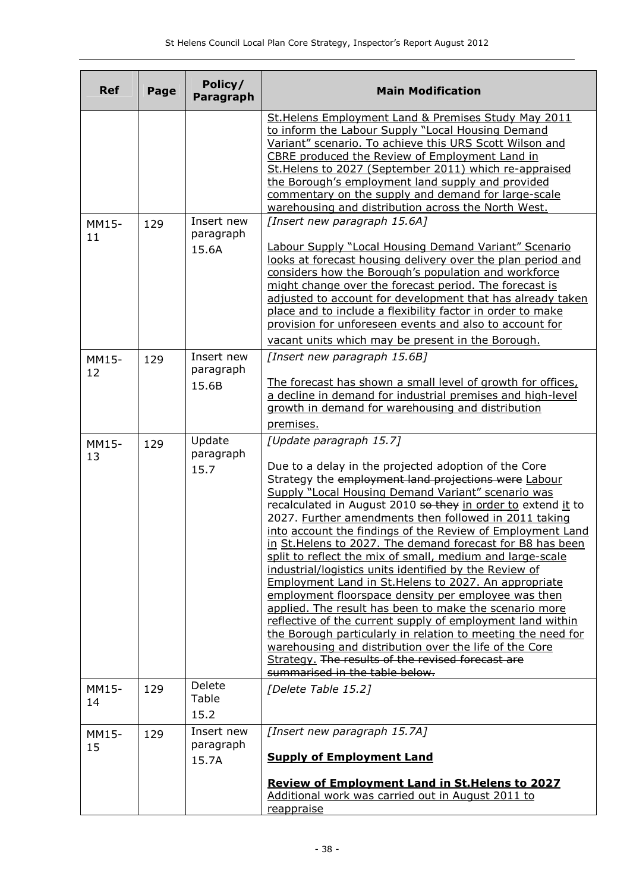| Ref | Page | Policy/ Paragraph | Main Modification |
|---|---|---|---|
| | | | St.Helens Employment Land & Premises Study May 2011 to inform the Labour Supply "Local Housing Demand Variant" scenario. To achieve this URS Scott Wilson and CBRE produced the Review of Employment Land in St.Helens to 2027 (September 2011) which re-appraised the Borough's employment land supply and provided commentary on the supply and demand for large-scale warehousing and distribution across the North West. |
| MM15-11 | 129 | Insert new paragraph 15.6A | *[Insert new paragraph 15.6A]*<br><br>Labour Supply "Local Housing Demand Variant" Scenario looks at forecast housing delivery over the plan period and considers how the Borough's population and workforce might change over the forecast period. The forecast is adjusted to account for development that has already taken place and to include a flexibility factor in order to make provision for unforeseen events and also to account for vacant units which may be present in the Borough. |
| MM15-12 | 129 | Insert new paragraph 15.6B | *[Insert new paragraph 15.6B]*<br><br>The forecast has shown a small level of growth for offices, a decline in demand for industrial premises and high-level growth in demand for warehousing and distribution premises. |
| MM15-13 | 129 | Update paragraph 15.7 | *[Update paragraph 15.7]*<br><br>Due to a delay in the projected adoption of the Core Strategy the ~~employment land projections were~~ Labour Supply "Local Housing Demand Variant" scenario was recalculated in August 2010 ~~so they~~ in order to extend it to 2027. Further amendments then followed in 2011 taking into account the findings of the Review of Employment Land in St.Helens to 2027. The demand forecast for B8 has been split to reflect the mix of small, medium and large-scale industrial/logistics units identified by the Review of Employment Land in St.Helens to 2027. An appropriate employment floorspace density per employee was then applied. The result has been to make the scenario more reflective of the current supply of employment land within the Borough particularly in relation to meeting the need for warehousing and distribution over the life of the Core Strategy. ~~The results of the revised forecast are summarised in the table below.~~ |
| MM15-14 | 129 | Delete Table 15.2 | *[Delete Table 15.2]* |
| MM15-15 | 129 | Insert new paragraph 15.7A | *[Insert new paragraph 15.7A]*<br><br>**Supply of Employment Land**<br><br>**Review of Employment Land in St.Helens to 2027**<br>Additional work was carried out in August 2011 to reappraise |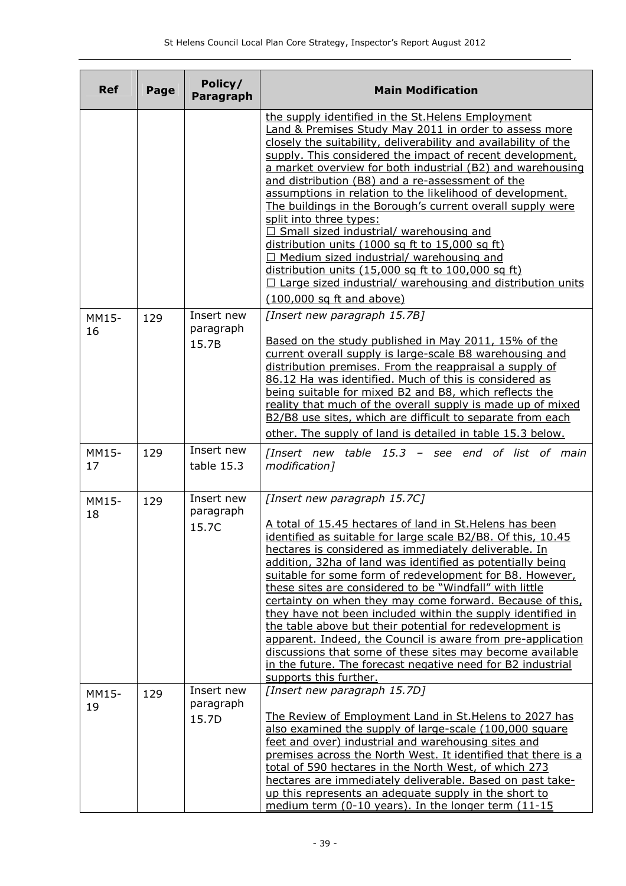| Ref | Page | Policy/ Paragraph | Main Modification |
|---|---|---|---|
| | | | the supply identified in the St.Helens Employment Land & Premises Study May 2011 in order to assess more closely the suitability, deliverability and availability of the supply. This considered the impact of recent development, a market overview for both industrial (B2) and warehousing and distribution (B8) and a re-assessment of the assumptions in relation to the likelihood of development. The buildings in the Borough's current overall supply were split into three types: ☐ Small sized industrial/ warehousing and distribution units (1000 sq ft to 15,000 sq ft) ☐ Medium sized industrial/ warehousing and distribution units (15,000 sq ft to 100,000 sq ft) ☐ Large sized industrial/ warehousing and distribution units (100,000 sq ft and above) |
| MM15-16 | 129 | Insert new paragraph 15.7B | *[Insert new paragraph 15.7B]* Based on the study published in May 2011, 15% of the current overall supply is large-scale B8 warehousing and distribution premises. From the reappraisal a supply of 86.12 Ha was identified. Much of this is considered as being suitable for mixed B2 and B8, which reflects the reality that much of the overall supply is made up of mixed B2/B8 use sites, which are difficult to separate from each other. The supply of land is detailed in table 15.3 below. |
| MM15-17 | 129 | Insert new table 15.3 | *[Insert new table 15.3 – see end of list of main modification]* |
| MM15-18 | 129 | Insert new paragraph 15.7C | *[Insert new paragraph 15.7C]* A total of 15.45 hectares of land in St.Helens has been identified as suitable for large scale B2/B8. Of this, 10.45 hectares is considered as immediately deliverable. In addition, 32ha of land was identified as potentially being suitable for some form of redevelopment for B8. However, these sites are considered to be "Windfall" with little certainty on when they may come forward. Because of this, they have not been included within the supply identified in the table above but their potential for redevelopment is apparent. Indeed, the Council is aware from pre-application discussions that some of these sites may become available in the future. The forecast negative need for B2 industrial supports this further. |
| MM15-19 | 129 | Insert new paragraph 15.7D | *[Insert new paragraph 15.7D]* The Review of Employment Land in St.Helens to 2027 has also examined the supply of large-scale (100,000 square feet and over) industrial and warehousing sites and premises across the North West. It identified that there is a total of 590 hectares in the North West, of which 273 hectares are immediately deliverable. Based on past take-up this represents an adequate supply in the short to medium term (0-10 years). In the longer term (11-15 |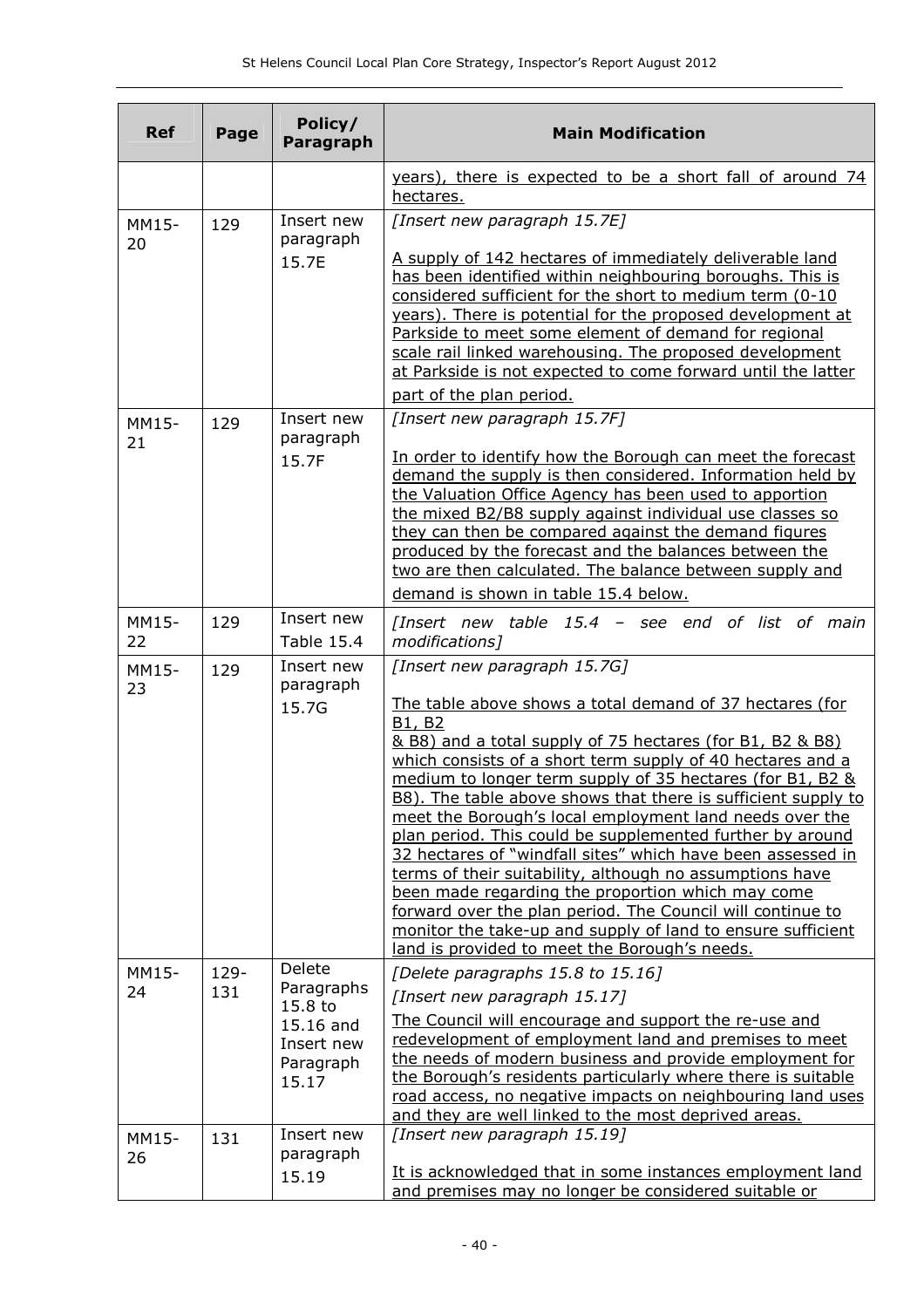| Ref | Page | Policy/ Paragraph | Main Modification |
|---|---|---|---|
| | | | years), there is expected to be a short fall of around 74 hectares. |
| MM15-20 | 129 | Insert new paragraph 15.7E | [Insert new paragraph 15.7E]<br><br>A supply of 142 hectares of immediately deliverable land has been identified within neighbouring boroughs. This is considered sufficient for the short to medium term (0-10 years). There is potential for the proposed development at Parkside to meet some element of demand for regional scale rail linked warehousing. The proposed development at Parkside is not expected to come forward until the latter part of the plan period. |
| MM15-21 | 129 | Insert new paragraph 15.7F | [Insert new paragraph 15.7F]<br><br>In order to identify how the Borough can meet the forecast demand the supply is then considered. Information held by the Valuation Office Agency has been used to apportion the mixed B2/B8 supply against individual use classes so they can then be compared against the demand figures produced by the forecast and the balances between the two are then calculated. The balance between supply and demand is shown in table 15.4 below. |
| MM15-22 | 129 | Insert new Table 15.4 | *[Insert new table 15.4 – see end of list of main modifications]* |
| MM15-23 | 129 | Insert new paragraph 15.7G | [Insert new paragraph 15.7G]<br><br>The table above shows a total demand of 37 hectares (for B1, B2 & B8) and a total supply of 75 hectares (for B1, B2 & B8) which consists of a short term supply of 40 hectares and a medium to longer term supply of 35 hectares (for B1, B2 & B8). The table above shows that there is sufficient supply to meet the Borough's local employment land needs over the plan period. This could be supplemented further by around 32 hectares of "windfall sites" which have been assessed in terms of their suitability, although no assumptions have been made regarding the proportion which may come forward over the plan period. The Council will continue to monitor the take-up and supply of land to ensure sufficient land is provided to meet the Borough's needs. |
| MM15-24 | 129-131 | Delete Paragraphs 15.8 to 15.16 and Insert new Paragraph 15.17 | [Delete paragraphs 15.8 to 15.16]<br><br>[Insert new paragraph 15.17]<br><br>The Council will encourage and support the re-use and redevelopment of employment land and premises to meet the needs of modern business and provide employment for the Borough's residents particularly where there is suitable road access, no negative impacts on neighbouring land uses and they are well linked to the most deprived areas. |
| MM15-26 | 131 | Insert new paragraph 15.19 | [Insert new paragraph 15.19]<br><br>It is acknowledged that in some instances employment land and premises may no longer be considered suitable or |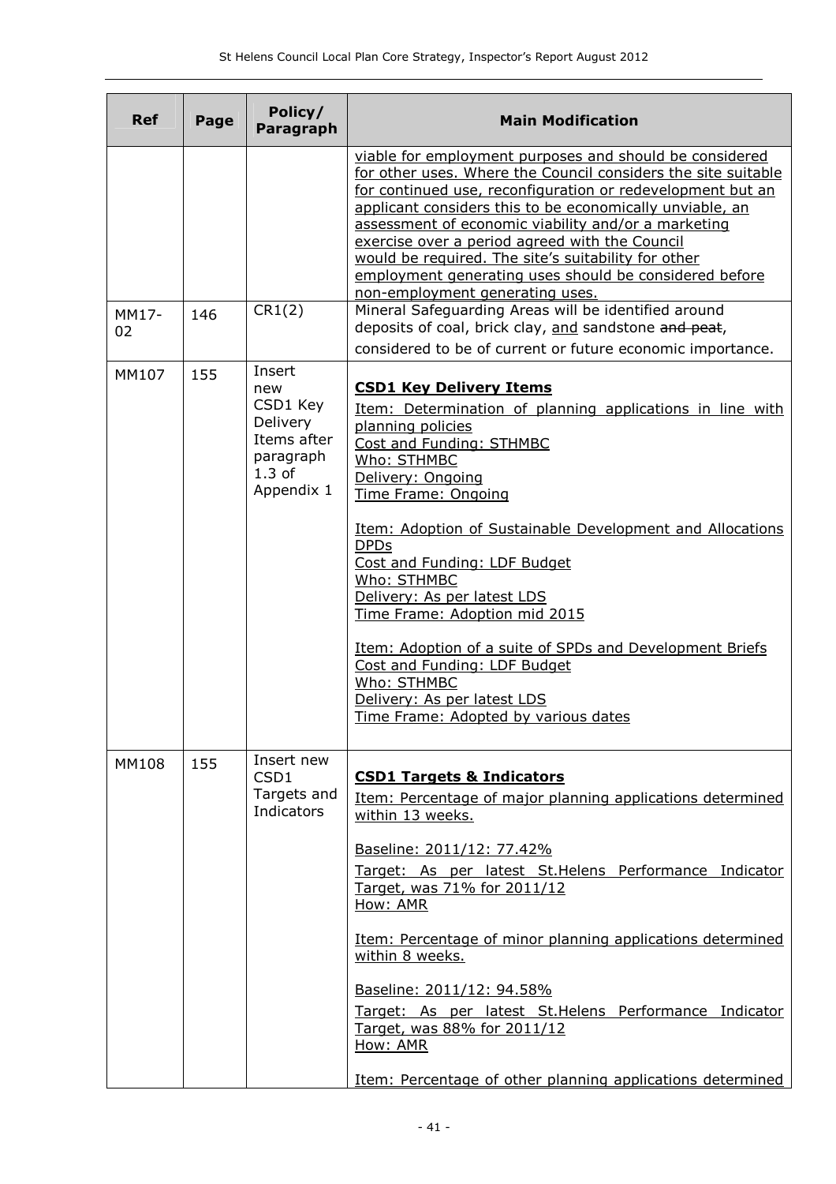| Ref | Page | Policy/ Paragraph | Main Modification |
|---|---|---|---|
| | | | viable for employment purposes and should be considered for other uses. Where the Council considers the site suitable for continued use, reconfiguration or redevelopment but an applicant considers this to be economically unviable, an assessment of economic viability and/or a marketing exercise over a period agreed with the Council would be required. The site's suitability for other employment generating uses should be considered before non-employment generating uses. |
| MM17-02 | 146 | CR1(2) | Mineral Safeguarding Areas will be identified around deposits of coal, brick clay, and sandstone ~~and peat~~, considered to be of current or future economic importance. |
| MM107 | 155 | Insert new CSD1 Key Delivery Items after paragraph 1.3 of Appendix 1 | **CSD1 Key Delivery Items**<br><br>Item: Determination of planning applications in line with planning policies<br>Cost and Funding: STHMBC<br>Who: STHMBC<br>Delivery: Ongoing<br>Time Frame: Ongoing<br><br>Item: Adoption of Sustainable Development and Allocations DPDs<br>Cost and Funding: LDF Budget<br>Who: STHMBC<br>Delivery: As per latest LDS<br>Time Frame: Adoption mid 2015<br><br>Item: Adoption of a suite of SPDs and Development Briefs<br>Cost and Funding: LDF Budget<br>Who: STHMBC<br>Delivery: As per latest LDS<br>Time Frame: Adopted by various dates |
| MM108 | 155 | Insert new CSD1 Targets and Indicators | **CSD1 Targets & Indicators**<br><br>Item: Percentage of major planning applications determined within 13 weeks.<br><br>Baseline: 2011/12: 77.42%<br><br>Target: As per latest St.Helens Performance Indicator Target, was 71% for 2011/12<br>How: AMR<br><br>Item: Percentage of minor planning applications determined within 8 weeks.<br><br>Baseline: 2011/12: 94.58%<br><br>Target: As per latest St.Helens Performance Indicator Target, was 88% for 2011/12<br>How: AMR<br><br>Item: Percentage of other planning applications determined |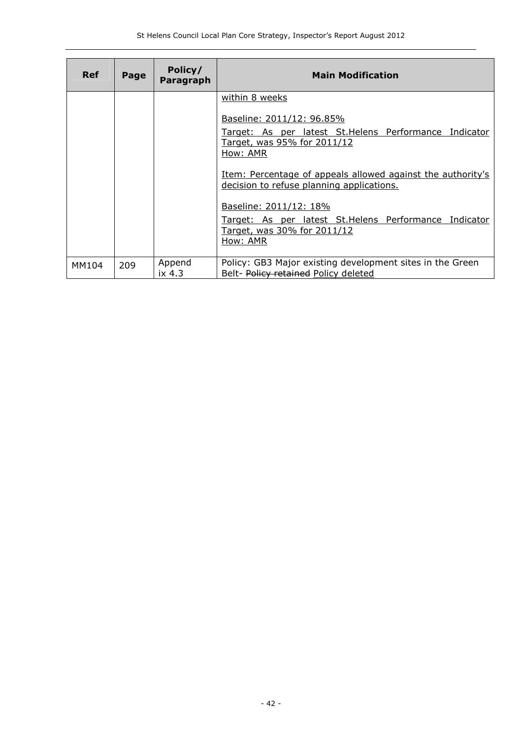| Ref | Page | Policy/ Paragraph | Main Modification |
|---|---|---|---|
| | | | <u>within 8 weeks</u><br><br><u>Baseline: 2011/12: 96.85%</u><br><u>Target: As per latest St.Helens Performance Indicator Target, was 95% for 2011/12</u><br><u>How: AMR</u><br><br><u>Item: Percentage of appeals allowed against the authority's decision to refuse planning applications.</u><br><br><u>Baseline: 2011/12: 18%</u><br><u>Target: As per latest St.Helens Performance Indicator Target, was 30% for 2011/12</u><br><u>How: AMR</u> |
| MM104 | 209 | Appendix 4.3 | Policy: GB3 Major existing development sites in the Green Belt- ~~Policy retained~~ <u>Policy deleted</u> |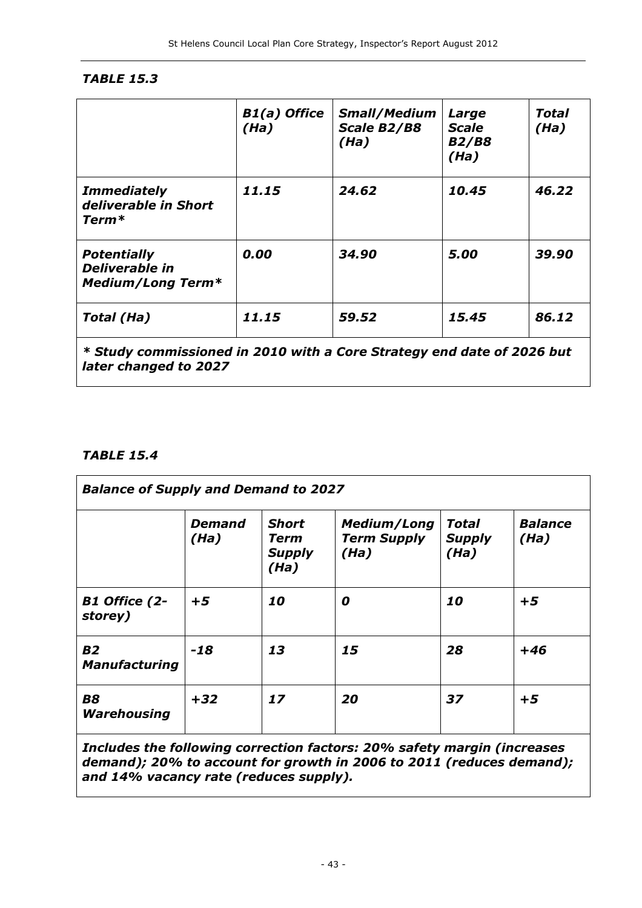***TABLE 15.3***

| | *B1(a) Office (Ha)* | *Small/Medium Scale B2/B8 (Ha)* | *Large Scale B2/B8 (Ha)* | *Total (Ha)* |
|---|---|---|---|---|
| ***Immediately deliverable in Short Term**** | ***11.15*** | ***24.62*** | ***10.45*** | ***46.22*** |
| ***Potentially Deliverable in Medium/Long Term**** | ***0.00*** | ***34.90*** | ***5.00*** | ***39.90*** |
| ***Total (Ha)*** | ***11.15*** | ***59.52*** | ***15.45*** | ***86.12*** |

***\* Study commissioned in 2010 with a Core Strategy end date of 2026 but later changed to 2027***

***TABLE 15.4***

***Balance of Supply and Demand to 2027***

| | *Demand (Ha)* | *Short Term Supply (Ha)* | *Medium/Long Term Supply (Ha)* | *Total Supply (Ha)* | *Balance (Ha)* |
|---|---|---|---|---|---|
| ***B1 Office (2-storey)*** | ***+5*** | ***10*** | ***0*** | ***10*** | ***+5*** |
| ***B2 Manufacturing*** | ***-18*** | ***13*** | ***15*** | ***28*** | ***+46*** |
| ***B8 Warehousing*** | ***+32*** | ***17*** | ***20*** | ***37*** | ***+5*** |

***Includes the following correction factors: 20% safety margin (increases demand); 20% to account for growth in 2006 to 2011 (reduces demand); and 14% vacancy rate (reduces supply).***